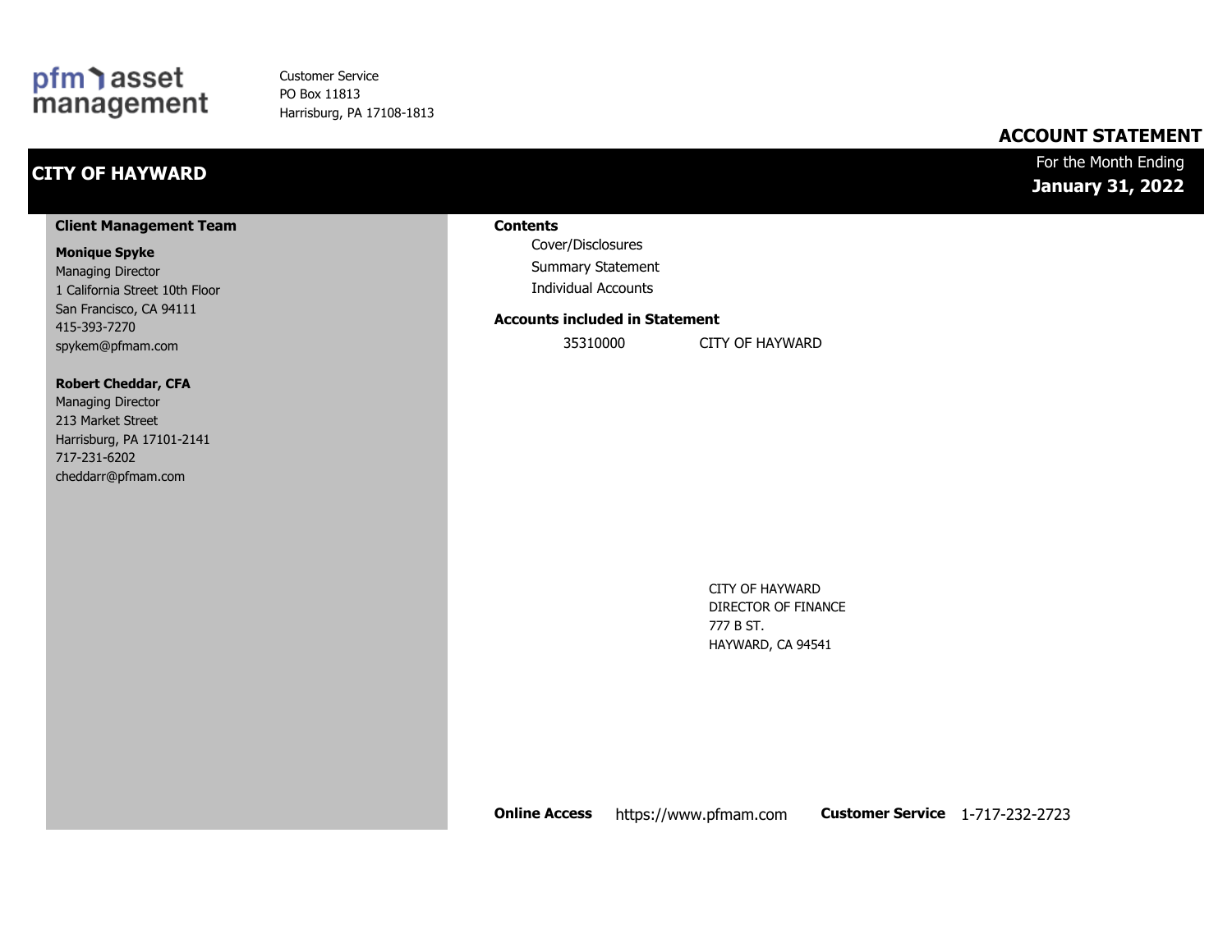pfm asset management

Customer Service
PO Box 11813
Harrisburg, PA 17108-1813

# ACCOUNT STATEMENT

## CITY OF HAYWARD

For the Month Ending
**January 31, 2022**

### Client Management Team

**Monique Spyke**
Managing Director
1 California Street 10th Floor
San Francisco, CA 94111
415-393-7270
spykem@pfmam.com

**Robert Cheddar, CFA**
Managing Director
213 Market Street
Harrisburg, PA 17101-2141
717-231-6202
cheddarr@pfmam.com

### Contents

- Cover/Disclosures
- Summary Statement
- Individual Accounts

### Accounts included in Statement

| | |
|---|---|
| 35310000 | CITY OF HAYWARD |

CITY OF HAYWARD
DIRECTOR OF FINANCE
777 B ST.
HAYWARD, CA 94541

**Online Access** https://www.pfmam.com **Customer Service** 1-717-232-2723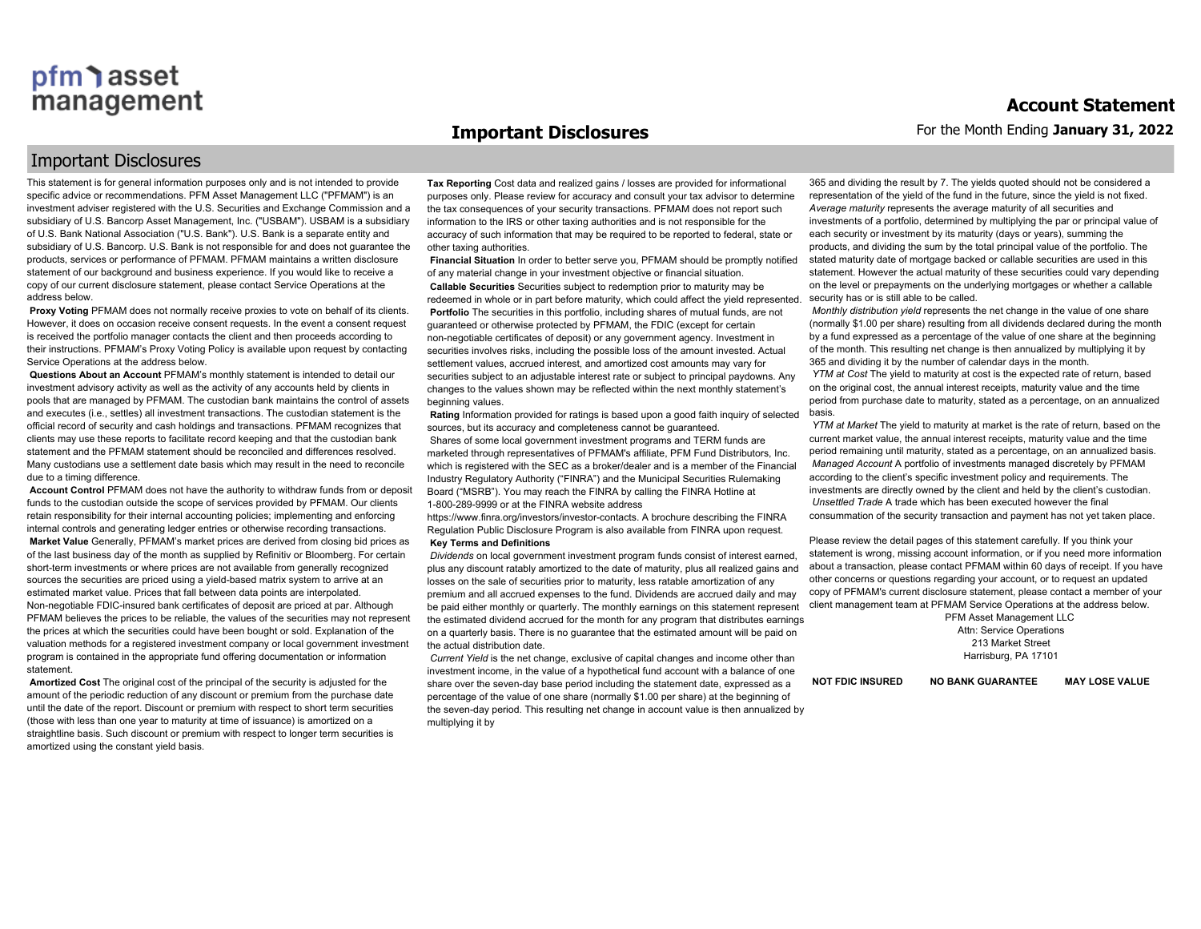# Important Disclosures

This statement is for general information purposes only and is not intended to provide specific advice or recommendations. PFM Asset Management LLC ("PFMAM") is an investment adviser registered with the U.S. Securities and Exchange Commission and a subsidiary of U.S. Bancorp Asset Management, Inc. ("USBAM"). USBAM is a subsidiary of U.S. Bank National Association ("U.S. Bank"). U.S. Bank is a separate entity and subsidiary of U.S. Bancorp. U.S. Bank is not responsible for and does not guarantee the products, services or performance of PFMAM. PFMAM maintains a written disclosure statement of our background and business experience. If you would like to receive a copy of our current disclosure statement, please contact Service Operations at the address below.

**Proxy Voting** PFMAM does not normally receive proxies to vote on behalf of its clients. However, it does on occasion receive consent requests. In the event a consent request is received the portfolio manager contacts the client and then proceeds according to their instructions. PFMAM's Proxy Voting Policy is available upon request by contacting Service Operations at the address below.

**Questions About an Account** PFMAM's monthly statement is intended to detail our investment advisory activity as well as the activity of any accounts held by clients in pools that are managed by PFMAM. The custodian bank maintains the control of assets and executes (i.e., settles) all investment transactions. The custodian statement is the official record of security and cash holdings and transactions. PFMAM recognizes that clients may use these reports to facilitate record keeping and that the custodian bank statement and the PFMAM statement should be reconciled and differences resolved. Many custodians use a settlement date basis which may result in the need to reconcile due to a timing difference.

**Account Control** PFMAM does not have the authority to withdraw funds from or deposit funds to the custodian outside the scope of services provided by PFMAM. Our clients retain responsibility for their internal accounting policies; implementing and enforcing internal controls and generating ledger entries or otherwise recording transactions.

**Market Value** Generally, PFMAM's market prices are derived from closing bid prices as of the last business day of the month as supplied by Refinitiv or Bloomberg. For certain short-term investments or where prices are not available from generally recognized sources the securities are priced using a yield-based matrix system to arrive at an estimated market value. Prices that fall between data points are interpolated. Non-negotiable FDIC-insured bank certificates of deposit are priced at par. Although PFMAM believes the prices to be reliable, the values of the securities may not represent the prices at which the securities could have been bought or sold. Explanation of the valuation methods for a registered investment company or local government investment program is contained in the appropriate fund offering documentation or information statement.

**Amortized Cost** The original cost of the principal of the security is adjusted for the amount of the periodic reduction of any discount or premium from the purchase date until the date of the report. Discount or premium with respect to short term securities (those with less than one year to maturity at time of issuance) is amortized on a straightline basis. Such discount or premium with respect to longer term securities is amortized using the constant yield basis.

**Tax Reporting** Cost data and realized gains / losses are provided for informational purposes only. Please review for accuracy and consult your tax advisor to determine the tax consequences of your security transactions. PFMAM does not report such information to the IRS or other taxing authorities and is not responsible for the accuracy of such information that may be required to be reported to federal, state or other taxing authorities.

**Financial Situation** In order to better serve you, PFMAM should be promptly notified of any material change in your investment objective or financial situation.

**Callable Securities** Securities subject to redemption prior to maturity may be redeemed in whole or in part before maturity, which could affect the yield represented.

**Portfolio** The securities in this portfolio, including shares of mutual funds, are not guaranteed or otherwise protected by PFMAM, the FDIC (except for certain non-negotiable certificates of deposit) or any government agency. Investment in securities involves risks, including the possible loss of the amount invested. Actual settlement values, accrued interest, and amortized cost amounts may vary for securities subject to an adjustable interest rate or subject to principal paydowns. Any changes to the values shown may be reflected within the next monthly statement's beginning values.

**Rating** Information provided for ratings is based upon a good faith inquiry of selected sources, but its accuracy and completeness cannot be guaranteed.

Shares of some local government investment programs and TERM funds are marketed through representatives of PFMAM's affiliate, PFM Fund Distributors, Inc. which is registered with the SEC as a broker/dealer and is a member of the Financial Industry Regulatory Authority ("FINRA") and the Municipal Securities Rulemaking Board ("MSRB"). You may reach the FINRA by calling the FINRA Hotline at 1-800-289-9999 or at the FINRA website address https://www.finra.org/investors/investor-contacts. A brochure describing the FINRA Regulation Public Disclosure Program is also available from FINRA upon request.

**Key Terms and Definitions**

*Dividends* on local government investment program funds consist of interest earned, plus any discount ratably amortized to the date of maturity, plus all realized gains and losses on the sale of securities prior to maturity, less ratable amortization of any premium and all accrued expenses to the fund. Dividends are accrued daily and may be paid either monthly or quarterly. The monthly earnings on this statement represent the estimated dividend accrued for the month for any program that distributes earnings on a quarterly basis. There is no guarantee that the estimated amount will be paid on the actual distribution date.

*Current Yield* is the net change, exclusive of capital changes and income other than investment income, in the value of a hypothetical fund account with a balance of one share over the seven-day base period including the statement date, expressed as a percentage of the value of one share (normally $1.00 per share) at the beginning of the seven-day period. This resulting net change in account value is then annualized by multiplying it by 365 and dividing the result by 7. The yields quoted should not be considered a representation of the yield of the fund in the future, since the yield is not fixed.

*Average maturity* represents the average maturity of all securities and investments of a portfolio, determined by multiplying the par or principal value of each security or investment by its maturity (days or years), summing the products, and dividing the sum by the total principal value of the portfolio. The stated maturity date of mortgage backed or callable securities are used in this statement. However the actual maturity of these securities could vary depending on the level or prepayments on the underlying mortgages or whether a callable security has or is still able to be called.

*Monthly distribution yield* represents the net change in the value of one share (normally $1.00 per share) resulting from all dividends declared during the month by a fund expressed as a percentage of the value of one share at the beginning of the month. This resulting net change is then annualized by multiplying it by 365 and dividing it by the number of calendar days in the month.

*YTM at Cost* The yield to maturity at cost is the expected rate of return, based on the original cost, the annual interest receipts, maturity value and the time period from purchase date to maturity, stated as a percentage, on an annualized basis.

*YTM at Market* The yield to maturity at market is the rate of return, based on the current market value, the annual interest receipts, maturity value and the time period remaining until maturity, stated as a percentage, on an annualized basis.

*Managed Account* A portfolio of investments managed discretely by PFMAM according to the client's specific investment policy and requirements. The investments are directly owned by the client and held by the client's custodian.

*Unsettled Trade* A trade which has been executed however the final consummation of the security transaction and payment has not yet taken place.

Please review the detail pages of this statement carefully. If you think your statement is wrong, missing account information, or if you need more information about a transaction, please contact PFMAM within 60 days of receipt. If you have other concerns or questions regarding your account, or to request an updated copy of PFMAM's current disclosure statement, please contact a member of your client management team at PFMAM Service Operations at the address below.

PFM Asset Management LLC
Attn: Service Operations
213 Market Street
Harrisburg, PA 17101

**NOT FDIC INSURED** **NO BANK GUARANTEE** **MAY LOSE VALUE**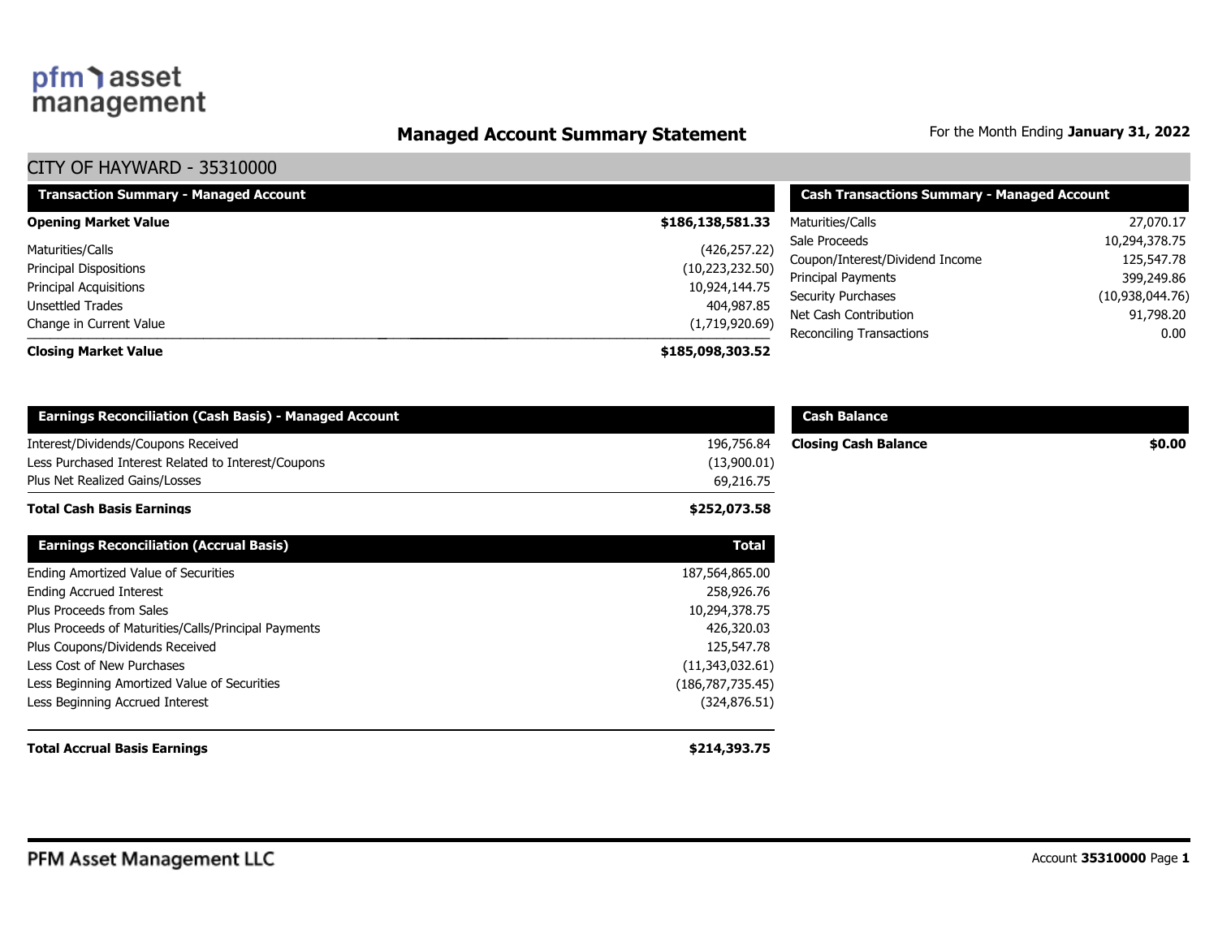pfm asset management

# Managed Account Summary Statement

For the Month Ending **January 31, 2022**

## CITY OF HAYWARD - 35310000

| Transaction Summary - Managed Account | |
|---|---|
| **Opening Market Value** | **$186,138,581.33** |
| Maturities/Calls | (426,257.22) |
| Principal Dispositions | (10,223,232.50) |
| Principal Acquisitions | 10,924,144.75 |
| Unsettled Trades | 404,987.85 |
| Change in Current Value | (1,719,920.69) |
| **Closing Market Value** | **$185,098,303.52** |

| Cash Transactions Summary - Managed Account | |
|---|---|
| Maturities/Calls | 27,070.17 |
| Sale Proceeds | 10,294,378.75 |
| Coupon/Interest/Dividend Income | 125,547.78 |
| Principal Payments | 399,249.86 |
| Security Purchases | (10,938,044.76) |
| Net Cash Contribution | 91,798.20 |
| Reconciling Transactions | 0.00 |

| Earnings Reconciliation (Cash Basis) - Managed Account | |
|---|---|
| Interest/Dividends/Coupons Received | 196,756.84 |
| Less Purchased Interest Related to Interest/Coupons | (13,900.01) |
| Plus Net Realized Gains/Losses | 69,216.75 |
| **Total Cash Basis Earnings** | **$252,073.58** |

| Cash Balance | |
|---|---|
| **Closing Cash Balance** | **$0.00** |

| Earnings Reconciliation (Accrual Basis) | Total |
|---|---|
| Ending Amortized Value of Securities | 187,564,865.00 |
| Ending Accrued Interest | 258,926.76 |
| Plus Proceeds from Sales | 10,294,378.75 |
| Plus Proceeds of Maturities/Calls/Principal Payments | 426,320.03 |
| Plus Coupons/Dividends Received | 125,547.78 |
| Less Cost of New Purchases | (11,343,032.61) |
| Less Beginning Amortized Value of Securities | (186,787,735.45) |
| Less Beginning Accrued Interest | (324,876.51) |
| **Total Accrual Basis Earnings** | **$214,393.75** |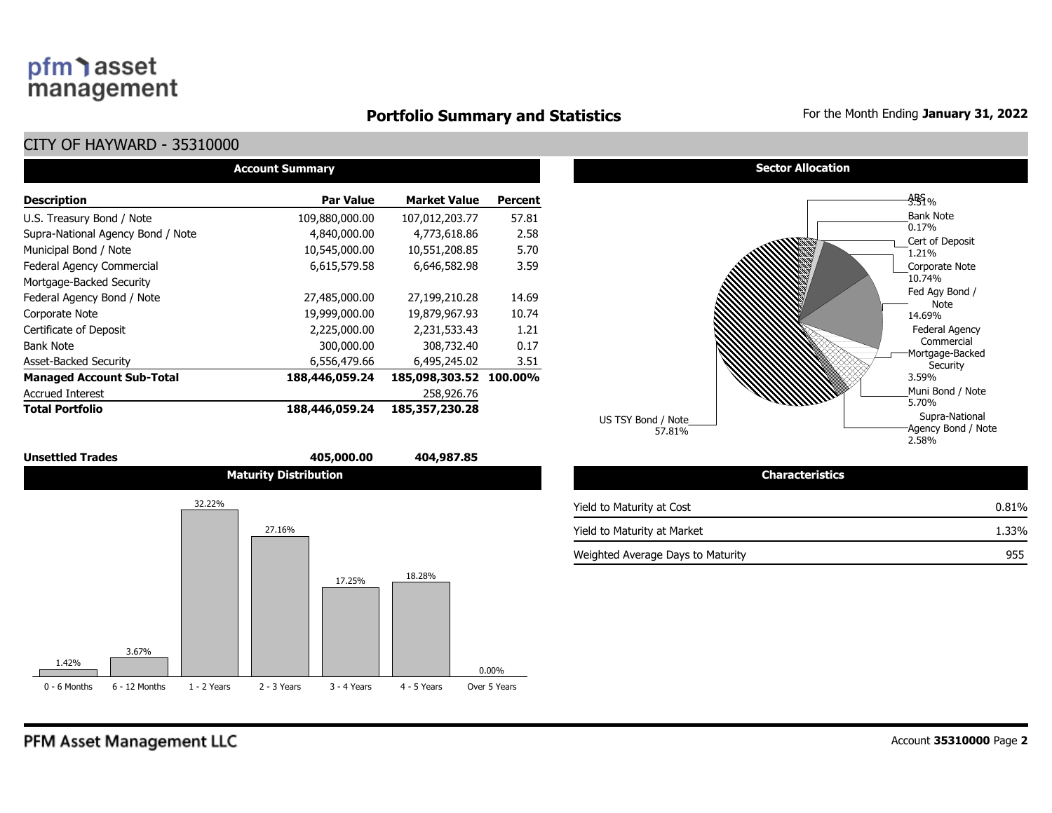# Portfolio Summary and Statistics

For the Month Ending **January 31, 2022**

## CITY OF HAYWARD - 35310000

### Account Summary

| Description | Par Value | Market Value | Percent |
|---|---|---|---|
| U.S. Treasury Bond / Note | 109,880,000.00 | 107,012,203.77 | 57.81 |
| Supra-National Agency Bond / Note | 4,840,000.00 | 4,773,618.86 | 2.58 |
| Municipal Bond / Note | 10,545,000.00 | 10,551,208.85 | 5.70 |
| Federal Agency Commercial Mortgage-Backed Security | 6,615,579.58 | 6,646,582.98 | 3.59 |
| Federal Agency Bond / Note | 27,485,000.00 | 27,199,210.28 | 14.69 |
| Corporate Note | 19,999,000.00 | 19,879,967.93 | 10.74 |
| Certificate of Deposit | 2,225,000.00 | 2,231,533.43 | 1.21 |
| Bank Note | 300,000.00 | 308,732.40 | 0.17 |
| Asset-Backed Security | 6,556,479.66 | 6,495,245.02 | 3.51 |
| **Managed Account Sub-Total** | **188,446,059.24** | **185,098,303.52** | **100.00%** |
| Accrued Interest | | 258,926.76 | |
| **Total Portfolio** | **188,446,059.24** | **185,357,230.28** | |
| | | | |
| **Unsettled Trades** | **405,000.00** | **404,987.85** | |

### Sector Allocation

| Sector | Percent |
|---|---|
| ABS | 3.51% |
| Bank Note | 0.17% |
| Cert of Deposit | 1.21% |
| Corporate Note | 10.74% |
| Fed Agy Bond / Note | 14.69% |
| Federal Agency Commercial Mortgage-Backed Security | 3.59% |
| Muni Bond / Note | 5.70% |
| Supra-National Agency Bond / Note | 2.58% |
| US TSY Bond / Note | 57.81% |

### Maturity Distribution

| 0 - 6 Months | 6 - 12 Months | 1 - 2 Years | 2 - 3 Years | 3 - 4 Years | 4 - 5 Years | Over 5 Years |
|---|---|---|---|---|---|---|
| 1.42% | 3.67% | 32.22% | 27.16% | 17.25% | 18.28% | 0.00% |

### Characteristics

| Characteristic | Value |
|---|---|
| Yield to Maturity at Cost | 0.81% |
| Yield to Maturity at Market | 1.33% |
| Weighted Average Days to Maturity | 955 |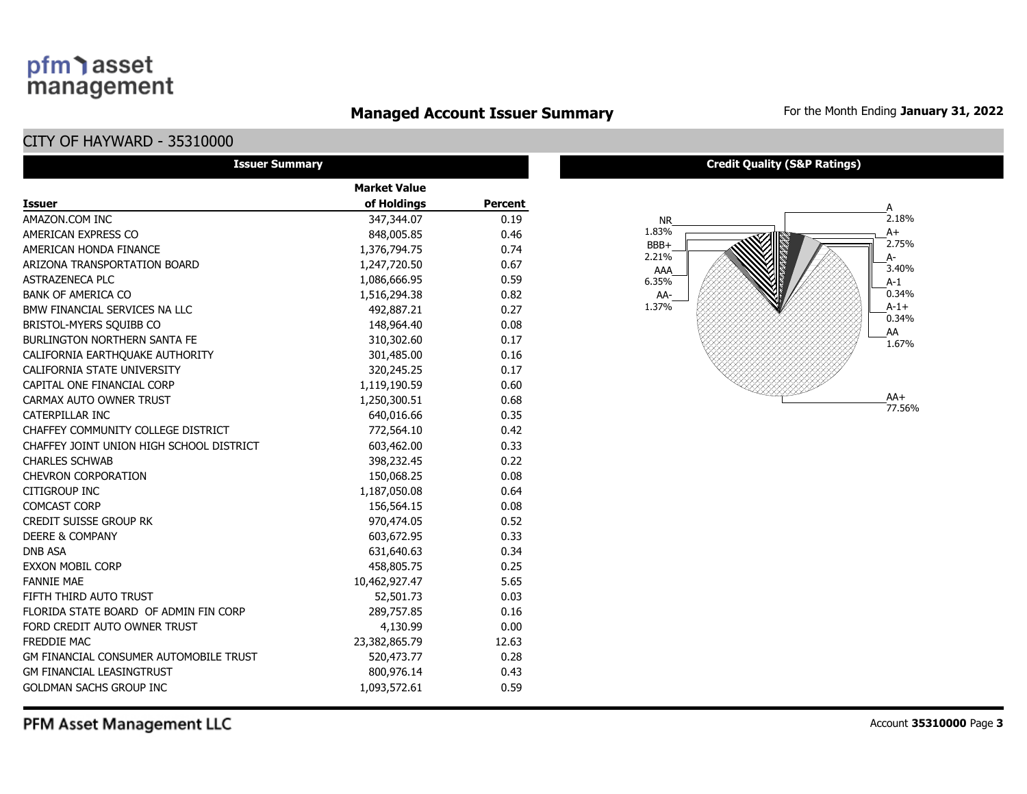# Managed Account Issuer Summary

For the Month Ending **January 31, 2022**

## CITY OF HAYWARD - 35310000

### Issuer Summary

| Issuer | Market Value of Holdings | Percent |
|---|---|---|
| AMAZON.COM INC | 347,344.07 | 0.19 |
| AMERICAN EXPRESS CO | 848,005.85 | 0.46 |
| AMERICAN HONDA FINANCE | 1,376,794.75 | 0.74 |
| ARIZONA TRANSPORTATION BOARD | 1,247,720.50 | 0.67 |
| ASTRAZENECA PLC | 1,086,666.95 | 0.59 |
| BANK OF AMERICA CO | 1,516,294.38 | 0.82 |
| BMW FINANCIAL SERVICES NA LLC | 492,887.21 | 0.27 |
| BRISTOL-MYERS SQUIBB CO | 148,964.40 | 0.08 |
| BURLINGTON NORTHERN SANTA FE | 310,302.60 | 0.17 |
| CALIFORNIA EARTHQUAKE AUTHORITY | 301,485.00 | 0.16 |
| CALIFORNIA STATE UNIVERSITY | 320,245.25 | 0.17 |
| CAPITAL ONE FINANCIAL CORP | 1,119,190.59 | 0.60 |
| CARMAX AUTO OWNER TRUST | 1,250,300.51 | 0.68 |
| CATERPILLAR INC | 640,016.66 | 0.35 |
| CHAFFEY COMMUNITY COLLEGE DISTRICT | 772,564.10 | 0.42 |
| CHAFFEY JOINT UNION HIGH SCHOOL DISTRICT | 603,462.00 | 0.33 |
| CHARLES SCHWAB | 398,232.45 | 0.22 |
| CHEVRON CORPORATION | 150,068.25 | 0.08 |
| CITIGROUP INC | 1,187,050.08 | 0.64 |
| COMCAST CORP | 156,564.15 | 0.08 |
| CREDIT SUISSE GROUP RK | 970,474.05 | 0.52 |
| DEERE & COMPANY | 603,672.95 | 0.33 |
| DNB ASA | 631,640.63 | 0.34 |
| EXXON MOBIL CORP | 458,805.75 | 0.25 |
| FANNIE MAE | 10,462,927.47 | 5.65 |
| FIFTH THIRD AUTO TRUST | 52,501.73 | 0.03 |
| FLORIDA STATE BOARD OF ADMIN FIN CORP | 289,757.85 | 0.16 |
| FORD CREDIT AUTO OWNER TRUST | 4,130.99 | 0.00 |
| FREDDIE MAC | 23,382,865.79 | 12.63 |
| GM FINANCIAL CONSUMER AUTOMOBILE TRUST | 520,473.77 | 0.28 |
| GM FINANCIAL LEASINGTRUST | 800,976.14 | 0.43 |
| GOLDMAN SACHS GROUP INC | 1,093,572.61 | 0.59 |

### Credit Quality (S&P Ratings)

| Rating | Percent |
|---|---|
| A | 2.18% |
| A+ | 2.75% |
| A- | 3.40% |
| A-1 | 0.34% |
| A-1+ | 0.34% |
| AA | 1.67% |
| AA+ | 77.56% |
| AA- | 1.37% |
| AAA | 6.35% |
| BBB+ | 2.21% |
| NR | 1.83% |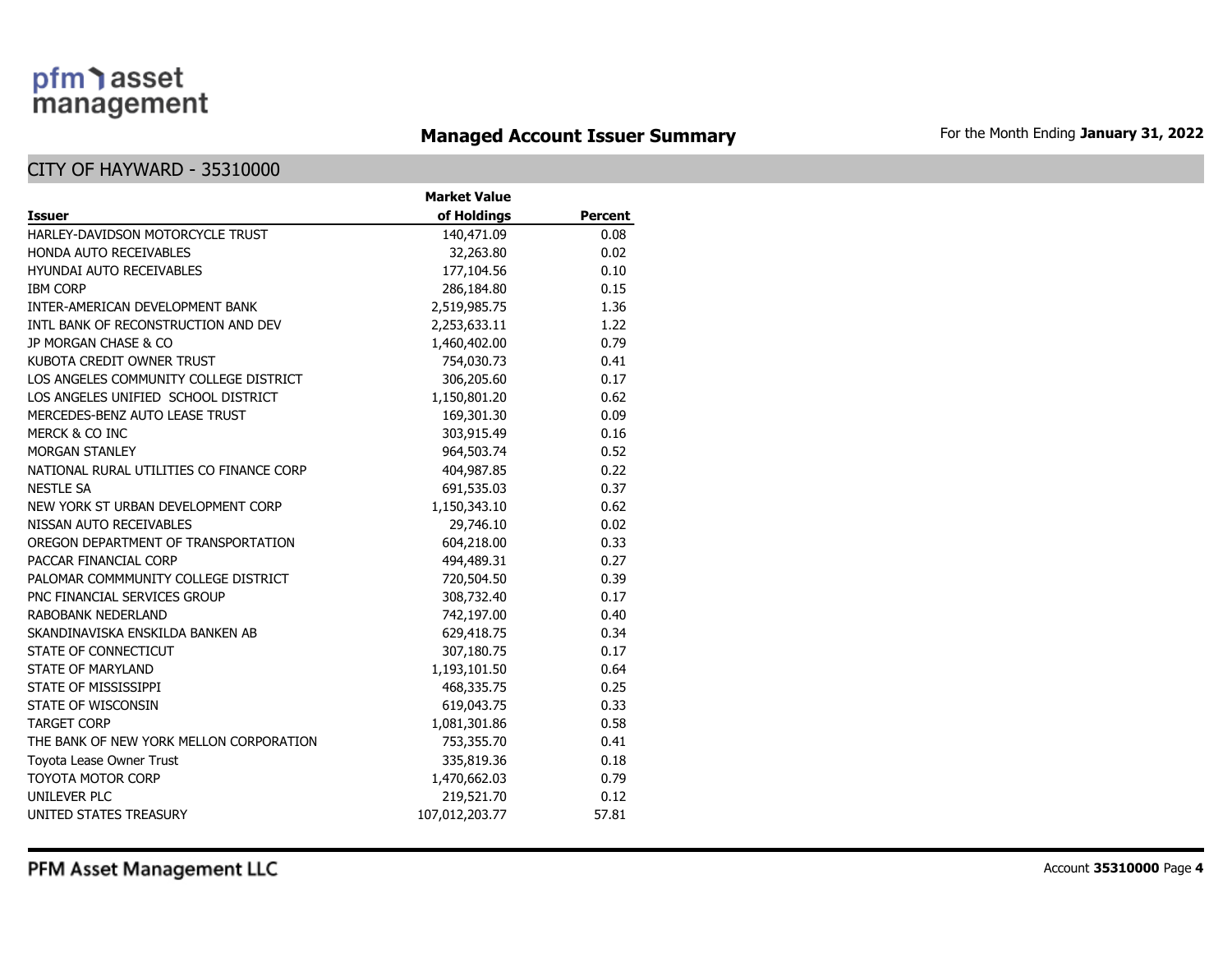## Managed Account Issuer Summary

For the Month Ending **January 31, 2022**

### CITY OF HAYWARD - 35310000

| Issuer | Market Value of Holdings | Percent |
|---|---:|---:|
| HARLEY-DAVIDSON MOTORCYCLE TRUST | 140,471.09 | 0.08 |
| HONDA AUTO RECEIVABLES | 32,263.80 | 0.02 |
| HYUNDAI AUTO RECEIVABLES | 177,104.56 | 0.10 |
| IBM CORP | 286,184.80 | 0.15 |
| INTER-AMERICAN DEVELOPMENT BANK | 2,519,985.75 | 1.36 |
| INTL BANK OF RECONSTRUCTION AND DEV | 2,253,633.11 | 1.22 |
| JP MORGAN CHASE & CO | 1,460,402.00 | 0.79 |
| KUBOTA CREDIT OWNER TRUST | 754,030.73 | 0.41 |
| LOS ANGELES COMMUNITY COLLEGE DISTRICT | 306,205.60 | 0.17 |
| LOS ANGELES UNIFIED SCHOOL DISTRICT | 1,150,801.20 | 0.62 |
| MERCEDES-BENZ AUTO LEASE TRUST | 169,301.30 | 0.09 |
| MERCK & CO INC | 303,915.49 | 0.16 |
| MORGAN STANLEY | 964,503.74 | 0.52 |
| NATIONAL RURAL UTILITIES CO FINANCE CORP | 404,987.85 | 0.22 |
| NESTLE SA | 691,535.03 | 0.37 |
| NEW YORK ST URBAN DEVELOPMENT CORP | 1,150,343.10 | 0.62 |
| NISSAN AUTO RECEIVABLES | 29,746.10 | 0.02 |
| OREGON DEPARTMENT OF TRANSPORTATION | 604,218.00 | 0.33 |
| PACCAR FINANCIAL CORP | 494,489.31 | 0.27 |
| PALOMAR COMMMUNITY COLLEGE DISTRICT | 720,504.50 | 0.39 |
| PNC FINANCIAL SERVICES GROUP | 308,732.40 | 0.17 |
| RABOBANK NEDERLAND | 742,197.00 | 0.40 |
| SKANDINAVISKA ENSKILDA BANKEN AB | 629,418.75 | 0.34 |
| STATE OF CONNECTICUT | 307,180.75 | 0.17 |
| STATE OF MARYLAND | 1,193,101.50 | 0.64 |
| STATE OF MISSISSIPPI | 468,335.75 | 0.25 |
| STATE OF WISCONSIN | 619,043.75 | 0.33 |
| TARGET CORP | 1,081,301.86 | 0.58 |
| THE BANK OF NEW YORK MELLON CORPORATION | 753,355.70 | 0.41 |
| Toyota Lease Owner Trust | 335,819.36 | 0.18 |
| TOYOTA MOTOR CORP | 1,470,662.03 | 0.79 |
| UNILEVER PLC | 219,521.70 | 0.12 |
| UNITED STATES TREASURY | 107,012,203.77 | 57.81 |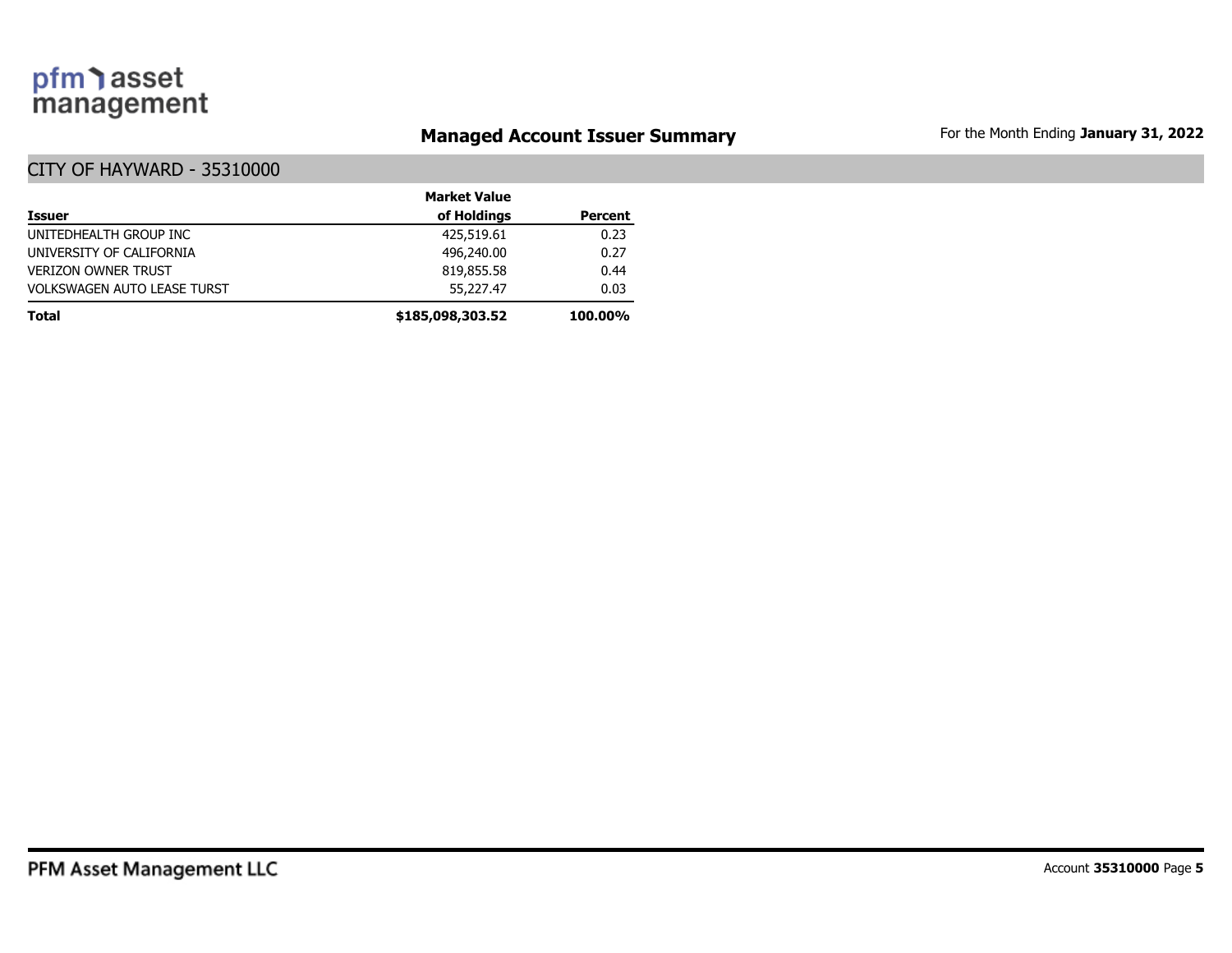## Managed Account Issuer Summary

For the Month Ending **January 31, 2022**

### CITY OF HAYWARD - 35310000

| Issuer | Market Value of Holdings | Percent |
|---|---:|---:|
| UNITEDHEALTH GROUP INC | 425,519.61 | 0.23 |
| UNIVERSITY OF CALIFORNIA | 496,240.00 | 0.27 |
| VERIZON OWNER TRUST | 819,855.58 | 0.44 |
| VOLKSWAGEN AUTO LEASE TURST | 55,227.47 | 0.03 |
| **Total** | **$185,098,303.52** | **100.00%** |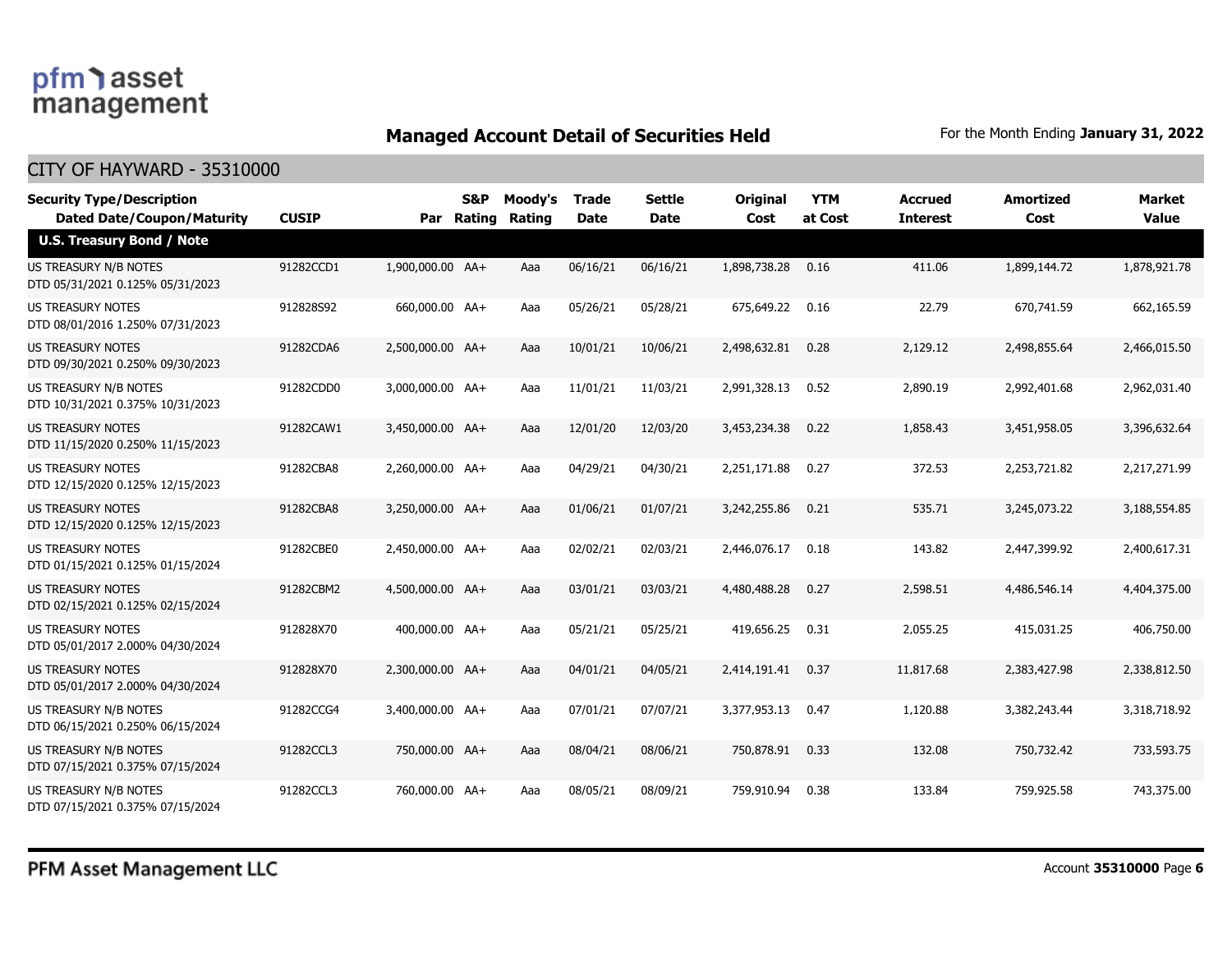## Managed Account Detail of Securities Held

For the Month Ending **January 31, 2022**

### CITY OF HAYWARD - 35310000

| Security Type/Description Dated Date/Coupon/Maturity | CUSIP | Par | S&P Rating | Moody's Rating | Trade Date | Settle Date | Original Cost | YTM at Cost | Accrued Interest | Amortized Cost | Market Value |
|---|---|---|---|---|---|---|---|---|---|---|---|
| **U.S. Treasury Bond / Note** | | | | | | | | | | | |
| US TREASURY N/B NOTES DTD 05/31/2021 0.125% 05/31/2023 | 91282CCD1 | 1,900,000.00 | AA+ | Aaa | 06/16/21 | 06/16/21 | 1,898,738.28 | 0.16 | 411.06 | 1,899,144.72 | 1,878,921.78 |
| US TREASURY NOTES DTD 08/01/2016 1.250% 07/31/2023 | 912828S92 | 660,000.00 | AA+ | Aaa | 05/26/21 | 05/28/21 | 675,649.22 | 0.16 | 22.79 | 670,741.59 | 662,165.59 |
| US TREASURY NOTES DTD 09/30/2021 0.250% 09/30/2023 | 91282CDA6 | 2,500,000.00 | AA+ | Aaa | 10/01/21 | 10/06/21 | 2,498,632.81 | 0.28 | 2,129.12 | 2,498,855.64 | 2,466,015.50 |
| US TREASURY N/B NOTES DTD 10/31/2021 0.375% 10/31/2023 | 91282CDD0 | 3,000,000.00 | AA+ | Aaa | 11/01/21 | 11/03/21 | 2,991,328.13 | 0.52 | 2,890.19 | 2,992,401.68 | 2,962,031.40 |
| US TREASURY NOTES DTD 11/15/2020 0.250% 11/15/2023 | 91282CAW1 | 3,450,000.00 | AA+ | Aaa | 12/01/20 | 12/03/20 | 3,453,234.38 | 0.22 | 1,858.43 | 3,451,958.05 | 3,396,632.64 |
| US TREASURY NOTES DTD 12/15/2020 0.125% 12/15/2023 | 91282CBA8 | 2,260,000.00 | AA+ | Aaa | 04/29/21 | 04/30/21 | 2,251,171.88 | 0.27 | 372.53 | 2,253,721.82 | 2,217,271.99 |
| US TREASURY NOTES DTD 12/15/2020 0.125% 12/15/2023 | 91282CBA8 | 3,250,000.00 | AA+ | Aaa | 01/06/21 | 01/07/21 | 3,242,255.86 | 0.21 | 535.71 | 3,245,073.22 | 3,188,554.85 |
| US TREASURY NOTES DTD 01/15/2021 0.125% 01/15/2024 | 91282CBE0 | 2,450,000.00 | AA+ | Aaa | 02/02/21 | 02/03/21 | 2,446,076.17 | 0.18 | 143.82 | 2,447,399.92 | 2,400,617.31 |
| US TREASURY NOTES DTD 02/15/2021 0.125% 02/15/2024 | 91282CBM2 | 4,500,000.00 | AA+ | Aaa | 03/01/21 | 03/03/21 | 4,480,488.28 | 0.27 | 2,598.51 | 4,486,546.14 | 4,404,375.00 |
| US TREASURY NOTES DTD 05/01/2017 2.000% 04/30/2024 | 912828X70 | 400,000.00 | AA+ | Aaa | 05/21/21 | 05/25/21 | 419,656.25 | 0.31 | 2,055.25 | 415,031.25 | 406,750.00 |
| US TREASURY NOTES DTD 05/01/2017 2.000% 04/30/2024 | 912828X70 | 2,300,000.00 | AA+ | Aaa | 04/01/21 | 04/05/21 | 2,414,191.41 | 0.37 | 11,817.68 | 2,383,427.98 | 2,338,812.50 |
| US TREASURY N/B NOTES DTD 06/15/2021 0.250% 06/15/2024 | 91282CCG4 | 3,400,000.00 | AA+ | Aaa | 07/01/21 | 07/07/21 | 3,377,953.13 | 0.47 | 1,120.88 | 3,382,243.44 | 3,318,718.92 |
| US TREASURY N/B NOTES DTD 07/15/2021 0.375% 07/15/2024 | 91282CCL3 | 750,000.00 | AA+ | Aaa | 08/04/21 | 08/06/21 | 750,878.91 | 0.33 | 132.08 | 750,732.42 | 733,593.75 |
| US TREASURY N/B NOTES DTD 07/15/2021 0.375% 07/15/2024 | 91282CCL3 | 760,000.00 | AA+ | Aaa | 08/05/21 | 08/09/21 | 759,910.94 | 0.38 | 133.84 | 759,925.58 | 743,375.00 |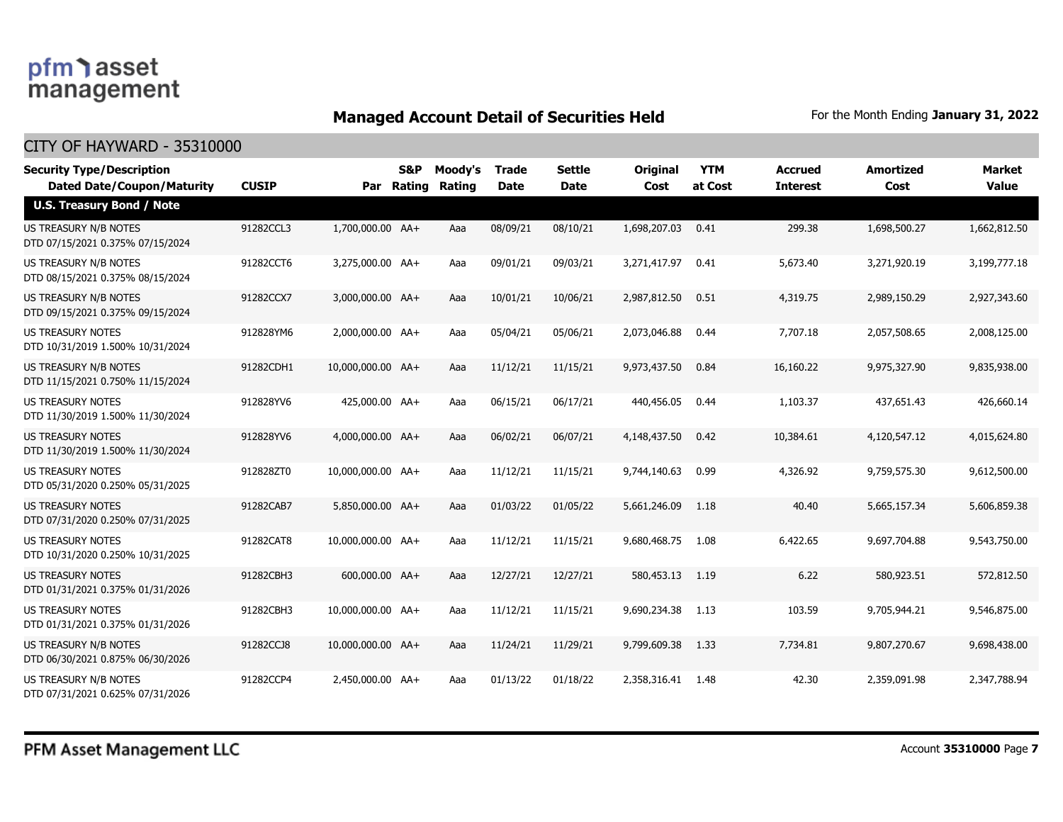pfm asset management

## Managed Account Detail of Securities Held

For the Month Ending **January 31, 2022**

### CITY OF HAYWARD - 35310000

| Security Type/Description Dated Date/Coupon/Maturity | CUSIP | Par | S&P Rating | Moody's Rating | Trade Date | Settle Date | Original Cost | YTM at Cost | Accrued Interest | Amortized Cost | Market Value |
|---|---|---|---|---|---|---|---|---|---|---|---|
| **U.S. Treasury Bond / Note** | | | | | | | | | | | |
| US TREASURY N/B NOTES DTD 07/15/2021 0.375% 07/15/2024 | 91282CCL3 | 1,700,000.00 | AA+ | Aaa | 08/09/21 | 08/10/21 | 1,698,207.03 | 0.41 | 299.38 | 1,698,500.27 | 1,662,812.50 |
| US TREASURY N/B NOTES DTD 08/15/2021 0.375% 08/15/2024 | 91282CCT6 | 3,275,000.00 | AA+ | Aaa | 09/01/21 | 09/03/21 | 3,271,417.97 | 0.41 | 5,673.40 | 3,271,920.19 | 3,199,777.18 |
| US TREASURY N/B NOTES DTD 09/15/2021 0.375% 09/15/2024 | 91282CCX7 | 3,000,000.00 | AA+ | Aaa | 10/01/21 | 10/06/21 | 2,987,812.50 | 0.51 | 4,319.75 | 2,989,150.29 | 2,927,343.60 |
| US TREASURY NOTES DTD 10/31/2019 1.500% 10/31/2024 | 912828YM6 | 2,000,000.00 | AA+ | Aaa | 05/04/21 | 05/06/21 | 2,073,046.88 | 0.44 | 7,707.18 | 2,057,508.65 | 2,008,125.00 |
| US TREASURY N/B NOTES DTD 11/15/2021 0.750% 11/15/2024 | 91282CDH1 | 10,000,000.00 | AA+ | Aaa | 11/12/21 | 11/15/21 | 9,973,437.50 | 0.84 | 16,160.22 | 9,975,327.90 | 9,835,938.00 |
| US TREASURY NOTES DTD 11/30/2019 1.500% 11/30/2024 | 912828YV6 | 425,000.00 | AA+ | Aaa | 06/15/21 | 06/17/21 | 440,456.05 | 0.44 | 1,103.37 | 437,651.43 | 426,660.14 |
| US TREASURY NOTES DTD 11/30/2019 1.500% 11/30/2024 | 912828YV6 | 4,000,000.00 | AA+ | Aaa | 06/02/21 | 06/07/21 | 4,148,437.50 | 0.42 | 10,384.61 | 4,120,547.12 | 4,015,624.80 |
| US TREASURY NOTES DTD 05/31/2020 0.250% 05/31/2025 | 912828ZT0 | 10,000,000.00 | AA+ | Aaa | 11/12/21 | 11/15/21 | 9,744,140.63 | 0.99 | 4,326.92 | 9,759,575.30 | 9,612,500.00 |
| US TREASURY NOTES DTD 07/31/2020 0.250% 07/31/2025 | 91282CAB7 | 5,850,000.00 | AA+ | Aaa | 01/03/22 | 01/05/22 | 5,661,246.09 | 1.18 | 40.40 | 5,665,157.34 | 5,606,859.38 |
| US TREASURY NOTES DTD 10/31/2020 0.250% 10/31/2025 | 91282CAT8 | 10,000,000.00 | AA+ | Aaa | 11/12/21 | 11/15/21 | 9,680,468.75 | 1.08 | 6,422.65 | 9,697,704.88 | 9,543,750.00 |
| US TREASURY NOTES DTD 01/31/2021 0.375% 01/31/2026 | 91282CBH3 | 600,000.00 | AA+ | Aaa | 12/27/21 | 12/27/21 | 580,453.13 | 1.19 | 6.22 | 580,923.51 | 572,812.50 |
| US TREASURY NOTES DTD 01/31/2021 0.375% 01/31/2026 | 91282CBH3 | 10,000,000.00 | AA+ | Aaa | 11/12/21 | 11/15/21 | 9,690,234.38 | 1.13 | 103.59 | 9,705,944.21 | 9,546,875.00 |
| US TREASURY N/B NOTES DTD 06/30/2021 0.875% 06/30/2026 | 91282CCJ8 | 10,000,000.00 | AA+ | Aaa | 11/24/21 | 11/29/21 | 9,799,609.38 | 1.33 | 7,734.81 | 9,807,270.67 | 9,698,438.00 |
| US TREASURY N/B NOTES DTD 07/31/2021 0.625% 07/31/2026 | 91282CCP4 | 2,450,000.00 | AA+ | Aaa | 01/13/22 | 01/18/22 | 2,358,316.41 | 1.48 | 42.30 | 2,359,091.98 | 2,347,788.94 |

PFM Asset Management LLC

Account **35310000**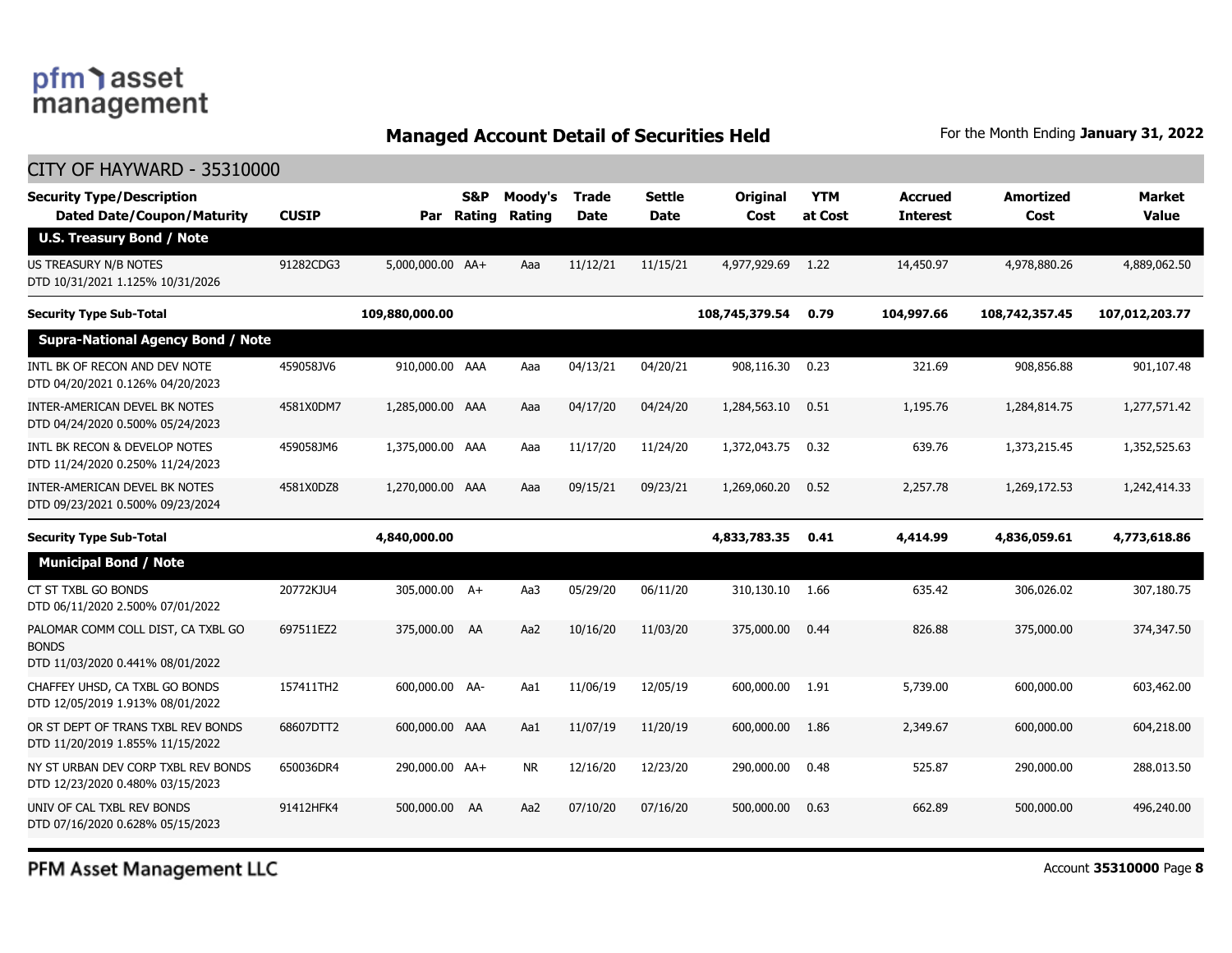## Managed Account Detail of Securities Held

For the Month Ending **January 31, 2022**

CITY OF HAYWARD - 35310000

| Security Type/Description Dated Date/Coupon/Maturity | CUSIP | Par | S&P Rating | Moody's Rating | Trade Date | Settle Date | Original Cost | YTM at Cost | Accrued Interest | Amortized Cost | Market Value |
|---|---|---|---|---|---|---|---|---|---|---|---|
| **U.S. Treasury Bond / Note** | | | | | | | | | | | |
| US TREASURY N/B NOTES DTD 10/31/2021 1.125% 10/31/2026 | 91282CDG3 | 5,000,000.00 | AA+ | Aaa | 11/12/21 | 11/15/21 | 4,977,929.69 | 1.22 | 14,450.97 | 4,978,880.26 | 4,889,062.50 |
| **Security Type Sub-Total** | | **109,880,000.00** | | | | | **108,745,379.54** | **0.79** | **104,997.66** | **108,742,357.45** | **107,012,203.77** |
| **Supra-National Agency Bond / Note** | | | | | | | | | | | |
| INTL BK OF RECON AND DEV NOTE DTD 04/20/2021 0.126% 04/20/2023 | 459058JV6 | 910,000.00 | AAA | Aaa | 04/13/21 | 04/20/21 | 908,116.30 | 0.23 | 321.69 | 908,856.88 | 901,107.48 |
| INTER-AMERICAN DEVEL BK NOTES DTD 04/24/2020 0.500% 05/24/2023 | 4581X0DM7 | 1,285,000.00 | AAA | Aaa | 04/17/20 | 04/24/20 | 1,284,563.10 | 0.51 | 1,195.76 | 1,284,814.75 | 1,277,571.42 |
| INTL BK RECON & DEVELOP NOTES DTD 11/24/2020 0.250% 11/24/2023 | 459058JM6 | 1,375,000.00 | AAA | Aaa | 11/17/20 | 11/24/20 | 1,372,043.75 | 0.32 | 639.76 | 1,373,215.45 | 1,352,525.63 |
| INTER-AMERICAN DEVEL BK NOTES DTD 09/23/2021 0.500% 09/23/2024 | 4581X0DZ8 | 1,270,000.00 | AAA | Aaa | 09/15/21 | 09/23/21 | 1,269,060.20 | 0.52 | 2,257.78 | 1,269,172.53 | 1,242,414.33 |
| **Security Type Sub-Total** | | **4,840,000.00** | | | | | **4,833,783.35** | **0.41** | **4,414.99** | **4,836,059.61** | **4,773,618.86** |
| **Municipal Bond / Note** | | | | | | | | | | | |
| CT ST TXBL GO BONDS DTD 06/11/2020 2.500% 07/01/2022 | 20772KJU4 | 305,000.00 | A+ | Aa3 | 05/29/20 | 06/11/20 | 310,130.10 | 1.66 | 635.42 | 306,026.02 | 307,180.75 |
| PALOMAR COMM COLL DIST, CA TXBL GO BONDS DTD 11/03/2020 0.441% 08/01/2022 | 697511EZ2 | 375,000.00 | AA | Aa2 | 10/16/20 | 11/03/20 | 375,000.00 | 0.44 | 826.88 | 375,000.00 | 374,347.50 |
| CHAFFEY UHSD, CA TXBL GO BONDS DTD 12/05/2019 1.913% 08/01/2022 | 157411TH2 | 600,000.00 | AA- | Aa1 | 11/06/19 | 12/05/19 | 600,000.00 | 1.91 | 5,739.00 | 600,000.00 | 603,462.00 |
| OR ST DEPT OF TRANS TXBL REV BONDS DTD 11/20/2019 1.855% 11/15/2022 | 68607DTT2 | 600,000.00 | AAA | Aa1 | 11/07/19 | 11/20/19 | 600,000.00 | 1.86 | 2,349.67 | 600,000.00 | 604,218.00 |
| NY ST URBAN DEV CORP TXBL REV BONDS DTD 12/23/2020 0.480% 03/15/2023 | 650036DR4 | 290,000.00 | AA+ | NR | 12/16/20 | 12/23/20 | 290,000.00 | 0.48 | 525.87 | 290,000.00 | 288,013.50 |
| UNIV OF CAL TXBL REV BONDS DTD 07/16/2020 0.628% 05/15/2023 | 91412HFK4 | 500,000.00 | AA | Aa2 | 07/10/20 | 07/16/20 | 500,000.00 | 0.63 | 662.89 | 500,000.00 | 496,240.00 |

PFM Asset Management LLC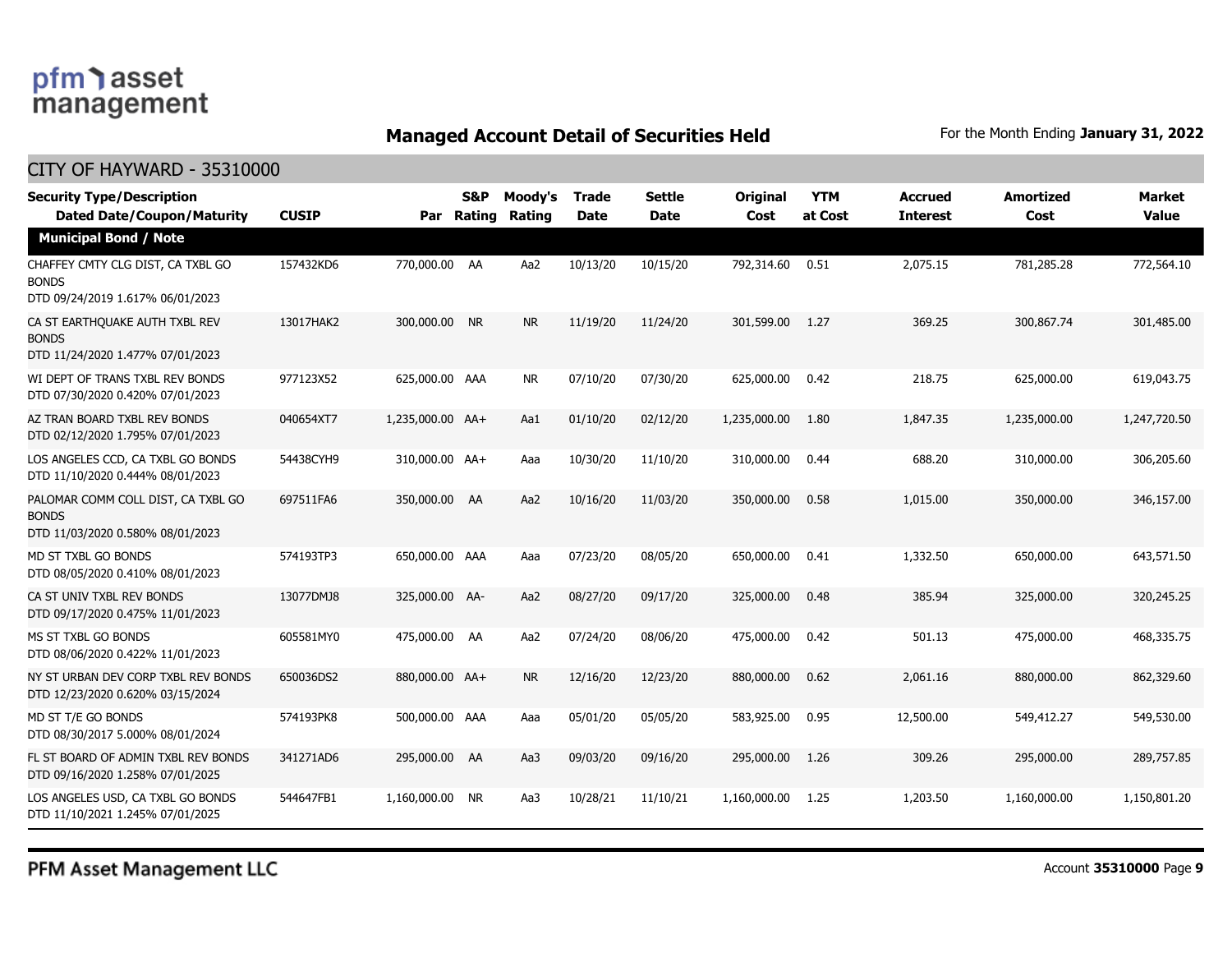pfm asset management

## Managed Account Detail of Securities Held

For the Month Ending **January 31, 2022**

### CITY OF HAYWARD - 35310000

| Security Type/Description Dated Date/Coupon/Maturity | CUSIP | Par | S&P Rating | Moody's Rating | Trade Date | Settle Date | Original Cost | YTM at Cost | Accrued Interest | Amortized Cost | Market Value |
|---|---|---|---|---|---|---|---|---|---|---|---|
| **Municipal Bond / Note** | | | | | | | | | | | |
| CHAFFEY CMTY CLG DIST, CA TXBL GO BONDS DTD 09/24/2019 1.617% 06/01/2023 | 157432KD6 | 770,000.00 | AA | Aa2 | 10/13/20 | 10/15/20 | 792,314.60 | 0.51 | 2,075.15 | 781,285.28 | 772,564.10 |
| CA ST EARTHQUAKE AUTH TXBL REV BONDS DTD 11/24/2020 1.477% 07/01/2023 | 13017HAK2 | 300,000.00 | NR | NR | 11/19/20 | 11/24/20 | 301,599.00 | 1.27 | 369.25 | 300,867.74 | 301,485.00 |
| WI DEPT OF TRANS TXBL REV BONDS DTD 07/30/2020 0.420% 07/01/2023 | 977123X52 | 625,000.00 | AAA | NR | 07/10/20 | 07/30/20 | 625,000.00 | 0.42 | 218.75 | 625,000.00 | 619,043.75 |
| AZ TRAN BOARD TXBL REV BONDS DTD 02/12/2020 1.795% 07/01/2023 | 040654XT7 | 1,235,000.00 | AA+ | Aa1 | 01/10/20 | 02/12/20 | 1,235,000.00 | 1.80 | 1,847.35 | 1,235,000.00 | 1,247,720.50 |
| LOS ANGELES CCD, CA TXBL GO BONDS DTD 11/10/2020 0.444% 08/01/2023 | 54438CYH9 | 310,000.00 | AA+ | Aaa | 10/30/20 | 11/10/20 | 310,000.00 | 0.44 | 688.20 | 310,000.00 | 306,205.60 |
| PALOMAR COMM COLL DIST, CA TXBL GO BONDS DTD 11/03/2020 0.580% 08/01/2023 | 697511FA6 | 350,000.00 | AA | Aa2 | 10/16/20 | 11/03/20 | 350,000.00 | 0.58 | 1,015.00 | 350,000.00 | 346,157.00 |
| MD ST TXBL GO BONDS DTD 08/05/2020 0.410% 08/01/2023 | 574193TP3 | 650,000.00 | AAA | Aaa | 07/23/20 | 08/05/20 | 650,000.00 | 0.41 | 1,332.50 | 650,000.00 | 643,571.50 |
| CA ST UNIV TXBL REV BONDS DTD 09/17/2020 0.475% 11/01/2023 | 13077DMJ8 | 325,000.00 | AA- | Aa2 | 08/27/20 | 09/17/20 | 325,000.00 | 0.48 | 385.94 | 325,000.00 | 320,245.25 |
| MS ST TXBL GO BONDS DTD 08/06/2020 0.422% 11/01/2023 | 605581MY0 | 475,000.00 | AA | Aa2 | 07/24/20 | 08/06/20 | 475,000.00 | 0.42 | 501.13 | 475,000.00 | 468,335.75 |
| NY ST URBAN DEV CORP TXBL REV BONDS DTD 12/23/2020 0.620% 03/15/2024 | 650036DS2 | 880,000.00 | AA+ | NR | 12/16/20 | 12/23/20 | 880,000.00 | 0.62 | 2,061.16 | 880,000.00 | 862,329.60 |
| MD ST T/E GO BONDS DTD 08/30/2017 5.000% 08/01/2024 | 574193PK8 | 500,000.00 | AAA | Aaa | 05/01/20 | 05/05/20 | 583,925.00 | 0.95 | 12,500.00 | 549,412.27 | 549,530.00 |
| FL ST BOARD OF ADMIN TXBL REV BONDS DTD 09/16/2020 1.258% 07/01/2025 | 341271AD6 | 295,000.00 | AA | Aa3 | 09/03/20 | 09/16/20 | 295,000.00 | 1.26 | 309.26 | 295,000.00 | 289,757.85 |
| LOS ANGELES USD, CA TXBL GO BONDS DTD 11/10/2021 1.245% 07/01/2025 | 544647FB1 | 1,160,000.00 | NR | Aa3 | 10/28/21 | 11/10/21 | 1,160,000.00 | 1.25 | 1,203.50 | 1,160,000.00 | 1,150,801.20 |

PFM Asset Management LLC

Account **35310000**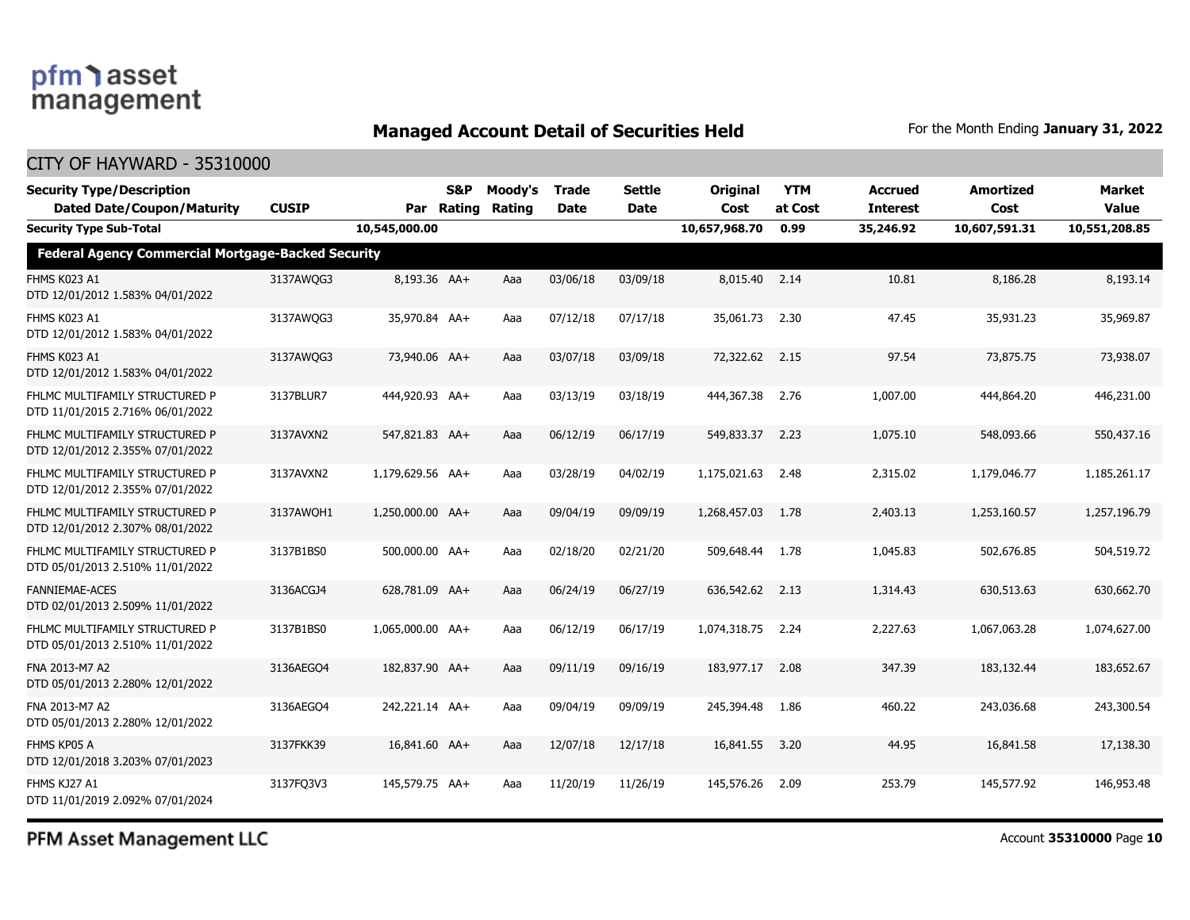## Managed Account Detail of Securities Held

For the Month Ending **January 31, 2022**

CITY OF HAYWARD - 35310000

| Security Type/Description<br>Dated Date/Coupon/Maturity | CUSIP | Par | S&P Rating | Moody's Rating | Trade Date | Settle Date | Original Cost | YTM at Cost | Accrued Interest | Amortized Cost | Market Value |
|---|---|---|---|---|---|---|---|---|---|---|---|
| **Security Type Sub-Total** | | **10,545,000.00** | | | | | **10,657,968.70** | **0.99** | **35,246.92** | **10,607,591.31** | **10,551,208.85** |
| **Federal Agency Commercial Mortgage-Backed Security** | | | | | | | | | | | |
| FHMS K023 A1<br>DTD 12/01/2012 1.583% 04/01/2022 | 3137AWQG3 | 8,193.36 | AA+ | Aaa | 03/06/18 | 03/09/18 | 8,015.40 | 2.14 | 10.81 | 8,186.28 | 8,193.14 |
| FHMS K023 A1<br>DTD 12/01/2012 1.583% 04/01/2022 | 3137AWQG3 | 35,970.84 | AA+ | Aaa | 07/12/18 | 07/17/18 | 35,061.73 | 2.30 | 47.45 | 35,931.23 | 35,969.87 |
| FHMS K023 A1<br>DTD 12/01/2012 1.583% 04/01/2022 | 3137AWQG3 | 73,940.06 | AA+ | Aaa | 03/07/18 | 03/09/18 | 72,322.62 | 2.15 | 97.54 | 73,875.75 | 73,938.07 |
| FHLMC MULTIFAMILY STRUCTURED P<br>DTD 11/01/2015 2.716% 06/01/2022 | 3137BLUR7 | 444,920.93 | AA+ | Aaa | 03/13/19 | 03/18/19 | 444,367.38 | 2.76 | 1,007.00 | 444,864.20 | 446,231.00 |
| FHLMC MULTIFAMILY STRUCTURED P<br>DTD 12/01/2012 2.355% 07/01/2022 | 3137AVXN2 | 547,821.83 | AA+ | Aaa | 06/12/19 | 06/17/19 | 549,833.37 | 2.23 | 1,075.10 | 548,093.66 | 550,437.16 |
| FHLMC MULTIFAMILY STRUCTURED P<br>DTD 12/01/2012 2.355% 07/01/2022 | 3137AVXN2 | 1,179,629.56 | AA+ | Aaa | 03/28/19 | 04/02/19 | 1,175,021.63 | 2.48 | 2,315.02 | 1,179,046.77 | 1,185,261.17 |
| FHLMC MULTIFAMILY STRUCTURED P<br>DTD 12/01/2012 2.307% 08/01/2022 | 3137AWQH1 | 1,250,000.00 | AA+ | Aaa | 09/04/19 | 09/09/19 | 1,268,457.03 | 1.78 | 2,403.13 | 1,253,160.57 | 1,257,196.79 |
| FHLMC MULTIFAMILY STRUCTURED P<br>DTD 05/01/2013 2.510% 11/01/2022 | 3137B1BS0 | 500,000.00 | AA+ | Aaa | 02/18/20 | 02/21/20 | 509,648.44 | 1.78 | 1,045.83 | 502,676.85 | 504,519.72 |
| FANNIEMAE-ACES<br>DTD 02/01/2013 2.509% 11/01/2022 | 3136ACGJ4 | 628,781.09 | AA+ | Aaa | 06/24/19 | 06/27/19 | 636,542.62 | 2.13 | 1,314.43 | 630,513.63 | 630,662.70 |
| FHLMC MULTIFAMILY STRUCTURED P<br>DTD 05/01/2013 2.510% 11/01/2022 | 3137B1BS0 | 1,065,000.00 | AA+ | Aaa | 06/12/19 | 06/17/19 | 1,074,318.75 | 2.24 | 2,227.63 | 1,067,063.28 | 1,074,627.00 |
| FNA 2013-M7 A2<br>DTD 05/01/2013 2.280% 12/01/2022 | 3136AEGQ4 | 182,837.90 | AA+ | Aaa | 09/11/19 | 09/16/19 | 183,977.17 | 2.08 | 347.39 | 183,132.44 | 183,652.67 |
| FNA 2013-M7 A2<br>DTD 05/01/2013 2.280% 12/01/2022 | 3136AEGQ4 | 242,221.14 | AA+ | Aaa | 09/04/19 | 09/09/19 | 245,394.48 | 1.86 | 460.22 | 243,036.68 | 243,300.54 |
| FHMS KP05 A<br>DTD 12/01/2018 3.203% 07/01/2023 | 3137FKK39 | 16,841.60 | AA+ | Aaa | 12/07/18 | 12/17/18 | 16,841.55 | 3.20 | 44.95 | 16,841.58 | 17,138.30 |
| FHMS KJ27 A1<br>DTD 11/01/2019 2.092% 07/01/2024 | 3137FQ3V3 | 145,579.75 | AA+ | Aaa | 11/20/19 | 11/26/19 | 145,576.26 | 2.09 | 253.79 | 145,577.92 | 146,953.48 |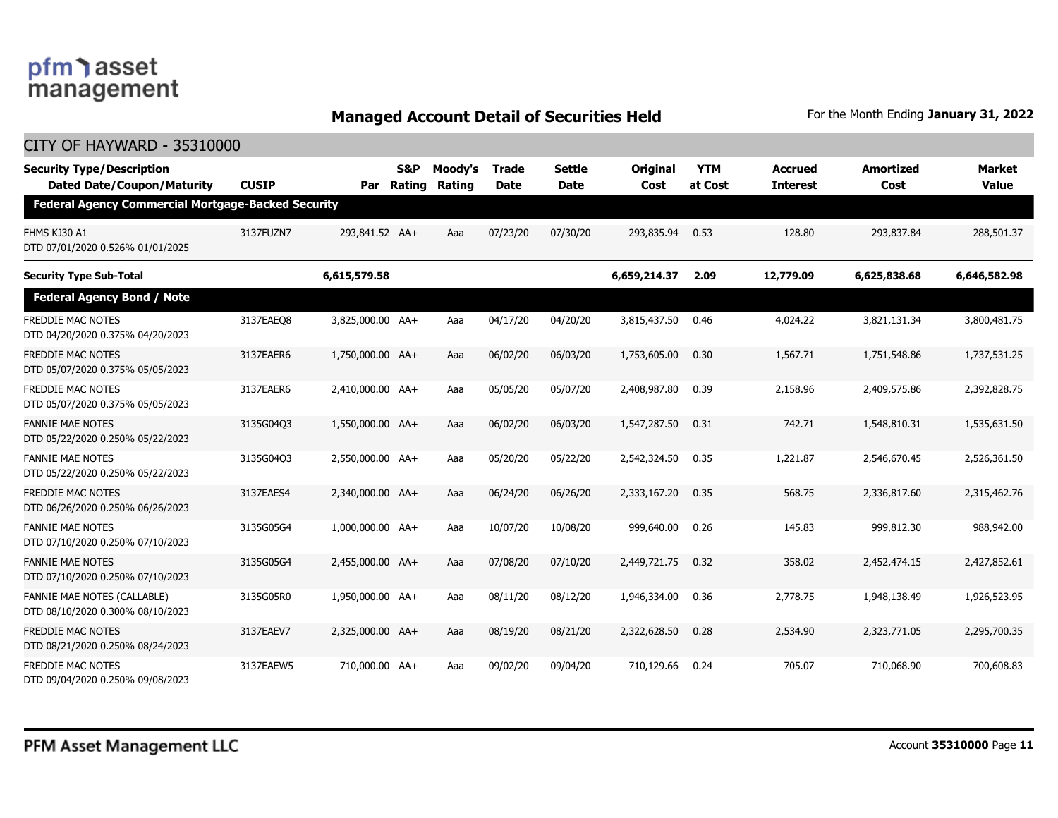## Managed Account Detail of Securities Held

For the Month Ending **January 31, 2022**

CITY OF HAYWARD - 35310000

| Security Type/Description Dated Date/Coupon/Maturity | CUSIP | Par | S&P Rating | Moody's Rating | Trade Date | Settle Date | Original Cost | YTM at Cost | Accrued Interest | Amortized Cost | Market Value |
|---|---|---|---|---|---|---|---|---|---|---|---|
| **Federal Agency Commercial Mortgage-Backed Security** | | | | | | | | | | | |
| FHMS KJ30 A1 DTD 07/01/2020 0.526% 01/01/2025 | 3137FUZN7 | 293,841.52 | AA+ | Aaa | 07/23/20 | 07/30/20 | 293,835.94 | 0.53 | 128.80 | 293,837.84 | 288,501.37 |
| **Security Type Sub-Total** | | **6,615,579.58** | | | | | **6,659,214.37** | **2.09** | **12,779.09** | **6,625,838.68** | **6,646,582.98** |
| **Federal Agency Bond / Note** | | | | | | | | | | | |
| FREDDIE MAC NOTES DTD 04/20/2020 0.375% 04/20/2023 | 3137EAEQ8 | 3,825,000.00 | AA+ | Aaa | 04/17/20 | 04/20/20 | 3,815,437.50 | 0.46 | 4,024.22 | 3,821,131.34 | 3,800,481.75 |
| FREDDIE MAC NOTES DTD 05/07/2020 0.375% 05/05/2023 | 3137EAER6 | 1,750,000.00 | AA+ | Aaa | 06/02/20 | 06/03/20 | 1,753,605.00 | 0.30 | 1,567.71 | 1,751,548.86 | 1,737,531.25 |
| FREDDIE MAC NOTES DTD 05/07/2020 0.375% 05/05/2023 | 3137EAER6 | 2,410,000.00 | AA+ | Aaa | 05/05/20 | 05/07/20 | 2,408,987.80 | 0.39 | 2,158.96 | 2,409,575.86 | 2,392,828.75 |
| FANNIE MAE NOTES DTD 05/22/2020 0.250% 05/22/2023 | 3135G04Q3 | 1,550,000.00 | AA+ | Aaa | 06/02/20 | 06/03/20 | 1,547,287.50 | 0.31 | 742.71 | 1,548,810.31 | 1,535,631.50 |
| FANNIE MAE NOTES DTD 05/22/2020 0.250% 05/22/2023 | 3135G04Q3 | 2,550,000.00 | AA+ | Aaa | 05/20/20 | 05/22/20 | 2,542,324.50 | 0.35 | 1,221.87 | 2,546,670.45 | 2,526,361.50 |
| FREDDIE MAC NOTES DTD 06/26/2020 0.250% 06/26/2023 | 3137EAES4 | 2,340,000.00 | AA+ | Aaa | 06/24/20 | 06/26/20 | 2,333,167.20 | 0.35 | 568.75 | 2,336,817.60 | 2,315,462.76 |
| FANNIE MAE NOTES DTD 07/10/2020 0.250% 07/10/2023 | 3135G05G4 | 1,000,000.00 | AA+ | Aaa | 10/07/20 | 10/08/20 | 999,640.00 | 0.26 | 145.83 | 999,812.30 | 988,942.00 |
| FANNIE MAE NOTES DTD 07/10/2020 0.250% 07/10/2023 | 3135G05G4 | 2,455,000.00 | AA+ | Aaa | 07/08/20 | 07/10/20 | 2,449,721.75 | 0.32 | 358.02 | 2,452,474.15 | 2,427,852.61 |
| FANNIE MAE NOTES (CALLABLE) DTD 08/10/2020 0.300% 08/10/2023 | 3135G05R0 | 1,950,000.00 | AA+ | Aaa | 08/11/20 | 08/12/20 | 1,946,334.00 | 0.36 | 2,778.75 | 1,948,138.49 | 1,926,523.95 |
| FREDDIE MAC NOTES DTD 08/21/2020 0.250% 08/24/2023 | 3137EAEV7 | 2,325,000.00 | AA+ | Aaa | 08/19/20 | 08/21/20 | 2,322,628.50 | 0.28 | 2,534.90 | 2,323,771.05 | 2,295,700.35 |
| FREDDIE MAC NOTES DTD 09/04/2020 0.250% 09/08/2023 | 3137EAEW5 | 710,000.00 | AA+ | Aaa | 09/02/20 | 09/04/20 | 710,129.66 | 0.24 | 705.07 | 710,068.90 | 700,608.83 |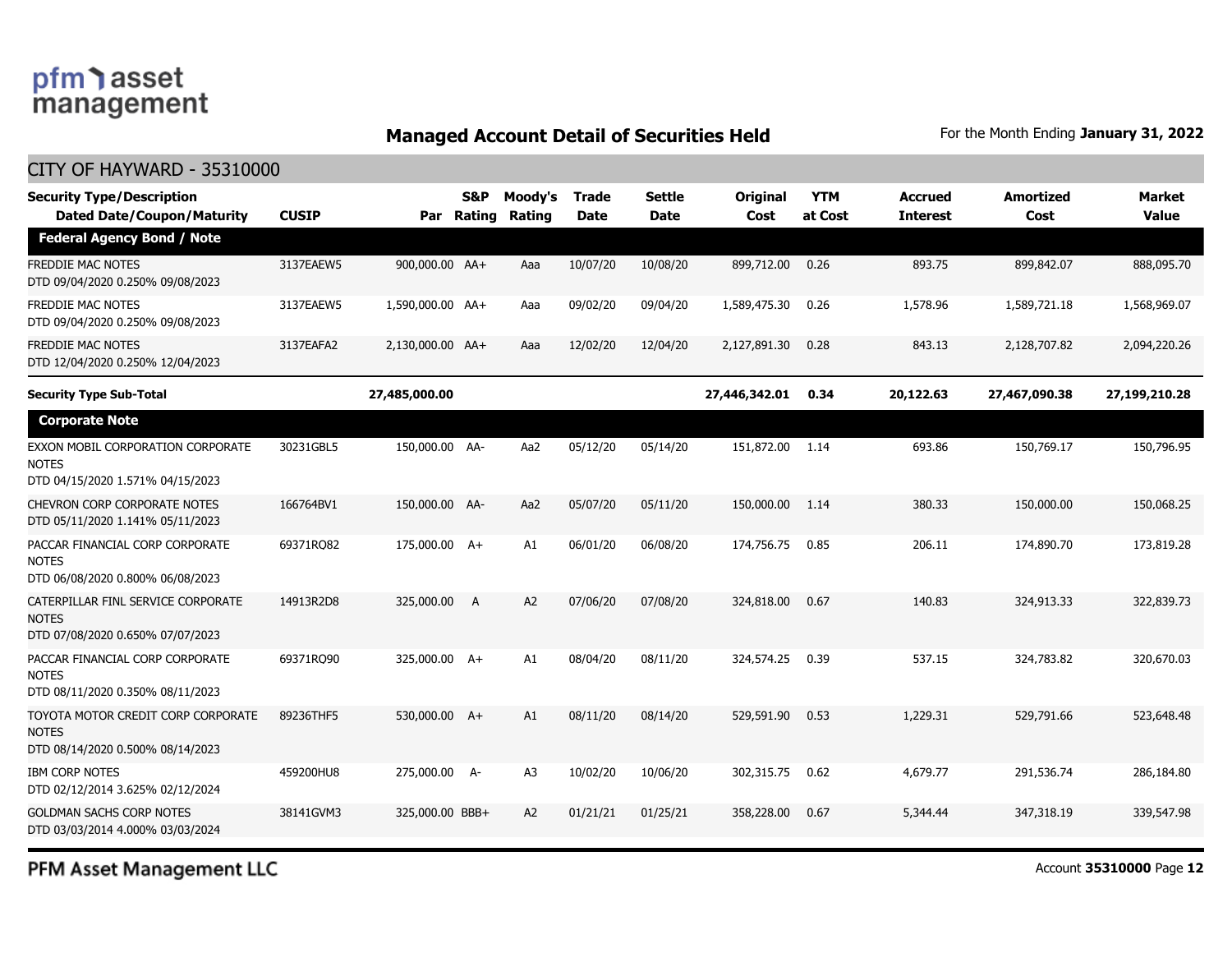## Managed Account Detail of Securities Held

For the Month Ending **January 31, 2022**

CITY OF HAYWARD - 35310000

| Security Type/Description<br>Dated Date/Coupon/Maturity | CUSIP | Par | S&P Rating | Moody's Rating | Trade Date | Settle Date | Original Cost | YTM at Cost | Accrued Interest | Amortized Cost | Market Value |
|---|---|---|---|---|---|---|---|---|---|---|---|
| **Federal Agency Bond / Note** | | | | | | | | | | | |
| FREDDIE MAC NOTES<br>DTD 09/04/2020 0.250% 09/08/2023 | 3137EAEW5 | 900,000.00 | AA+ | Aaa | 10/07/20 | 10/08/20 | 899,712.00 | 0.26 | 893.75 | 899,842.07 | 888,095.70 |
| FREDDIE MAC NOTES<br>DTD 09/04/2020 0.250% 09/08/2023 | 3137EAEW5 | 1,590,000.00 | AA+ | Aaa | 09/02/20 | 09/04/20 | 1,589,475.30 | 0.26 | 1,578.96 | 1,589,721.18 | 1,568,969.07 |
| FREDDIE MAC NOTES<br>DTD 12/04/2020 0.250% 12/04/2023 | 3137EAFA2 | 2,130,000.00 | AA+ | Aaa | 12/02/20 | 12/04/20 | 2,127,891.30 | 0.28 | 843.13 | 2,128,707.82 | 2,094,220.26 |
| **Security Type Sub-Total** | | **27,485,000.00** | | | | | **27,446,342.01** | **0.34** | **20,122.63** | **27,467,090.38** | **27,199,210.28** |
| **Corporate Note** | | | | | | | | | | | |
| EXXON MOBIL CORPORATION CORPORATE NOTES<br>DTD 04/15/2020 1.571% 04/15/2023 | 30231GBL5 | 150,000.00 | AA- | Aa2 | 05/12/20 | 05/14/20 | 151,872.00 | 1.14 | 693.86 | 150,769.17 | 150,796.95 |
| CHEVRON CORP CORPORATE NOTES<br>DTD 05/11/2020 1.141% 05/11/2023 | 166764BV1 | 150,000.00 | AA- | Aa2 | 05/07/20 | 05/11/20 | 150,000.00 | 1.14 | 380.33 | 150,000.00 | 150,068.25 |
| PACCAR FINANCIAL CORP CORPORATE NOTES<br>DTD 06/08/2020 0.800% 06/08/2023 | 69371RQ82 | 175,000.00 | A+ | A1 | 06/01/20 | 06/08/20 | 174,756.75 | 0.85 | 206.11 | 174,890.70 | 173,819.28 |
| CATERPILLAR FINL SERVICE CORPORATE NOTES<br>DTD 07/08/2020 0.650% 07/07/2023 | 14913R2D8 | 325,000.00 | A | A2 | 07/06/20 | 07/08/20 | 324,818.00 | 0.67 | 140.83 | 324,913.33 | 322,839.73 |
| PACCAR FINANCIAL CORP CORPORATE NOTES<br>DTD 08/11/2020 0.350% 08/11/2023 | 69371RQ90 | 325,000.00 | A+ | A1 | 08/04/20 | 08/11/20 | 324,574.25 | 0.39 | 537.15 | 324,783.82 | 320,670.03 |
| TOYOTA MOTOR CREDIT CORP CORPORATE NOTES<br>DTD 08/14/2020 0.500% 08/14/2023 | 89236THF5 | 530,000.00 | A+ | A1 | 08/11/20 | 08/14/20 | 529,591.90 | 0.53 | 1,229.31 | 529,791.66 | 523,648.48 |
| IBM CORP NOTES<br>DTD 02/12/2014 3.625% 02/12/2024 | 459200HU8 | 275,000.00 | A- | A3 | 10/02/20 | 10/06/20 | 302,315.75 | 0.62 | 4,679.77 | 291,536.74 | 286,184.80 |
| GOLDMAN SACHS CORP NOTES<br>DTD 03/03/2014 4.000% 03/03/2024 | 38141GVM3 | 325,000.00 | BBB+ | A2 | 01/21/21 | 01/25/21 | 358,228.00 | 0.67 | 5,344.44 | 347,318.19 | 339,547.98 |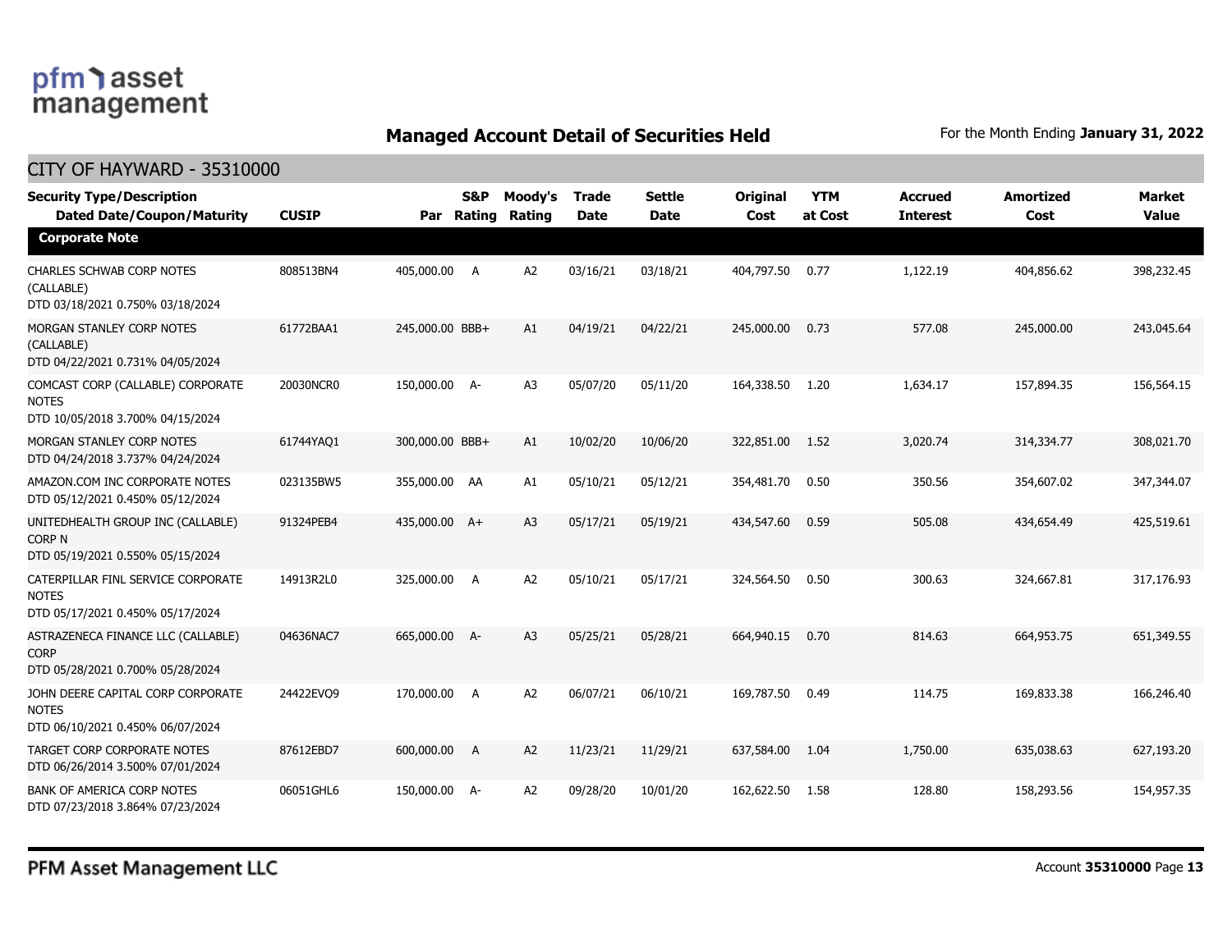## Managed Account Detail of Securities Held

For the Month Ending **January 31, 2022**

### CITY OF HAYWARD - 35310000

| Security Type/Description Dated Date/Coupon/Maturity | CUSIP | Par | S&P Rating | Moody's Rating | Trade Date | Settle Date | Original Cost | YTM at Cost | Accrued Interest | Amortized Cost | Market Value |
|---|---|---|---|---|---|---|---|---|---|---|---|
| **Corporate Note** | | | | | | | | | | | |
| CHARLES SCHWAB CORP NOTES (CALLABLE) DTD 03/18/2021 0.750% 03/18/2024 | 808513BN4 | 405,000.00 | A | A2 | 03/16/21 | 03/18/21 | 404,797.50 | 0.77 | 1,122.19 | 404,856.62 | 398,232.45 |
| MORGAN STANLEY CORP NOTES (CALLABLE) DTD 04/22/2021 0.731% 04/05/2024 | 61772BAA1 | 245,000.00 | BBB+ | A1 | 04/19/21 | 04/22/21 | 245,000.00 | 0.73 | 577.08 | 245,000.00 | 243,045.64 |
| COMCAST CORP (CALLABLE) CORPORATE NOTES DTD 10/05/2018 3.700% 04/15/2024 | 20030NCR0 | 150,000.00 | A- | A3 | 05/07/20 | 05/11/20 | 164,338.50 | 1.20 | 1,634.17 | 157,894.35 | 156,564.15 |
| MORGAN STANLEY CORP NOTES DTD 04/24/2018 3.737% 04/24/2024 | 61744YAQ1 | 300,000.00 | BBB+ | A1 | 10/02/20 | 10/06/20 | 322,851.00 | 1.52 | 3,020.74 | 314,334.77 | 308,021.70 |
| AMAZON.COM INC CORPORATE NOTES DTD 05/12/2021 0.450% 05/12/2024 | 023135BW5 | 355,000.00 | AA | A1 | 05/10/21 | 05/12/21 | 354,481.70 | 0.50 | 350.56 | 354,607.02 | 347,344.07 |
| UNITEDHEALTH GROUP INC (CALLABLE) CORP N DTD 05/19/2021 0.550% 05/15/2024 | 91324PEB4 | 435,000.00 | A+ | A3 | 05/17/21 | 05/19/21 | 434,547.60 | 0.59 | 505.08 | 434,654.49 | 425,519.61 |
| CATERPILLAR FINL SERVICE CORPORATE NOTES DTD 05/17/2021 0.450% 05/17/2024 | 14913R2L0 | 325,000.00 | A | A2 | 05/10/21 | 05/17/21 | 324,564.50 | 0.50 | 300.63 | 324,667.81 | 317,176.93 |
| ASTRAZENECA FINANCE LLC (CALLABLE) CORP DTD 05/28/2021 0.700% 05/28/2024 | 04636NAC7 | 665,000.00 | A- | A3 | 05/25/21 | 05/28/21 | 664,940.15 | 0.70 | 814.63 | 664,953.75 | 651,349.55 |
| JOHN DEERE CAPITAL CORP CORPORATE NOTES DTD 06/10/2021 0.450% 06/07/2024 | 24422EVQ9 | 170,000.00 | A | A2 | 06/07/21 | 06/10/21 | 169,787.50 | 0.49 | 114.75 | 169,833.38 | 166,246.40 |
| TARGET CORP CORPORATE NOTES DTD 06/26/2014 3.500% 07/01/2024 | 87612EBD7 | 600,000.00 | A | A2 | 11/23/21 | 11/29/21 | 637,584.00 | 1.04 | 1,750.00 | 635,038.63 | 627,193.20 |
| BANK OF AMERICA CORP NOTES DTD 07/23/2018 3.864% 07/23/2024 | 06051GHL6 | 150,000.00 | A- | A2 | 09/28/20 | 10/01/20 | 162,622.50 | 1.58 | 128.80 | 158,293.56 | 154,957.35 |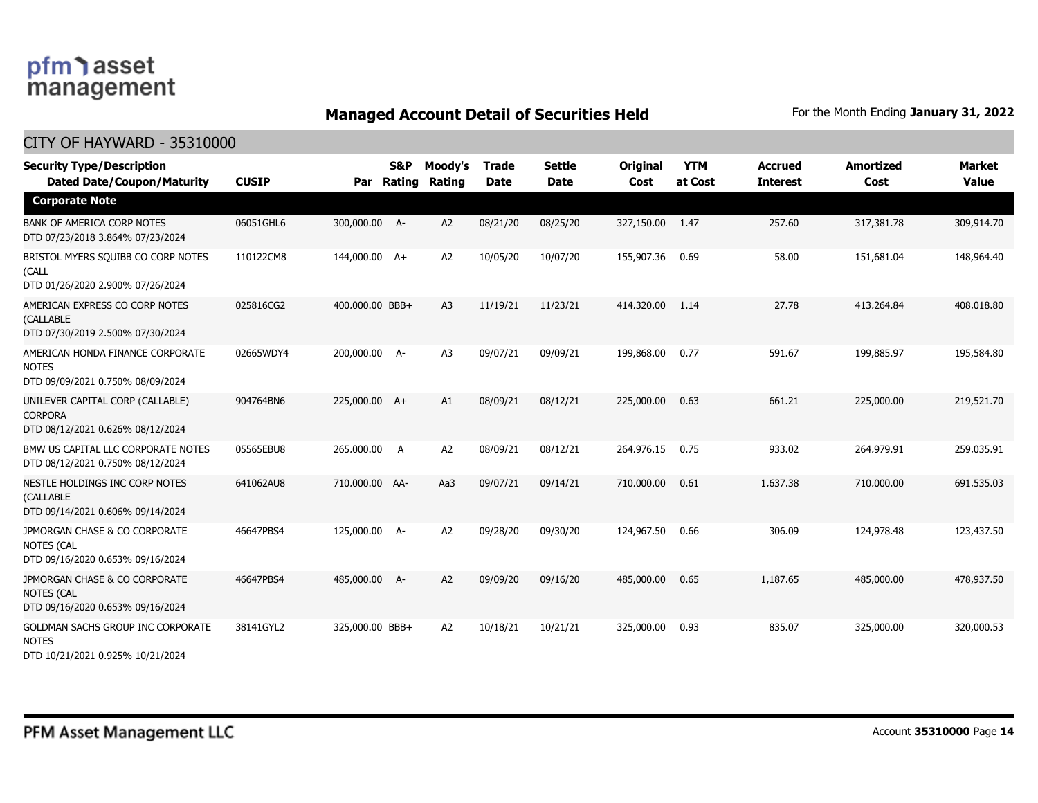# Managed Account Detail of Securities Held

For the Month Ending **January 31, 2022**

## CITY OF HAYWARD - 35310000

| Security Type/Description<br>Dated Date/Coupon/Maturity | CUSIP | Par | S&P Rating | Moody's Rating | Trade Date | Settle Date | Original Cost | YTM at Cost | Accrued Interest | Amortized Cost | Market Value |
|---|---|---|---|---|---|---|---|---|---|---|---|
| **Corporate Note** | | | | | | | | | | | |
| BANK OF AMERICA CORP NOTES<br>DTD 07/23/2018 3.864% 07/23/2024 | 06051GHL6 | 300,000.00 | A- | A2 | 08/21/20 | 08/25/20 | 327,150.00 | 1.47 | 257.60 | 317,381.78 | 309,914.70 |
| BRISTOL MYERS SQUIBB CO CORP NOTES (CALL<br>DTD 01/26/2020 2.900% 07/26/2024 | 110122CM8 | 144,000.00 | A+ | A2 | 10/05/20 | 10/07/20 | 155,907.36 | 0.69 | 58.00 | 151,681.04 | 148,964.40 |
| AMERICAN EXPRESS CO CORP NOTES (CALLABLE<br>DTD 07/30/2019 2.500% 07/30/2024 | 025816CG2 | 400,000.00 | BBB+ | A3 | 11/19/21 | 11/23/21 | 414,320.00 | 1.14 | 27.78 | 413,264.84 | 408,018.80 |
| AMERICAN HONDA FINANCE CORPORATE NOTES<br>DTD 09/09/2021 0.750% 08/09/2024 | 02665WDY4 | 200,000.00 | A- | A3 | 09/07/21 | 09/09/21 | 199,868.00 | 0.77 | 591.67 | 199,885.97 | 195,584.80 |
| UNILEVER CAPITAL CORP (CALLABLE) CORPORA<br>DTD 08/12/2021 0.626% 08/12/2024 | 904764BN6 | 225,000.00 | A+ | A1 | 08/09/21 | 08/12/21 | 225,000.00 | 0.63 | 661.21 | 225,000.00 | 219,521.70 |
| BMW US CAPITAL LLC CORPORATE NOTES<br>DTD 08/12/2021 0.750% 08/12/2024 | 05565EBU8 | 265,000.00 | A | A2 | 08/09/21 | 08/12/21 | 264,976.15 | 0.75 | 933.02 | 264,979.91 | 259,035.91 |
| NESTLE HOLDINGS INC CORP NOTES (CALLABLE<br>DTD 09/14/2021 0.606% 09/14/2024 | 641062AU8 | 710,000.00 | AA- | Aa3 | 09/07/21 | 09/14/21 | 710,000.00 | 0.61 | 1,637.38 | 710,000.00 | 691,535.03 |
| JPMORGAN CHASE & CO CORPORATE NOTES (CAL<br>DTD 09/16/2020 0.653% 09/16/2024 | 46647PBS4 | 125,000.00 | A- | A2 | 09/28/20 | 09/30/20 | 124,967.50 | 0.66 | 306.09 | 124,978.48 | 123,437.50 |
| JPMORGAN CHASE & CO CORPORATE NOTES (CAL<br>DTD 09/16/2020 0.653% 09/16/2024 | 46647PBS4 | 485,000.00 | A- | A2 | 09/09/20 | 09/16/20 | 485,000.00 | 0.65 | 1,187.65 | 485,000.00 | 478,937.50 |
| GOLDMAN SACHS GROUP INC CORPORATE NOTES<br>DTD 10/21/2021 0.925% 10/21/2024 | 38141GYL2 | 325,000.00 | BBB+ | A2 | 10/18/21 | 10/21/21 | 325,000.00 | 0.93 | 835.07 | 325,000.00 | 320,000.53 |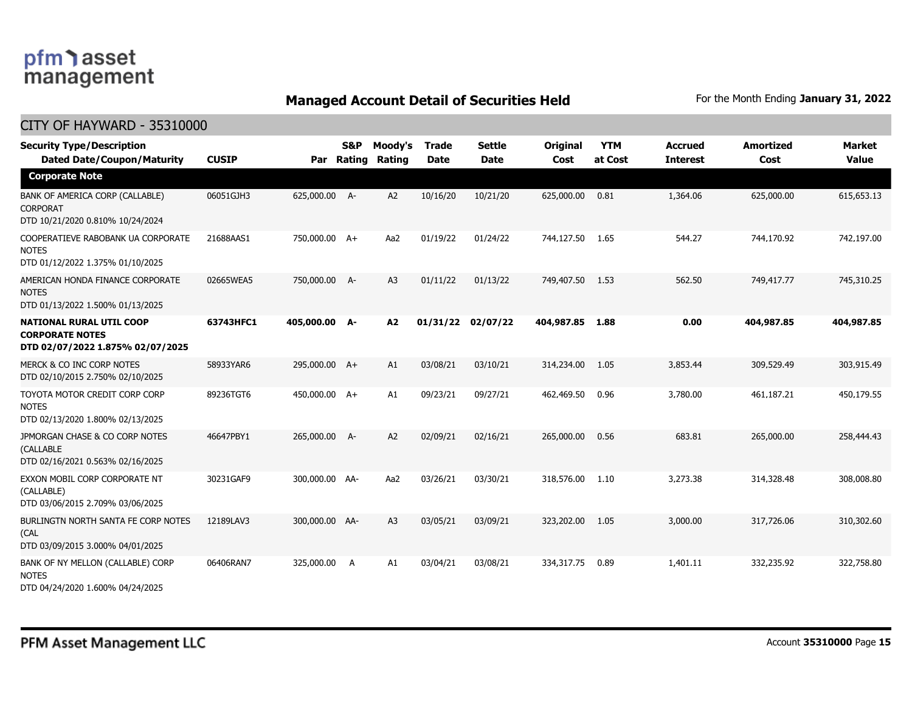# Managed Account Detail of Securities Held

For the Month Ending **January 31, 2022**

## CITY OF HAYWARD - 35310000

| Security Type/Description<br>Dated Date/Coupon/Maturity | CUSIP | Par | S&P Rating | Moody's Rating | Trade Date | Settle Date | Original Cost | YTM at Cost | Accrued Interest | Amortized Cost | Market Value |
|---|---|---|---|---|---|---|---|---|---|---|---|
| **Corporate Note** | | | | | | | | | | | |
| BANK OF AMERICA CORP (CALLABLE) CORPORAT<br>DTD 10/21/2020 0.810% 10/24/2024 | 06051GJH3 | 625,000.00 | A- | A2 | 10/16/20 | 10/21/20 | 625,000.00 | 0.81 | 1,364.06 | 625,000.00 | 615,653.13 |
| COOPERATIEVE RABOBANK UA CORPORATE NOTES<br>DTD 01/12/2022 1.375% 01/10/2025 | 21688AAS1 | 750,000.00 | A+ | Aa2 | 01/19/22 | 01/24/22 | 744,127.50 | 1.65 | 544.27 | 744,170.92 | 742,197.00 |
| AMERICAN HONDA FINANCE CORPORATE NOTES<br>DTD 01/13/2022 1.500% 01/13/2025 | 02665WEA5 | 750,000.00 | A- | A3 | 01/11/22 | 01/13/22 | 749,407.50 | 1.53 | 562.50 | 749,417.77 | 745,310.25 |
| **NATIONAL RURAL UTIL COOP CORPORATE NOTES<br>DTD 02/07/2022 1.875% 02/07/2025** | **63743HFC1** | **405,000.00** | **A-** | **A2** | **01/31/22** | **02/07/22** | **404,987.85** | **1.88** | **0.00** | **404,987.85** | **404,987.85** |
| MERCK & CO INC CORP NOTES<br>DTD 02/10/2015 2.750% 02/10/2025 | 58933YAR6 | 295,000.00 | A+ | A1 | 03/08/21 | 03/10/21 | 314,234.00 | 1.05 | 3,853.44 | 309,529.49 | 303,915.49 |
| TOYOTA MOTOR CREDIT CORP CORP NOTES<br>DTD 02/13/2020 1.800% 02/13/2025 | 89236TGT6 | 450,000.00 | A+ | A1 | 09/23/21 | 09/27/21 | 462,469.50 | 0.96 | 3,780.00 | 461,187.21 | 450,179.55 |
| JPMORGAN CHASE & CO CORP NOTES (CALLABLE<br>DTD 02/16/2021 0.563% 02/16/2025 | 46647PBY1 | 265,000.00 | A- | A2 | 02/09/21 | 02/16/21 | 265,000.00 | 0.56 | 683.81 | 265,000.00 | 258,444.43 |
| EXXON MOBIL CORP CORPORATE NT (CALLABLE)<br>DTD 03/06/2015 2.709% 03/06/2025 | 30231GAF9 | 300,000.00 | AA- | Aa2 | 03/26/21 | 03/30/21 | 318,576.00 | 1.10 | 3,273.38 | 314,328.48 | 308,008.80 |
| BURLINGTN NORTH SANTA FE CORP NOTES (CAL<br>DTD 03/09/2015 3.000% 04/01/2025 | 12189LAV3 | 300,000.00 | AA- | A3 | 03/05/21 | 03/09/21 | 323,202.00 | 1.05 | 3,000.00 | 317,726.06 | 310,302.60 |
| BANK OF NY MELLON (CALLABLE) CORP NOTES<br>DTD 04/24/2020 1.600% 04/24/2025 | 06406RAN7 | 325,000.00 | A | A1 | 03/04/21 | 03/08/21 | 334,317.75 | 0.89 | 1,401.11 | 332,235.92 | 322,758.80 |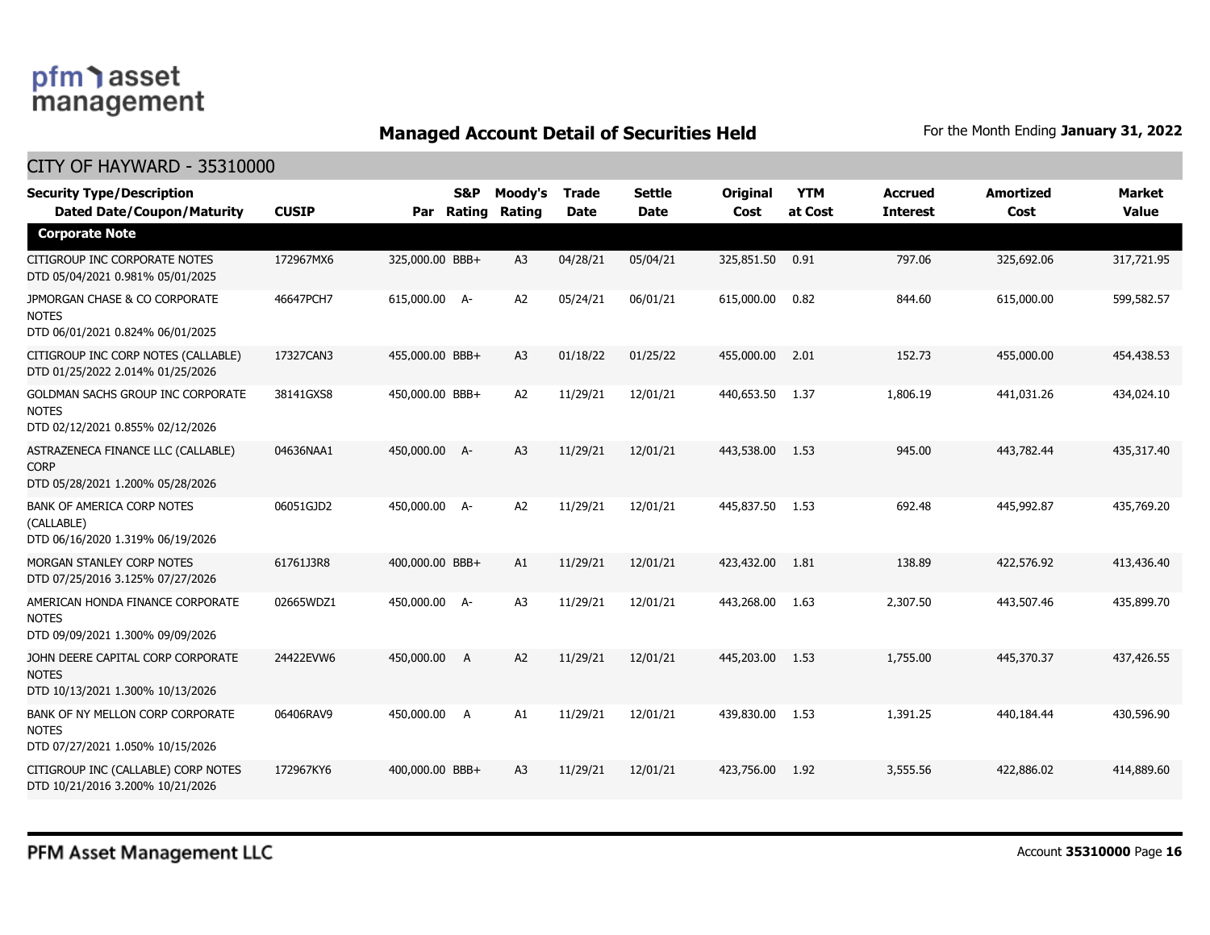## Managed Account Detail of Securities Held

For the Month Ending **January 31, 2022**

### CITY OF HAYWARD - 35310000

| Security Type/Description Dated Date/Coupon/Maturity | CUSIP | Par | S&P Rating | Moody's Rating | Trade Date | Settle Date | Original Cost | YTM at Cost | Accrued Interest | Amortized Cost | Market Value |
|---|---|---|---|---|---|---|---|---|---|---|---|
| **Corporate Note** | | | | | | | | | | | |
| CITIGROUP INC CORPORATE NOTES DTD 05/04/2021 0.981% 05/01/2025 | 172967MX6 | 325,000.00 | BBB+ | A3 | 04/28/21 | 05/04/21 | 325,851.50 | 0.91 | 797.06 | 325,692.06 | 317,721.95 |
| JPMORGAN CHASE & CO CORPORATE NOTES DTD 06/01/2021 0.824% 06/01/2025 | 46647PCH7 | 615,000.00 | A- | A2 | 05/24/21 | 06/01/21 | 615,000.00 | 0.82 | 844.60 | 615,000.00 | 599,582.57 |
| CITIGROUP INC CORP NOTES (CALLABLE) DTD 01/25/2022 2.014% 01/25/2026 | 17327CAN3 | 455,000.00 | BBB+ | A3 | 01/18/22 | 01/25/22 | 455,000.00 | 2.01 | 152.73 | 455,000.00 | 454,438.53 |
| GOLDMAN SACHS GROUP INC CORPORATE NOTES DTD 02/12/2021 0.855% 02/12/2026 | 38141GXS8 | 450,000.00 | BBB+ | A2 | 11/29/21 | 12/01/21 | 440,653.50 | 1.37 | 1,806.19 | 441,031.26 | 434,024.10 |
| ASTRAZENECA FINANCE LLC (CALLABLE) CORP DTD 05/28/2021 1.200% 05/28/2026 | 04636NAA1 | 450,000.00 | A- | A3 | 11/29/21 | 12/01/21 | 443,538.00 | 1.53 | 945.00 | 443,782.44 | 435,317.40 |
| BANK OF AMERICA CORP NOTES (CALLABLE) DTD 06/16/2020 1.319% 06/19/2026 | 06051GJD2 | 450,000.00 | A- | A2 | 11/29/21 | 12/01/21 | 445,837.50 | 1.53 | 692.48 | 445,992.87 | 435,769.20 |
| MORGAN STANLEY CORP NOTES DTD 07/25/2016 3.125% 07/27/2026 | 61761J3R8 | 400,000.00 | BBB+ | A1 | 11/29/21 | 12/01/21 | 423,432.00 | 1.81 | 138.89 | 422,576.92 | 413,436.40 |
| AMERICAN HONDA FINANCE CORPORATE NOTES DTD 09/09/2021 1.300% 09/09/2026 | 02665WDZ1 | 450,000.00 | A- | A3 | 11/29/21 | 12/01/21 | 443,268.00 | 1.63 | 2,307.50 | 443,507.46 | 435,899.70 |
| JOHN DEERE CAPITAL CORP CORPORATE NOTES DTD 10/13/2021 1.300% 10/13/2026 | 24422EVW6 | 450,000.00 | A | A2 | 11/29/21 | 12/01/21 | 445,203.00 | 1.53 | 1,755.00 | 445,370.37 | 437,426.55 |
| BANK OF NY MELLON CORP CORPORATE NOTES DTD 07/27/2021 1.050% 10/15/2026 | 06406RAV9 | 450,000.00 | A | A1 | 11/29/21 | 12/01/21 | 439,830.00 | 1.53 | 1,391.25 | 440,184.44 | 430,596.90 |
| CITIGROUP INC (CALLABLE) CORP NOTES DTD 10/21/2016 3.200% 10/21/2026 | 172967KY6 | 400,000.00 | BBB+ | A3 | 11/29/21 | 12/01/21 | 423,756.00 | 1.92 | 3,555.56 | 422,886.02 | 414,889.60 |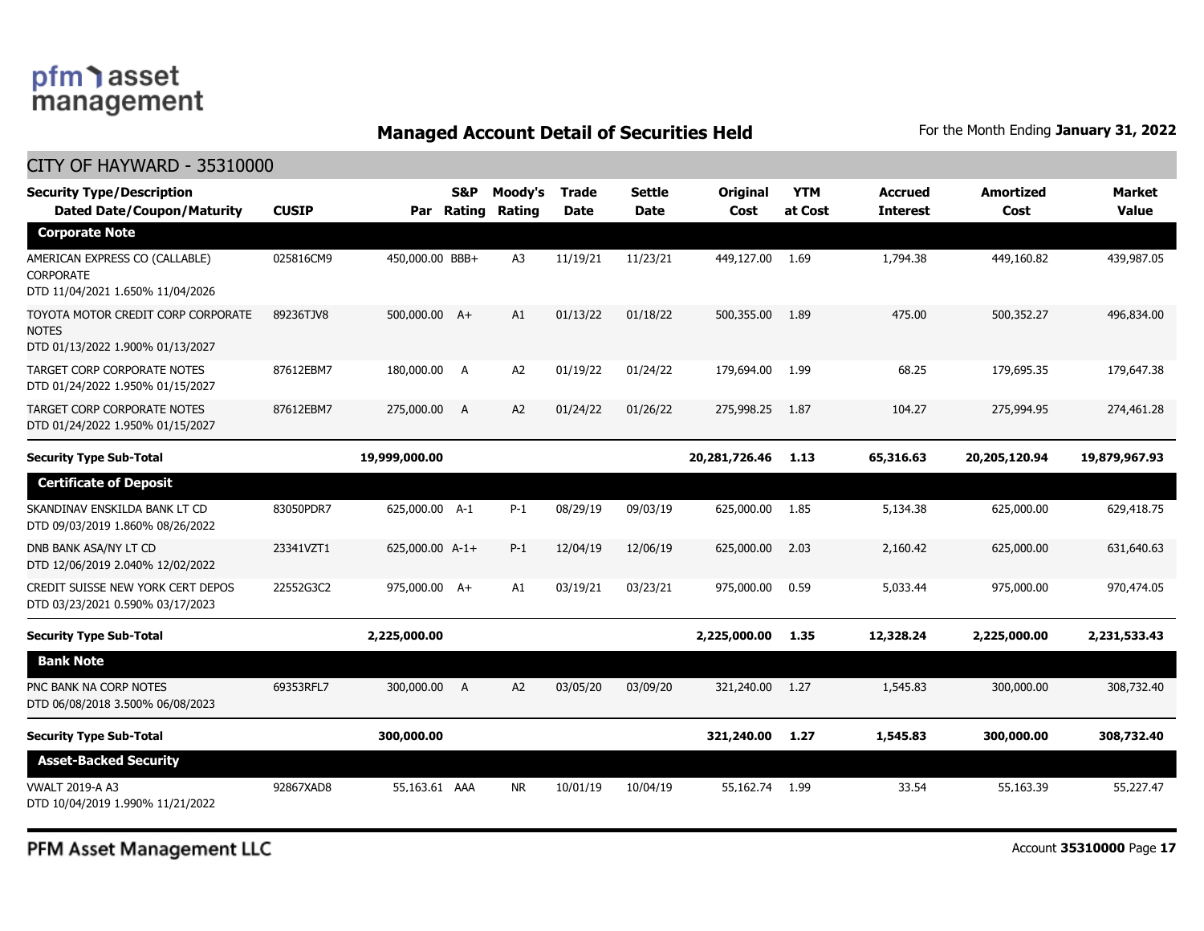## Managed Account Detail of Securities Held

For the Month Ending **January 31, 2022**

### CITY OF HAYWARD - 35310000

| Security Type/Description Dated Date/Coupon/Maturity | CUSIP | Par | S&P Rating | Moody's Rating | Trade Date | Settle Date | Original Cost | YTM at Cost | Accrued Interest | Amortized Cost | Market Value |
|---|---|---|---|---|---|---|---|---|---|---|---|
| **Corporate Note** | | | | | | | | | | | |
| AMERICAN EXPRESS CO (CALLABLE) CORPORATE DTD 11/04/2021 1.650% 11/04/2026 | 025816CM9 | 450,000.00 | BBB+ | A3 | 11/19/21 | 11/23/21 | 449,127.00 | 1.69 | 1,794.38 | 449,160.82 | 439,987.05 |
| TOYOTA MOTOR CREDIT CORP CORPORATE NOTES DTD 01/13/2022 1.900% 01/13/2027 | 89236TJV8 | 500,000.00 | A+ | A1 | 01/13/22 | 01/18/22 | 500,355.00 | 1.89 | 475.00 | 500,352.27 | 496,834.00 |
| TARGET CORP CORPORATE NOTES DTD 01/24/2022 1.950% 01/15/2027 | 87612EBM7 | 180,000.00 | A | A2 | 01/19/22 | 01/24/22 | 179,694.00 | 1.99 | 68.25 | 179,695.35 | 179,647.38 |
| TARGET CORP CORPORATE NOTES DTD 01/24/2022 1.950% 01/15/2027 | 87612EBM7 | 275,000.00 | A | A2 | 01/24/22 | 01/26/22 | 275,998.25 | 1.87 | 104.27 | 275,994.95 | 274,461.28 |
| **Security Type Sub-Total** | | **19,999,000.00** | | | | | **20,281,726.46** | **1.13** | **65,316.63** | **20,205,120.94** | **19,879,967.93** |
| **Certificate of Deposit** | | | | | | | | | | | |
| SKANDINAV ENSKILDA BANK LT CD DTD 09/03/2019 1.860% 08/26/2022 | 83050PDR7 | 625,000.00 | A-1 | P-1 | 08/29/19 | 09/03/19 | 625,000.00 | 1.85 | 5,134.38 | 625,000.00 | 629,418.75 |
| DNB BANK ASA/NY LT CD DTD 12/06/2019 2.040% 12/02/2022 | 23341VZT1 | 625,000.00 | A-1+ | P-1 | 12/04/19 | 12/06/19 | 625,000.00 | 2.03 | 2,160.42 | 625,000.00 | 631,640.63 |
| CREDIT SUISSE NEW YORK CERT DEPOS DTD 03/23/2021 0.590% 03/17/2023 | 22552G3C2 | 975,000.00 | A+ | A1 | 03/19/21 | 03/23/21 | 975,000.00 | 0.59 | 5,033.44 | 975,000.00 | 970,474.05 |
| **Security Type Sub-Total** | | **2,225,000.00** | | | | | **2,225,000.00** | **1.35** | **12,328.24** | **2,225,000.00** | **2,231,533.43** |
| **Bank Note** | | | | | | | | | | | |
| PNC BANK NA CORP NOTES DTD 06/08/2018 3.500% 06/08/2023 | 69353RFL7 | 300,000.00 | A | A2 | 03/05/20 | 03/09/20 | 321,240.00 | 1.27 | 1,545.83 | 300,000.00 | 308,732.40 |
| **Security Type Sub-Total** | | **300,000.00** | | | | | **321,240.00** | **1.27** | **1,545.83** | **300,000.00** | **308,732.40** |
| **Asset-Backed Security** | | | | | | | | | | | |
| VWALT 2019-A A3 DTD 10/04/2019 1.990% 11/21/2022 | 92867XAD8 | 55,163.61 | AAA | NR | 10/01/19 | 10/04/19 | 55,162.74 | 1.99 | 33.54 | 55,163.39 | 55,227.47 |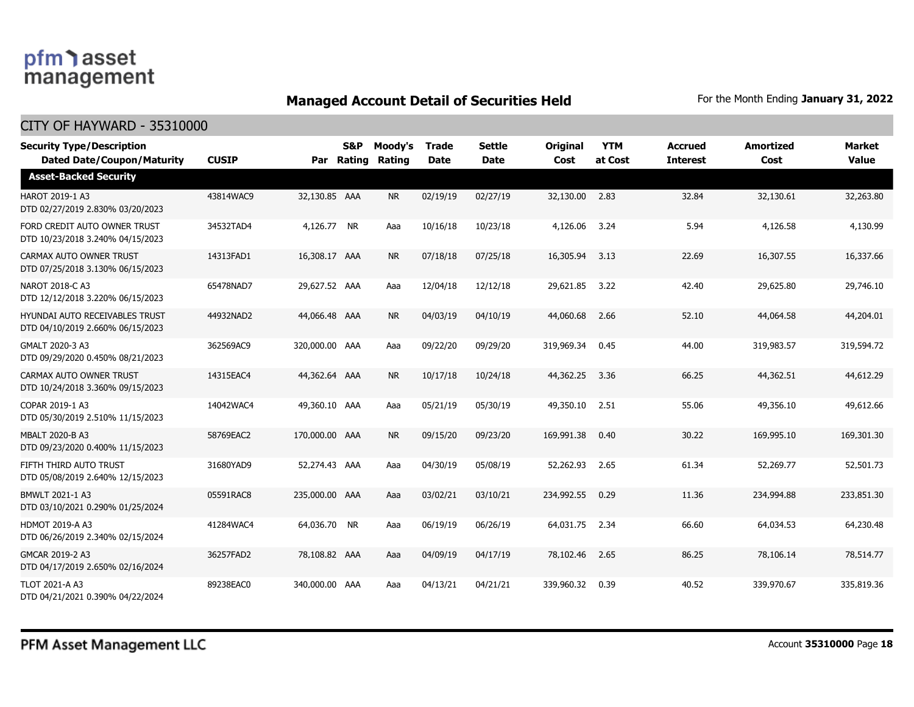## Managed Account Detail of Securities Held

For the Month Ending **January 31, 2022**

CITY OF HAYWARD - 35310000

| Security Type/Description Dated Date/Coupon/Maturity | CUSIP | Par | S&P Rating | Moody's Rating | Trade Date | Settle Date | Original Cost | YTM at Cost | Accrued Interest | Amortized Cost | Market Value |
|---|---|---|---|---|---|---|---|---|---|---|---|
| **Asset-Backed Security** | | | | | | | | | | | |
| HAROT 2019-1 A3 DTD 02/27/2019 2.830% 03/20/2023 | 43814WAC9 | 32,130.85 | AAA | NR | 02/19/19 | 02/27/19 | 32,130.00 | 2.83 | 32.84 | 32,130.61 | 32,263.80 |
| FORD CREDIT AUTO OWNER TRUST DTD 10/23/2018 3.240% 04/15/2023 | 34532TAD4 | 4,126.77 | NR | Aaa | 10/16/18 | 10/23/18 | 4,126.06 | 3.24 | 5.94 | 4,126.58 | 4,130.99 |
| CARMAX AUTO OWNER TRUST DTD 07/25/2018 3.130% 06/15/2023 | 14313FAD1 | 16,308.17 | AAA | NR | 07/18/18 | 07/25/18 | 16,305.94 | 3.13 | 22.69 | 16,307.55 | 16,337.66 |
| NAROT 2018-C A3 DTD 12/12/2018 3.220% 06/15/2023 | 65478NAD7 | 29,627.52 | AAA | Aaa | 12/04/18 | 12/12/18 | 29,621.85 | 3.22 | 42.40 | 29,625.80 | 29,746.10 |
| HYUNDAI AUTO RECEIVABLES TRUST DTD 04/10/2019 2.660% 06/15/2023 | 44932NAD2 | 44,066.48 | AAA | NR | 04/03/19 | 04/10/19 | 44,060.68 | 2.66 | 52.10 | 44,064.58 | 44,204.01 |
| GMALT 2020-3 A3 DTD 09/29/2020 0.450% 08/21/2023 | 362569AC9 | 320,000.00 | AAA | Aaa | 09/22/20 | 09/29/20 | 319,969.34 | 0.45 | 44.00 | 319,983.57 | 319,594.72 |
| CARMAX AUTO OWNER TRUST DTD 10/24/2018 3.360% 09/15/2023 | 14315EAC4 | 44,362.64 | AAA | NR | 10/17/18 | 10/24/18 | 44,362.25 | 3.36 | 66.25 | 44,362.51 | 44,612.29 |
| COPAR 2019-1 A3 DTD 05/30/2019 2.510% 11/15/2023 | 14042WAC4 | 49,360.10 | AAA | Aaa | 05/21/19 | 05/30/19 | 49,350.10 | 2.51 | 55.06 | 49,356.10 | 49,612.66 |
| MBALT 2020-B A3 DTD 09/23/2020 0.400% 11/15/2023 | 58769EAC2 | 170,000.00 | AAA | NR | 09/15/20 | 09/23/20 | 169,991.38 | 0.40 | 30.22 | 169,995.10 | 169,301.30 |
| FIFTH THIRD AUTO TRUST DTD 05/08/2019 2.640% 12/15/2023 | 31680YAD9 | 52,274.43 | AAA | Aaa | 04/30/19 | 05/08/19 | 52,262.93 | 2.65 | 61.34 | 52,269.77 | 52,501.73 |
| BMWLT 2021-1 A3 DTD 03/10/2021 0.290% 01/25/2024 | 05591RAC8 | 235,000.00 | AAA | Aaa | 03/02/21 | 03/10/21 | 234,992.55 | 0.29 | 11.36 | 234,994.88 | 233,851.30 |
| HDMOT 2019-A A3 DTD 06/26/2019 2.340% 02/15/2024 | 41284WAC4 | 64,036.70 | NR | Aaa | 06/19/19 | 06/26/19 | 64,031.75 | 2.34 | 66.60 | 64,034.53 | 64,230.48 |
| GMCAR 2019-2 A3 DTD 04/17/2019 2.650% 02/16/2024 | 36257FAD2 | 78,108.82 | AAA | Aaa | 04/09/19 | 04/17/19 | 78,102.46 | 2.65 | 86.25 | 78,106.14 | 78,514.77 |
| TLOT 2021-A A3 DTD 04/21/2021 0.390% 04/22/2024 | 89238EAC0 | 340,000.00 | AAA | Aaa | 04/13/21 | 04/21/21 | 339,960.32 | 0.39 | 40.52 | 339,970.67 | 335,819.36 |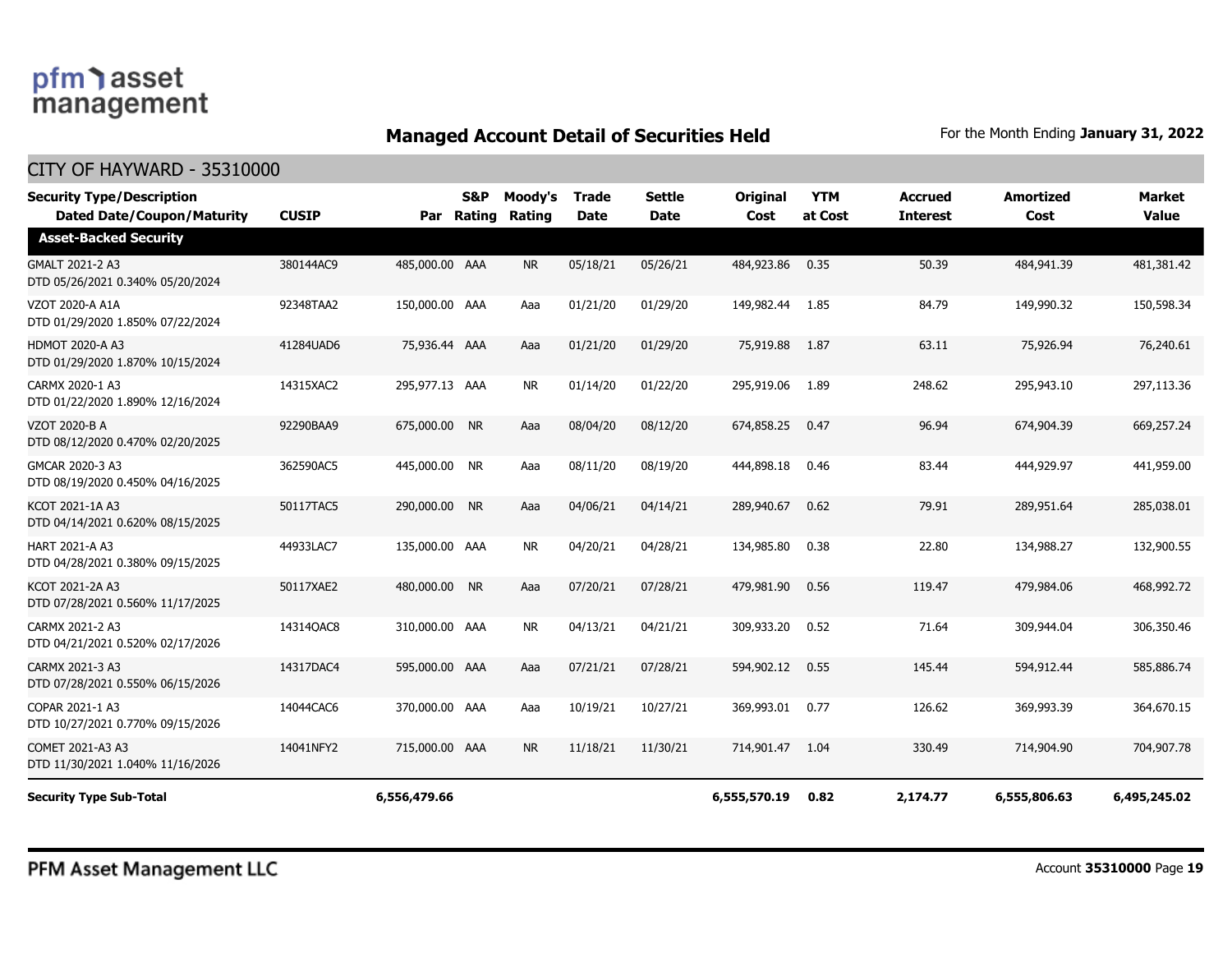## Managed Account Detail of Securities Held

For the Month Ending **January 31, 2022**

CITY OF HAYWARD - 35310000

| Security Type/Description Dated Date/Coupon/Maturity | CUSIP | Par | S&P Rating | Moody's Rating | Trade Date | Settle Date | Original Cost | YTM at Cost | Accrued Interest | Amortized Cost | Market Value |
|---|---|---|---|---|---|---|---|---|---|---|---|
| **Asset-Backed Security** | | | | | | | | | | | |
| GMALT 2021-2 A3 DTD 05/26/2021 0.340% 05/20/2024 | 380144AC9 | 485,000.00 | AAA | NR | 05/18/21 | 05/26/21 | 484,923.86 | 0.35 | 50.39 | 484,941.39 | 481,381.42 |
| VZOT 2020-A A1A DTD 01/29/2020 1.850% 07/22/2024 | 92348TAA2 | 150,000.00 | AAA | Aaa | 01/21/20 | 01/29/20 | 149,982.44 | 1.85 | 84.79 | 149,990.32 | 150,598.34 |
| HDMOT 2020-A A3 DTD 01/29/2020 1.870% 10/15/2024 | 41284UAD6 | 75,936.44 | AAA | Aaa | 01/21/20 | 01/29/20 | 75,919.88 | 1.87 | 63.11 | 75,926.94 | 76,240.61 |
| CARMX 2020-1 A3 DTD 01/22/2020 1.890% 12/16/2024 | 14315XAC2 | 295,977.13 | AAA | NR | 01/14/20 | 01/22/20 | 295,919.06 | 1.89 | 248.62 | 295,943.10 | 297,113.36 |
| VZOT 2020-B A DTD 08/12/2020 0.470% 02/20/2025 | 92290BAA9 | 675,000.00 | NR | Aaa | 08/04/20 | 08/12/20 | 674,858.25 | 0.47 | 96.94 | 674,904.39 | 669,257.24 |
| GMCAR 2020-3 A3 DTD 08/19/2020 0.450% 04/16/2025 | 362590AC5 | 445,000.00 | NR | Aaa | 08/11/20 | 08/19/20 | 444,898.18 | 0.46 | 83.44 | 444,929.97 | 441,959.00 |
| KCOT 2021-1A A3 DTD 04/14/2021 0.620% 08/15/2025 | 50117TAC5 | 290,000.00 | NR | Aaa | 04/06/21 | 04/14/21 | 289,940.67 | 0.62 | 79.91 | 289,951.64 | 285,038.01 |
| HART 2021-A A3 DTD 04/28/2021 0.380% 09/15/2025 | 44933LAC7 | 135,000.00 | AAA | NR | 04/20/21 | 04/28/21 | 134,985.80 | 0.38 | 22.80 | 134,988.27 | 132,900.55 |
| KCOT 2021-2A A3 DTD 07/28/2021 0.560% 11/17/2025 | 50117XAE2 | 480,000.00 | NR | Aaa | 07/20/21 | 07/28/21 | 479,981.90 | 0.56 | 119.47 | 479,984.06 | 468,992.72 |
| CARMX 2021-2 A3 DTD 04/21/2021 0.520% 02/17/2026 | 14314QAC8 | 310,000.00 | AAA | NR | 04/13/21 | 04/21/21 | 309,933.20 | 0.52 | 71.64 | 309,944.04 | 306,350.46 |
| CARMX 2021-3 A3 DTD 07/28/2021 0.550% 06/15/2026 | 14317DAC4 | 595,000.00 | AAA | Aaa | 07/21/21 | 07/28/21 | 594,902.12 | 0.55 | 145.44 | 594,912.44 | 585,886.74 |
| COPAR 2021-1 A3 DTD 10/27/2021 0.770% 09/15/2026 | 14044CAC6 | 370,000.00 | AAA | Aaa | 10/19/21 | 10/27/21 | 369,993.01 | 0.77 | 126.62 | 369,993.39 | 364,670.15 |
| COMET 2021-A3 A3 DTD 11/30/2021 1.040% 11/16/2026 | 14041NFY2 | 715,000.00 | AAA | NR | 11/18/21 | 11/30/21 | 714,901.47 | 1.04 | 330.49 | 714,904.90 | 704,907.78 |
| **Security Type Sub-Total** | | **6,556,479.66** | | | | | **6,555,570.19** | **0.82** | **2,174.77** | **6,555,806.63** | **6,495,245.02** |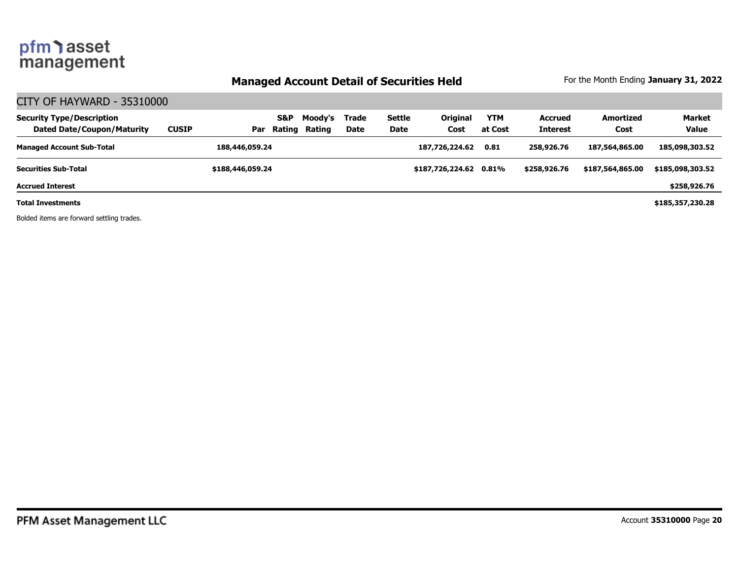## Managed Account Detail of Securities Held

For the Month Ending **January 31, 2022**

CITY OF HAYWARD - 35310000

| Security Type/Description<br>Dated Date/Coupon/Maturity | CUSIP | Par | S&P Rating | Moody's Rating | Trade Date | Settle Date | Original Cost | YTM at Cost | Accrued Interest | Amortized Cost | Market Value |
|---|---|---|---|---|---|---|---|---|---|---|---|
| **Managed Account Sub-Total** | | **188,446,059.24** | | | | | **187,726,224.62** | **0.81** | **258,926.76** | **187,564,865.00** | **185,098,303.52** |
| **Securities Sub-Total** | | **$188,446,059.24** | | | | | **$187,726,224.62** | **0.81%** | **$258,926.76** | **$187,564,865.00** | **$185,098,303.52** |
| **Accrued Interest** | | | | | | | | | | | **$258,926.76** |
| **Total Investments** | | | | | | | | | | | **$185,357,230.28** |

Bolded items are forward settling trades.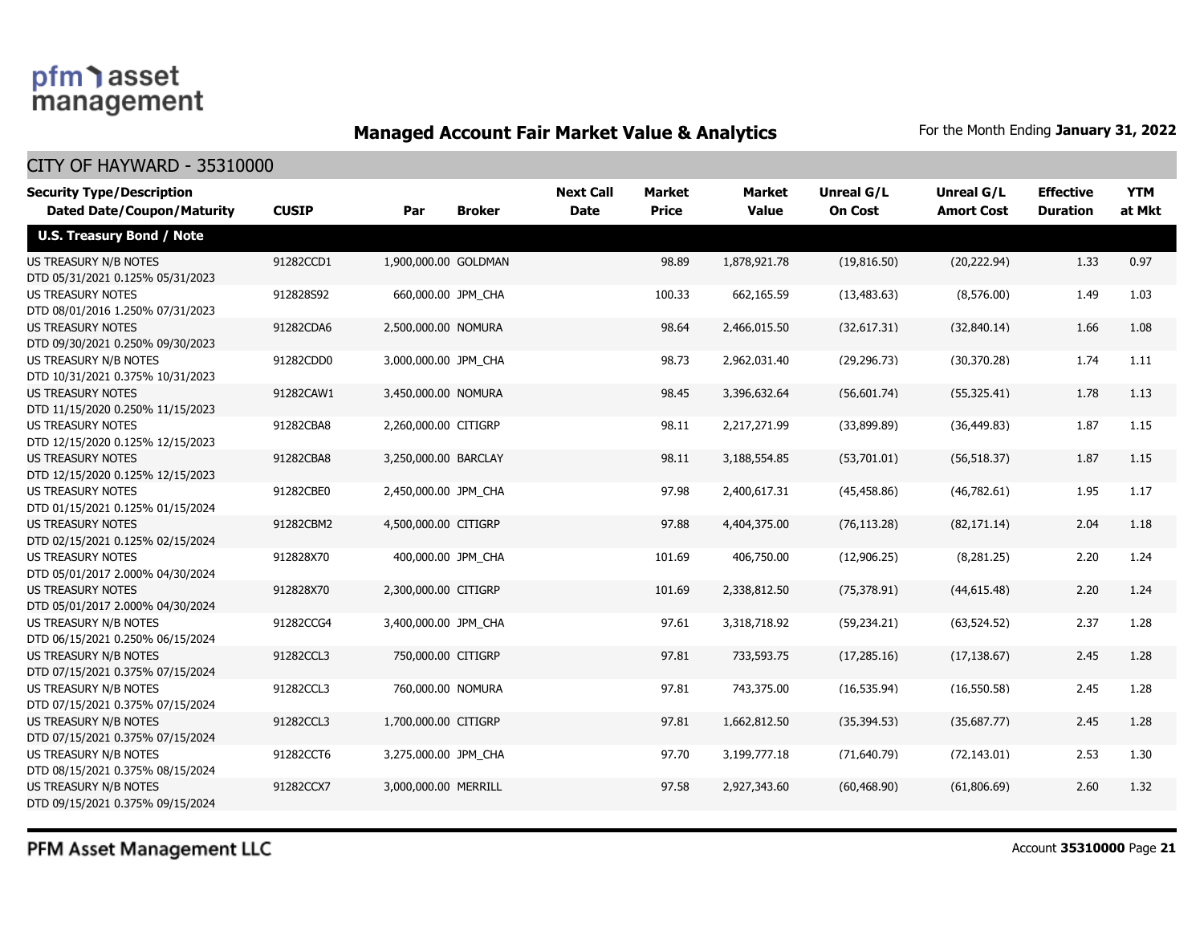## Managed Account Fair Market Value & Analytics

For the Month Ending **January 31, 2022**

CITY OF HAYWARD - 35310000

| Security Type/Description<br>Dated Date/Coupon/Maturity | CUSIP | Par | Broker | Next Call Date | Market Price | Market Value | Unreal G/L On Cost | Unreal G/L Amort Cost | Effective Duration | YTM at Mkt |
|---|---|---|---|---|---|---|---|---|---|---|
| **U.S. Treasury Bond / Note** | | | | | | | | | | |
| US TREASURY N/B NOTES<br>DTD 05/31/2021 0.125% 05/31/2023 | 91282CCD1 | 1,900,000.00 | GOLDMAN | | 98.89 | 1,878,921.78 | (19,816.50) | (20,222.94) | 1.33 | 0.97 |
| US TREASURY NOTES<br>DTD 08/01/2016 1.250% 07/31/2023 | 912828S92 | 660,000.00 | JPM_CHA | | 100.33 | 662,165.59 | (13,483.63) | (8,576.00) | 1.49 | 1.03 |
| US TREASURY NOTES<br>DTD 09/30/2021 0.250% 09/30/2023 | 91282CDA6 | 2,500,000.00 | NOMURA | | 98.64 | 2,466,015.50 | (32,617.31) | (32,840.14) | 1.66 | 1.08 |
| US TREASURY N/B NOTES<br>DTD 10/31/2021 0.375% 10/31/2023 | 91282CDD0 | 3,000,000.00 | JPM_CHA | | 98.73 | 2,962,031.40 | (29,296.73) | (30,370.28) | 1.74 | 1.11 |
| US TREASURY NOTES<br>DTD 11/15/2020 0.250% 11/15/2023 | 91282CAW1 | 3,450,000.00 | NOMURA | | 98.45 | 3,396,632.64 | (56,601.74) | (55,325.41) | 1.78 | 1.13 |
| US TREASURY NOTES<br>DTD 12/15/2020 0.125% 12/15/2023 | 91282CBA8 | 2,260,000.00 | CITIGRP | | 98.11 | 2,217,271.99 | (33,899.89) | (36,449.83) | 1.87 | 1.15 |
| US TREASURY NOTES<br>DTD 12/15/2020 0.125% 12/15/2023 | 91282CBA8 | 3,250,000.00 | BARCLAY | | 98.11 | 3,188,554.85 | (53,701.01) | (56,518.37) | 1.87 | 1.15 |
| US TREASURY NOTES<br>DTD 01/15/2021 0.125% 01/15/2024 | 91282CBE0 | 2,450,000.00 | JPM_CHA | | 97.98 | 2,400,617.31 | (45,458.86) | (46,782.61) | 1.95 | 1.17 |
| US TREASURY NOTES<br>DTD 02/15/2021 0.125% 02/15/2024 | 91282CBM2 | 4,500,000.00 | CITIGRP | | 97.88 | 4,404,375.00 | (76,113.28) | (82,171.14) | 2.04 | 1.18 |
| US TREASURY NOTES<br>DTD 05/01/2017 2.000% 04/30/2024 | 912828X70 | 400,000.00 | JPM_CHA | | 101.69 | 406,750.00 | (12,906.25) | (8,281.25) | 2.20 | 1.24 |
| US TREASURY NOTES<br>DTD 05/01/2017 2.000% 04/30/2024 | 912828X70 | 2,300,000.00 | CITIGRP | | 101.69 | 2,338,812.50 | (75,378.91) | (44,615.48) | 2.20 | 1.24 |
| US TREASURY N/B NOTES<br>DTD 06/15/2021 0.250% 06/15/2024 | 91282CCG4 | 3,400,000.00 | JPM_CHA | | 97.61 | 3,318,718.92 | (59,234.21) | (63,524.52) | 2.37 | 1.28 |
| US TREASURY N/B NOTES<br>DTD 07/15/2021 0.375% 07/15/2024 | 91282CCL3 | 750,000.00 | CITIGRP | | 97.81 | 733,593.75 | (17,285.16) | (17,138.67) | 2.45 | 1.28 |
| US TREASURY N/B NOTES<br>DTD 07/15/2021 0.375% 07/15/2024 | 91282CCL3 | 760,000.00 | NOMURA | | 97.81 | 743,375.00 | (16,535.94) | (16,550.58) | 2.45 | 1.28 |
| US TREASURY N/B NOTES<br>DTD 07/15/2021 0.375% 07/15/2024 | 91282CCL3 | 1,700,000.00 | CITIGRP | | 97.81 | 1,662,812.50 | (35,394.53) | (35,687.77) | 2.45 | 1.28 |
| US TREASURY N/B NOTES<br>DTD 08/15/2021 0.375% 08/15/2024 | 91282CCT6 | 3,275,000.00 | JPM_CHA | | 97.70 | 3,199,777.18 | (71,640.79) | (72,143.01) | 2.53 | 1.30 |
| US TREASURY N/B NOTES<br>DTD 09/15/2021 0.375% 09/15/2024 | 91282CCX7 | 3,000,000.00 | MERRILL | | 97.58 | 2,927,343.60 | (60,468.90) | (61,806.69) | 2.60 | 1.32 |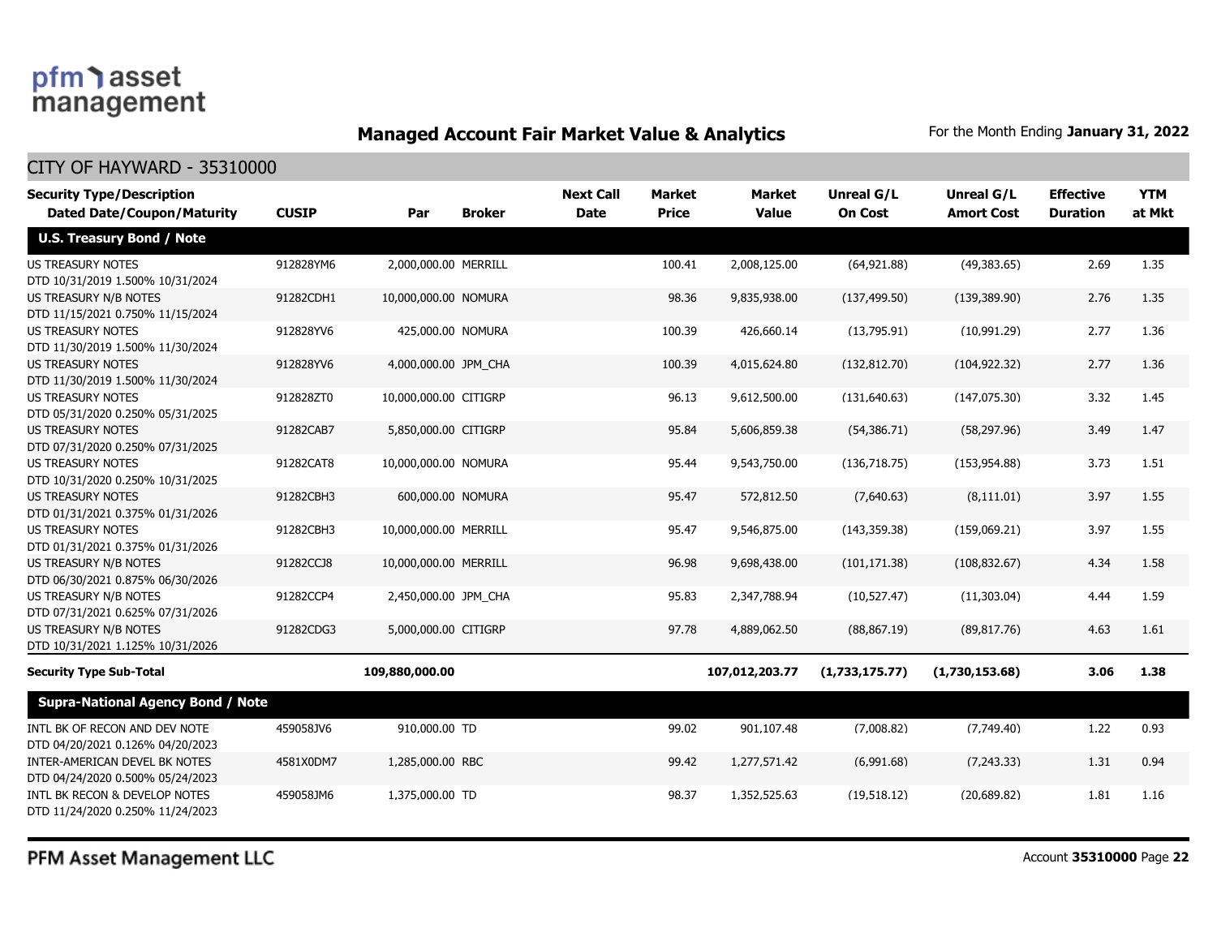## Managed Account Fair Market Value & Analytics

For the Month Ending **January 31, 2022**

CITY OF HAYWARD - 35310000

| Security Type/Description<br>Dated Date/Coupon/Maturity | CUSIP | Par | Broker | Next Call Date | Market Price | Market Value | Unreal G/L On Cost | Unreal G/L Amort Cost | Effective Duration | YTM at Mkt |
|---|---|---|---|---|---|---|---|---|---|---|
| **U.S. Treasury Bond / Note** | | | | | | | | | | |
| US TREASURY NOTES<br>DTD 10/31/2019 1.500% 10/31/2024 | 912828YM6 | 2,000,000.00 | MERRILL | | 100.41 | 2,008,125.00 | (64,921.88) | (49,383.65) | 2.69 | 1.35 |
| US TREASURY N/B NOTES<br>DTD 11/15/2021 0.750% 11/15/2024 | 91282CDH1 | 10,000,000.00 | NOMURA | | 98.36 | 9,835,938.00 | (137,499.50) | (139,389.90) | 2.76 | 1.35 |
| US TREASURY NOTES<br>DTD 11/30/2019 1.500% 11/30/2024 | 912828YV6 | 425,000.00 | NOMURA | | 100.39 | 426,660.14 | (13,795.91) | (10,991.29) | 2.77 | 1.36 |
| US TREASURY NOTES<br>DTD 11/30/2019 1.500% 11/30/2024 | 912828YV6 | 4,000,000.00 | JPM_CHA | | 100.39 | 4,015,624.80 | (132,812.70) | (104,922.32) | 2.77 | 1.36 |
| US TREASURY NOTES<br>DTD 05/31/2020 0.250% 05/31/2025 | 912828ZT0 | 10,000,000.00 | CITIGRP | | 96.13 | 9,612,500.00 | (131,640.63) | (147,075.30) | 3.32 | 1.45 |
| US TREASURY NOTES<br>DTD 07/31/2020 0.250% 07/31/2025 | 91282CAB7 | 5,850,000.00 | CITIGRP | | 95.84 | 5,606,859.38 | (54,386.71) | (58,297.96) | 3.49 | 1.47 |
| US TREASURY NOTES<br>DTD 10/31/2020 0.250% 10/31/2025 | 91282CAT8 | 10,000,000.00 | NOMURA | | 95.44 | 9,543,750.00 | (136,718.75) | (153,954.88) | 3.73 | 1.51 |
| US TREASURY NOTES<br>DTD 01/31/2021 0.375% 01/31/2026 | 91282CBH3 | 600,000.00 | NOMURA | | 95.47 | 572,812.50 | (7,640.63) | (8,111.01) | 3.97 | 1.55 |
| US TREASURY NOTES<br>DTD 01/31/2021 0.375% 01/31/2026 | 91282CBH3 | 10,000,000.00 | MERRILL | | 95.47 | 9,546,875.00 | (143,359.38) | (159,069.21) | 3.97 | 1.55 |
| US TREASURY N/B NOTES<br>DTD 06/30/2021 0.875% 06/30/2026 | 91282CCJ8 | 10,000,000.00 | MERRILL | | 96.98 | 9,698,438.00 | (101,171.38) | (108,832.67) | 4.34 | 1.58 |
| US TREASURY N/B NOTES<br>DTD 07/31/2021 0.625% 07/31/2026 | 91282CCP4 | 2,450,000.00 | JPM_CHA | | 95.83 | 2,347,788.94 | (10,527.47) | (11,303.04) | 4.44 | 1.59 |
| US TREASURY N/B NOTES<br>DTD 10/31/2021 1.125% 10/31/2026 | 91282CDG3 | 5,000,000.00 | CITIGRP | | 97.78 | 4,889,062.50 | (88,867.19) | (89,817.76) | 4.63 | 1.61 |
| **Security Type Sub-Total** | | **109,880,000.00** | | | | **107,012,203.77** | **(1,733,175.77)** | **(1,730,153.68)** | **3.06** | **1.38** |
| **Supra-National Agency Bond / Note** | | | | | | | | | | |
| INTL BK OF RECON AND DEV NOTE<br>DTD 04/20/2021 0.126% 04/20/2023 | 459058JV6 | 910,000.00 | TD | | 99.02 | 901,107.48 | (7,008.82) | (7,749.40) | 1.22 | 0.93 |
| INTER-AMERICAN DEVEL BK NOTES<br>DTD 04/24/2020 0.500% 05/24/2023 | 4581X0DM7 | 1,285,000.00 | RBC | | 99.42 | 1,277,571.42 | (6,991.68) | (7,243.33) | 1.31 | 0.94 |
| INTL BK RECON & DEVELOP NOTES<br>DTD 11/24/2020 0.250% 11/24/2023 | 459058JM6 | 1,375,000.00 | TD | | 98.37 | 1,352,525.63 | (19,518.12) | (20,689.82) | 1.81 | 1.16 |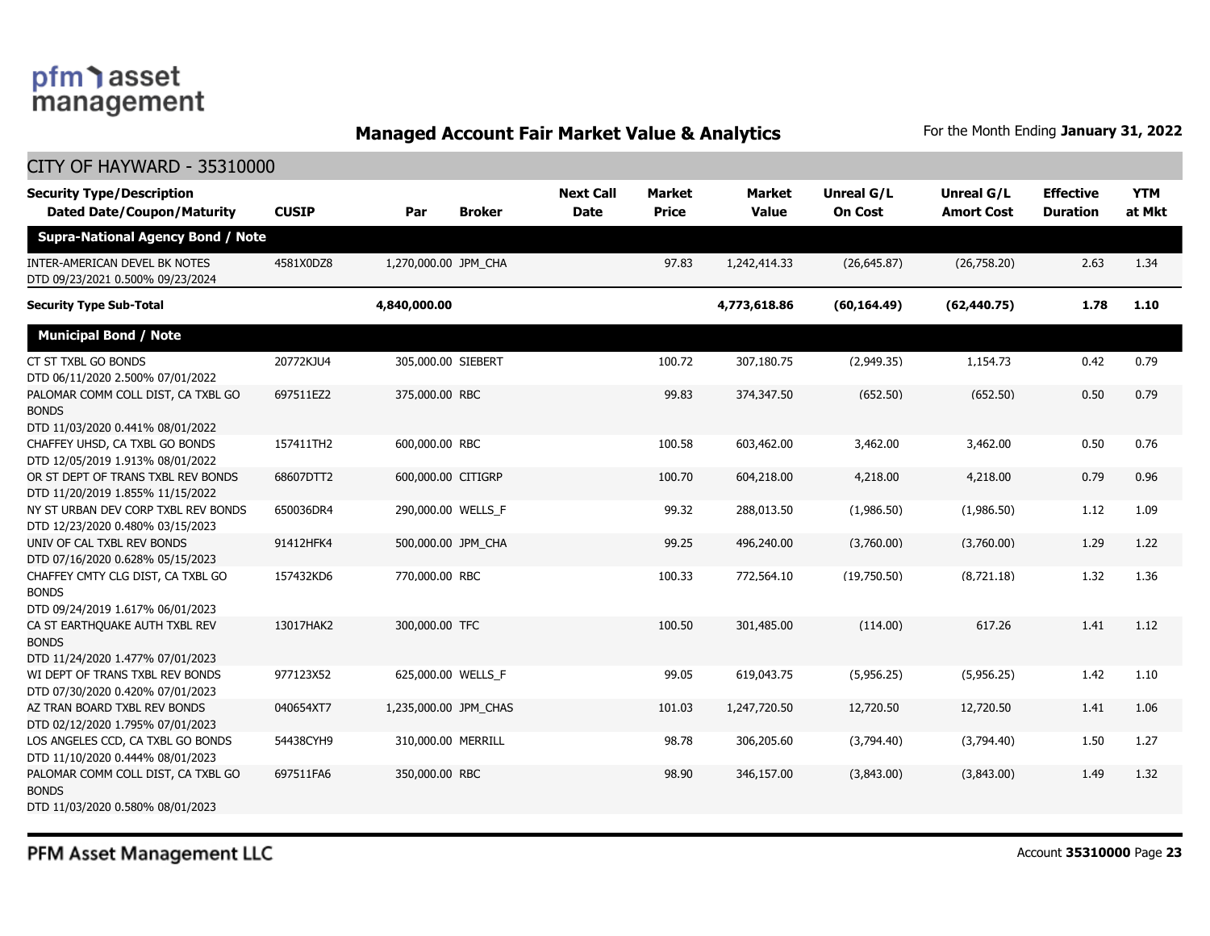## Managed Account Fair Market Value & Analytics

For the Month Ending **January 31, 2022**

CITY OF HAYWARD - 35310000

| Security Type/Description Dated Date/Coupon/Maturity | CUSIP | Par | Broker | Next Call Date | Market Price | Market Value | Unreal G/L On Cost | Unreal G/L Amort Cost | Effective Duration | YTM at Mkt |
|---|---|---|---|---|---|---|---|---|---|---|
| **Supra-National Agency Bond / Note** | | | | | | | | | | |
| INTER-AMERICAN DEVEL BK NOTES DTD 09/23/2021 0.500% 09/23/2024 | 4581X0DZ8 | 1,270,000.00 | JPM_CHA | | 97.83 | 1,242,414.33 | (26,645.87) | (26,758.20) | 2.63 | 1.34 |
| **Security Type Sub-Total** | | **4,840,000.00** | | | | **4,773,618.86** | **(60,164.49)** | **(62,440.75)** | **1.78** | **1.10** |
| **Municipal Bond / Note** | | | | | | | | | | |
| CT ST TXBL GO BONDS DTD 06/11/2020 2.500% 07/01/2022 | 20772KJU4 | 305,000.00 | SIEBERT | | 100.72 | 307,180.75 | (2,949.35) | 1,154.73 | 0.42 | 0.79 |
| PALOMAR COMM COLL DIST, CA TXBL GO BONDS DTD 11/03/2020 0.441% 08/01/2022 | 697511EZ2 | 375,000.00 | RBC | | 99.83 | 374,347.50 | (652.50) | (652.50) | 0.50 | 0.79 |
| CHAFFEY UHSD, CA TXBL GO BONDS DTD 12/05/2019 1.913% 08/01/2022 | 157411TH2 | 600,000.00 | RBC | | 100.58 | 603,462.00 | 3,462.00 | 3,462.00 | 0.50 | 0.76 |
| OR ST DEPT OF TRANS TXBL REV BONDS DTD 11/20/2019 1.855% 11/15/2022 | 68607DTT2 | 600,000.00 | CITIGRP | | 100.70 | 604,218.00 | 4,218.00 | 4,218.00 | 0.79 | 0.96 |
| NY ST URBAN DEV CORP TXBL REV BONDS DTD 12/23/2020 0.480% 03/15/2023 | 650036DR4 | 290,000.00 | WELLS_F | | 99.32 | 288,013.50 | (1,986.50) | (1,986.50) | 1.12 | 1.09 |
| UNIV OF CAL TXBL REV BONDS DTD 07/16/2020 0.628% 05/15/2023 | 91412HFK4 | 500,000.00 | JPM_CHA | | 99.25 | 496,240.00 | (3,760.00) | (3,760.00) | 1.29 | 1.22 |
| CHAFFEY CMTY CLG DIST, CA TXBL GO BONDS DTD 09/24/2019 1.617% 06/01/2023 | 157432KD6 | 770,000.00 | RBC | | 100.33 | 772,564.10 | (19,750.50) | (8,721.18) | 1.32 | 1.36 |
| CA ST EARTHQUAKE AUTH TXBL REV BONDS DTD 11/24/2020 1.477% 07/01/2023 | 13017HAK2 | 300,000.00 | TFC | | 100.50 | 301,485.00 | (114.00) | 617.26 | 1.41 | 1.12 |
| WI DEPT OF TRANS TXBL REV BONDS DTD 07/30/2020 0.420% 07/01/2023 | 977123X52 | 625,000.00 | WELLS_F | | 99.05 | 619,043.75 | (5,956.25) | (5,956.25) | 1.42 | 1.10 |
| AZ TRAN BOARD TXBL REV BONDS DTD 02/12/2020 1.795% 07/01/2023 | 040654XT7 | 1,235,000.00 | JPM_CHAS | | 101.03 | 1,247,720.50 | 12,720.50 | 12,720.50 | 1.41 | 1.06 |
| LOS ANGELES CCD, CA TXBL GO BONDS DTD 11/10/2020 0.444% 08/01/2023 | 54438CYH9 | 310,000.00 | MERRILL | | 98.78 | 306,205.60 | (3,794.40) | (3,794.40) | 1.50 | 1.27 |
| PALOMAR COMM COLL DIST, CA TXBL GO BONDS DTD 11/03/2020 0.580% 08/01/2023 | 697511FA6 | 350,000.00 | RBC | | 98.90 | 346,157.00 | (3,843.00) | (3,843.00) | 1.49 | 1.32 |

PFM Asset Management LLC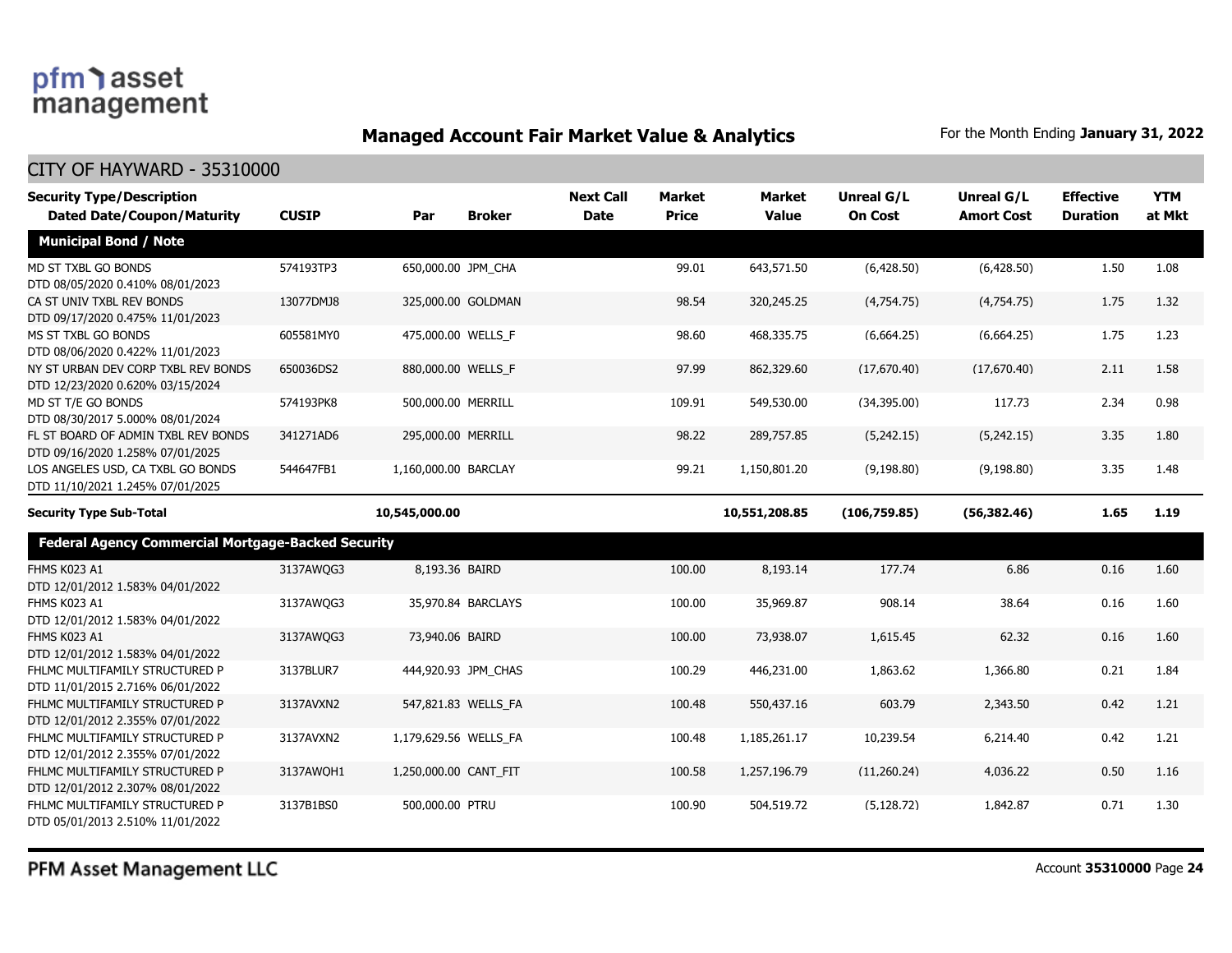## Managed Account Fair Market Value & Analytics

For the Month Ending **January 31, 2022**

CITY OF HAYWARD - 35310000

| Security Type/Description Dated Date/Coupon/Maturity | CUSIP | Par | Broker | Next Call Date | Market Price | Market Value | Unreal G/L On Cost | Unreal G/L Amort Cost | Effective Duration | YTM at Mkt |
|---|---|---|---|---|---|---|---|---|---|---|
| **Municipal Bond / Note** | | | | | | | | | | |
| MD ST TXBL GO BONDS DTD 08/05/2020 0.410% 08/01/2023 | 574193TP3 | 650,000.00 | JPM_CHA | | 99.01 | 643,571.50 | (6,428.50) | (6,428.50) | 1.50 | 1.08 |
| CA ST UNIV TXBL REV BONDS DTD 09/17/2020 0.475% 11/01/2023 | 13077DMJ8 | 325,000.00 | GOLDMAN | | 98.54 | 320,245.25 | (4,754.75) | (4,754.75) | 1.75 | 1.32 |
| MS ST TXBL GO BONDS DTD 08/06/2020 0.422% 11/01/2023 | 605581MY0 | 475,000.00 | WELLS_F | | 98.60 | 468,335.75 | (6,664.25) | (6,664.25) | 1.75 | 1.23 |
| NY ST URBAN DEV CORP TXBL REV BONDS DTD 12/23/2020 0.620% 03/15/2024 | 650036DS2 | 880,000.00 | WELLS_F | | 97.99 | 862,329.60 | (17,670.40) | (17,670.40) | 2.11 | 1.58 |
| MD ST T/E GO BONDS DTD 08/30/2017 5.000% 08/01/2024 | 574193PK8 | 500,000.00 | MERRILL | | 109.91 | 549,530.00 | (34,395.00) | 117.73 | 2.34 | 0.98 |
| FL ST BOARD OF ADMIN TXBL REV BONDS DTD 09/16/2020 1.258% 07/01/2025 | 341271AD6 | 295,000.00 | MERRILL | | 98.22 | 289,757.85 | (5,242.15) | (5,242.15) | 3.35 | 1.80 |
| LOS ANGELES USD, CA TXBL GO BONDS DTD 11/10/2021 1.245% 07/01/2025 | 544647FB1 | 1,160,000.00 | BARCLAY | | 99.21 | 1,150,801.20 | (9,198.80) | (9,198.80) | 3.35 | 1.48 |
| **Security Type Sub-Total** | | **10,545,000.00** | | | | **10,551,208.85** | **(106,759.85)** | **(56,382.46)** | **1.65** | **1.19** |
| **Federal Agency Commercial Mortgage-Backed Security** | | | | | | | | | | |
| FHMS K023 A1 DTD 12/01/2012 1.583% 04/01/2022 | 3137AWQG3 | 8,193.36 | BAIRD | | 100.00 | 8,193.14 | 177.74 | 6.86 | 0.16 | 1.60 |
| FHMS K023 A1 DTD 12/01/2012 1.583% 04/01/2022 | 3137AWQG3 | 35,970.84 | BARCLAYS | | 100.00 | 35,969.87 | 908.14 | 38.64 | 0.16 | 1.60 |
| FHMS K023 A1 DTD 12/01/2012 1.583% 04/01/2022 | 3137AWQG3 | 73,940.06 | BAIRD | | 100.00 | 73,938.07 | 1,615.45 | 62.32 | 0.16 | 1.60 |
| FHLMC MULTIFAMILY STRUCTURED P DTD 11/01/2015 2.716% 06/01/2022 | 3137BLUR7 | 444,920.93 | JPM_CHAS | | 100.29 | 446,231.00 | 1,863.62 | 1,366.80 | 0.21 | 1.84 |
| FHLMC MULTIFAMILY STRUCTURED P DTD 12/01/2012 2.355% 07/01/2022 | 3137AVXN2 | 547,821.83 | WELLS_FA | | 100.48 | 550,437.16 | 603.79 | 2,343.50 | 0.42 | 1.21 |
| FHLMC MULTIFAMILY STRUCTURED P DTD 12/01/2012 2.355% 07/01/2022 | 3137AVXN2 | 1,179,629.56 | WELLS_FA | | 100.48 | 1,185,261.17 | 10,239.54 | 6,214.40 | 0.42 | 1.21 |
| FHLMC MULTIFAMILY STRUCTURED P DTD 12/01/2012 2.307% 08/01/2022 | 3137AWQH1 | 1,250,000.00 | CANT_FIT | | 100.58 | 1,257,196.79 | (11,260.24) | 4,036.22 | 0.50 | 1.16 |
| FHLMC MULTIFAMILY STRUCTURED P DTD 05/01/2013 2.510% 11/01/2022 | 3137B1BS0 | 500,000.00 | PTRU | | 100.90 | 504,519.72 | (5,128.72) | 1,842.87 | 0.71 | 1.30 |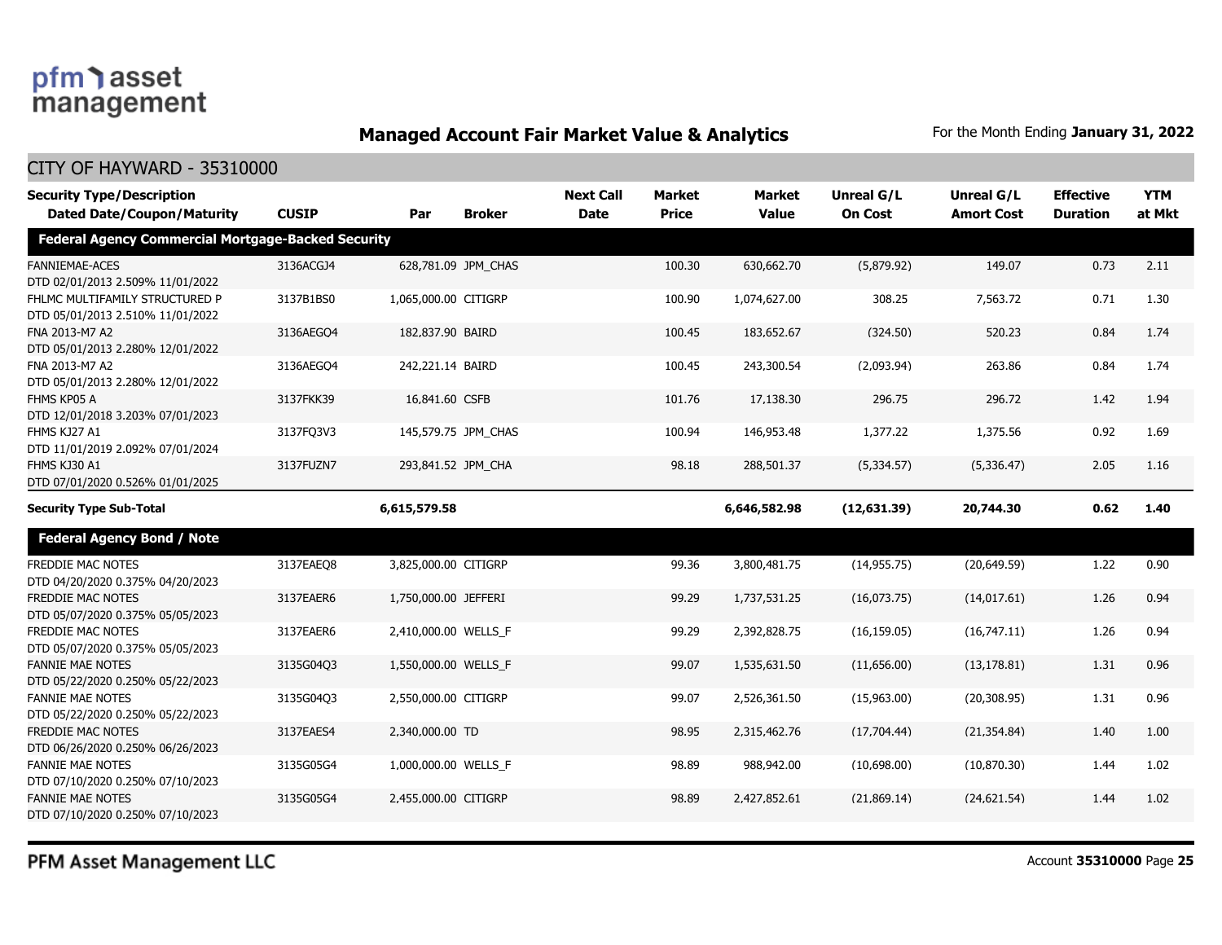## Managed Account Fair Market Value & Analytics

For the Month Ending **January 31, 2022**

### CITY OF HAYWARD - 35310000

| Security Type/Description<br>Dated Date/Coupon/Maturity | CUSIP | Par | Broker | Next Call Date | Market Price | Market Value | Unreal G/L On Cost | Unreal G/L Amort Cost | Effective Duration | YTM at Mkt |
|---|---|---|---|---|---|---|---|---|---|---|
| **Federal Agency Commercial Mortgage-Backed Security** | | | | | | | | | | |
| FANNIEMAE-ACES<br>DTD 02/01/2013 2.509% 11/01/2022 | 3136ACGJ4 | 628,781.09 | JPM_CHAS | | 100.30 | 630,662.70 | (5,879.92) | 149.07 | 0.73 | 2.11 |
| FHLMC MULTIFAMILY STRUCTURED P<br>DTD 05/01/2013 2.510% 11/01/2022 | 3137B1BS0 | 1,065,000.00 | CITIGRP | | 100.90 | 1,074,627.00 | 308.25 | 7,563.72 | 0.71 | 1.30 |
| FNA 2013-M7 A2<br>DTD 05/01/2013 2.280% 12/01/2022 | 3136AEGO4 | 182,837.90 | BAIRD | | 100.45 | 183,652.67 | (324.50) | 520.23 | 0.84 | 1.74 |
| FNA 2013-M7 A2<br>DTD 05/01/2013 2.280% 12/01/2022 | 3136AEGO4 | 242,221.14 | BAIRD | | 100.45 | 243,300.54 | (2,093.94) | 263.86 | 0.84 | 1.74 |
| FHMS KP05 A<br>DTD 12/01/2018 3.203% 07/01/2023 | 3137FKK39 | 16,841.60 | CSFB | | 101.76 | 17,138.30 | 296.75 | 296.72 | 1.42 | 1.94 |
| FHMS KJ27 A1<br>DTD 11/01/2019 2.092% 07/01/2024 | 3137FQ3V3 | 145,579.75 | JPM_CHAS | | 100.94 | 146,953.48 | 1,377.22 | 1,375.56 | 0.92 | 1.69 |
| FHMS KJ30 A1<br>DTD 07/01/2020 0.526% 01/01/2025 | 3137FUZN7 | 293,841.52 | JPM_CHA | | 98.18 | 288,501.37 | (5,334.57) | (5,336.47) | 2.05 | 1.16 |
| **Security Type Sub-Total** | | **6,615,579.58** | | | | **6,646,582.98** | **(12,631.39)** | **20,744.30** | **0.62** | **1.40** |
| **Federal Agency Bond / Note** | | | | | | | | | | |
| FREDDIE MAC NOTES<br>DTD 04/20/2020 0.375% 04/20/2023 | 3137EAEQ8 | 3,825,000.00 | CITIGRP | | 99.36 | 3,800,481.75 | (14,955.75) | (20,649.59) | 1.22 | 0.90 |
| FREDDIE MAC NOTES<br>DTD 05/07/2020 0.375% 05/05/2023 | 3137EAER6 | 1,750,000.00 | JEFFERI | | 99.29 | 1,737,531.25 | (16,073.75) | (14,017.61) | 1.26 | 0.94 |
| FREDDIE MAC NOTES<br>DTD 05/07/2020 0.375% 05/05/2023 | 3137EAER6 | 2,410,000.00 | WELLS_F | | 99.29 | 2,392,828.75 | (16,159.05) | (16,747.11) | 1.26 | 0.94 |
| FANNIE MAE NOTES<br>DTD 05/22/2020 0.250% 05/22/2023 | 3135G04Q3 | 1,550,000.00 | WELLS_F | | 99.07 | 1,535,631.50 | (11,656.00) | (13,178.81) | 1.31 | 0.96 |
| FANNIE MAE NOTES<br>DTD 05/22/2020 0.250% 05/22/2023 | 3135G04Q3 | 2,550,000.00 | CITIGRP | | 99.07 | 2,526,361.50 | (15,963.00) | (20,308.95) | 1.31 | 0.96 |
| FREDDIE MAC NOTES<br>DTD 06/26/2020 0.250% 06/26/2023 | 3137EAES4 | 2,340,000.00 | TD | | 98.95 | 2,315,462.76 | (17,704.44) | (21,354.84) | 1.40 | 1.00 |
| FANNIE MAE NOTES<br>DTD 07/10/2020 0.250% 07/10/2023 | 3135G05G4 | 1,000,000.00 | WELLS_F | | 98.89 | 988,942.00 | (10,698.00) | (10,870.30) | 1.44 | 1.02 |
| FANNIE MAE NOTES<br>DTD 07/10/2020 0.250% 07/10/2023 | 3135G05G4 | 2,455,000.00 | CITIGRP | | 98.89 | 2,427,852.61 | (21,869.14) | (24,621.54) | 1.44 | 1.02 |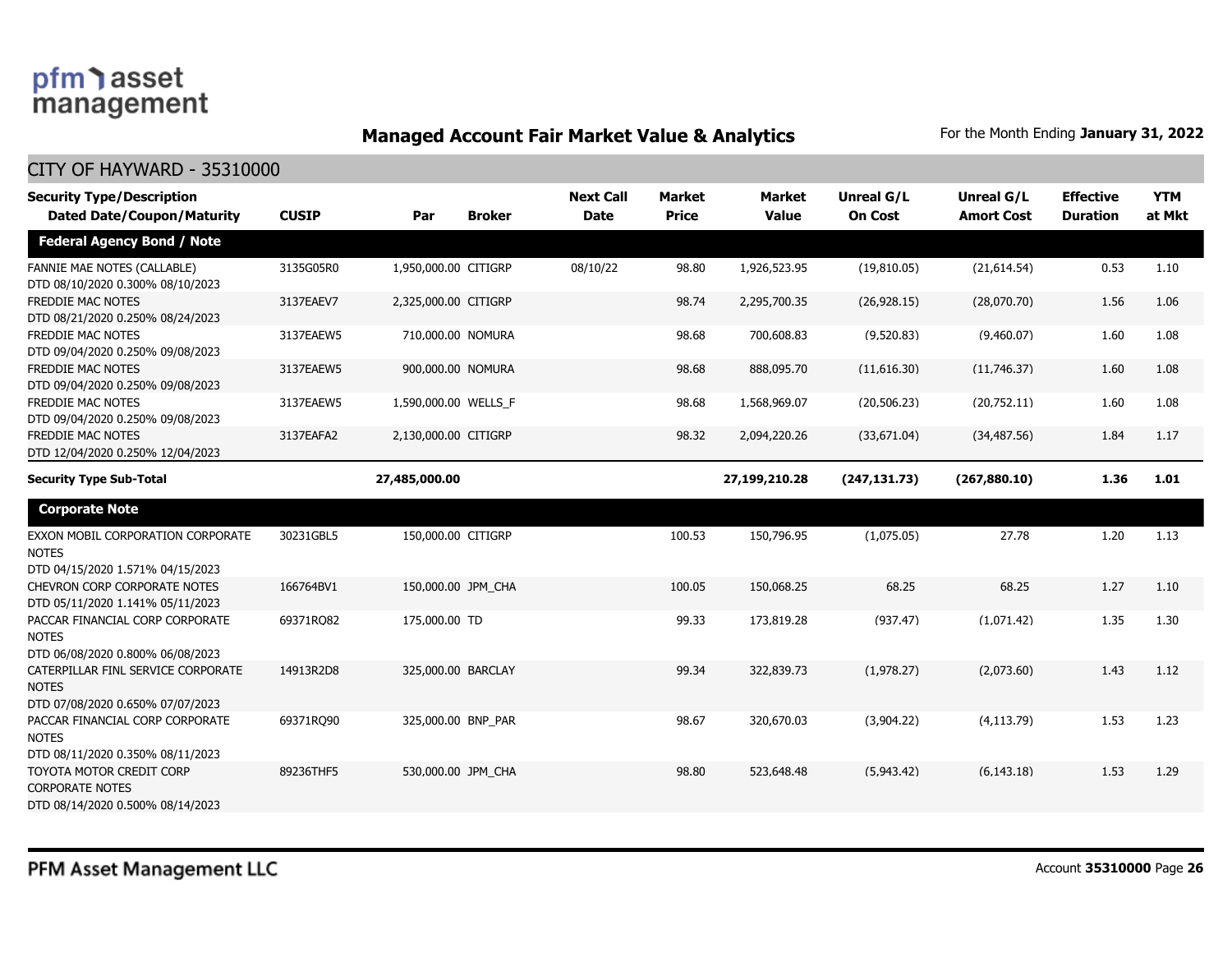## Managed Account Fair Market Value & Analytics

For the Month Ending **January 31, 2022**

### CITY OF HAYWARD - 35310000

| Security Type/Description Dated Date/Coupon/Maturity | CUSIP | Par | Broker | Next Call Date | Market Price | Market Value | Unreal G/L On Cost | Unreal G/L Amort Cost | Effective Duration | YTM at Mkt |
|---|---|---|---|---|---|---|---|---|---|---|
| **Federal Agency Bond / Note** | | | | | | | | | | |
| FANNIE MAE NOTES (CALLABLE) DTD 08/10/2020 0.300% 08/10/2023 | 3135G05R0 | 1,950,000.00 | CITIGRP | 08/10/22 | 98.80 | 1,926,523.95 | (19,810.05) | (21,614.54) | 0.53 | 1.10 |
| FREDDIE MAC NOTES DTD 08/21/2020 0.250% 08/24/2023 | 3137EAEV7 | 2,325,000.00 | CITIGRP | | 98.74 | 2,295,700.35 | (26,928.15) | (28,070.70) | 1.56 | 1.06 |
| FREDDIE MAC NOTES DTD 09/04/2020 0.250% 09/08/2023 | 3137EAEW5 | 710,000.00 | NOMURA | | 98.68 | 700,608.83 | (9,520.83) | (9,460.07) | 1.60 | 1.08 |
| FREDDIE MAC NOTES DTD 09/04/2020 0.250% 09/08/2023 | 3137EAEW5 | 900,000.00 | NOMURA | | 98.68 | 888,095.70 | (11,616.30) | (11,746.37) | 1.60 | 1.08 |
| FREDDIE MAC NOTES DTD 09/04/2020 0.250% 09/08/2023 | 3137EAEW5 | 1,590,000.00 | WELLS_F | | 98.68 | 1,568,969.07 | (20,506.23) | (20,752.11) | 1.60 | 1.08 |
| FREDDIE MAC NOTES DTD 12/04/2020 0.250% 12/04/2023 | 3137EAFA2 | 2,130,000.00 | CITIGRP | | 98.32 | 2,094,220.26 | (33,671.04) | (34,487.56) | 1.84 | 1.17 |
| **Security Type Sub-Total** | | **27,485,000.00** | | | | **27,199,210.28** | **(247,131.73)** | **(267,880.10)** | **1.36** | **1.01** |
| **Corporate Note** | | | | | | | | | | |
| EXXON MOBIL CORPORATION CORPORATE NOTES DTD 04/15/2020 1.571% 04/15/2023 | 30231GBL5 | 150,000.00 | CITIGRP | | 100.53 | 150,796.95 | (1,075.05) | 27.78 | 1.20 | 1.13 |
| CHEVRON CORP CORPORATE NOTES DTD 05/11/2020 1.141% 05/11/2023 | 166764BV1 | 150,000.00 | JPM_CHA | | 100.05 | 150,068.25 | 68.25 | 68.25 | 1.27 | 1.10 |
| PACCAR FINANCIAL CORP CORPORATE NOTES DTD 06/08/2020 0.800% 06/08/2023 | 69371RQ82 | 175,000.00 | TD | | 99.33 | 173,819.28 | (937.47) | (1,071.42) | 1.35 | 1.30 |
| CATERPILLAR FINL SERVICE CORPORATE NOTES DTD 07/08/2020 0.650% 07/07/2023 | 14913R2D8 | 325,000.00 | BARCLAY | | 99.34 | 322,839.73 | (1,978.27) | (2,073.60) | 1.43 | 1.12 |
| PACCAR FINANCIAL CORP CORPORATE NOTES DTD 08/11/2020 0.350% 08/11/2023 | 69371RQ90 | 325,000.00 | BNP_PAR | | 98.67 | 320,670.03 | (3,904.22) | (4,113.79) | 1.53 | 1.23 |
| TOYOTA MOTOR CREDIT CORP CORPORATE NOTES DTD 08/14/2020 0.500% 08/14/2023 | 89236THF5 | 530,000.00 | JPM_CHA | | 98.80 | 523,648.48 | (5,943.42) | (6,143.18) | 1.53 | 1.29 |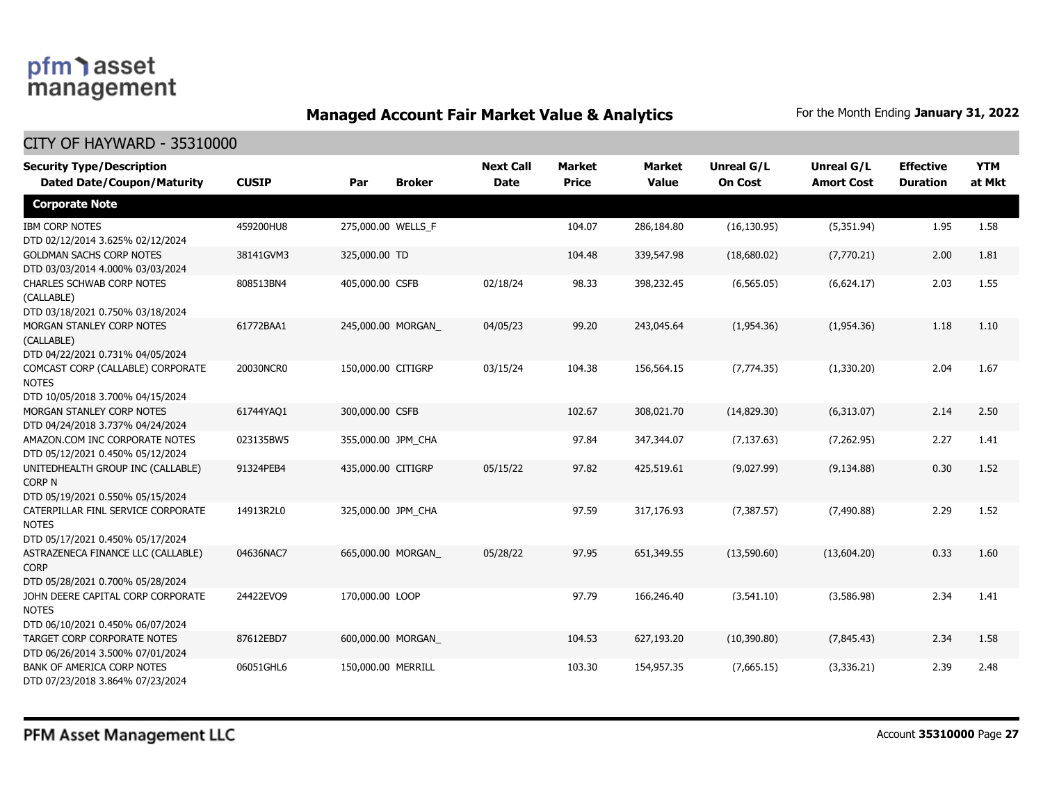# Managed Account Fair Market Value & Analytics

For the Month Ending **January 31, 2022**

## CITY OF HAYWARD - 35310000

| Security Type/Description<br>Dated Date/Coupon/Maturity | CUSIP | Par | Broker | Next Call Date | Market Price | Market Value | Unreal G/L On Cost | Unreal G/L Amort Cost | Effective Duration | YTM at Mkt |
|---|---|---|---|---|---|---|---|---|---|---|
| **Corporate Note** | | | | | | | | | | |
| IBM CORP NOTES<br>DTD 02/12/2014 3.625% 02/12/2024 | 459200HU8 | 275,000.00 | WELLS_F | | 104.07 | 286,184.80 | (16,130.95) | (5,351.94) | 1.95 | 1.58 |
| GOLDMAN SACHS CORP NOTES<br>DTD 03/03/2014 4.000% 03/03/2024 | 38141GVM3 | 325,000.00 | TD | | 104.48 | 339,547.98 | (18,680.02) | (7,770.21) | 2.00 | 1.81 |
| CHARLES SCHWAB CORP NOTES (CALLABLE)<br>DTD 03/18/2021 0.750% 03/18/2024 | 808513BN4 | 405,000.00 | CSFB | 02/18/24 | 98.33 | 398,232.45 | (6,565.05) | (6,624.17) | 2.03 | 1.55 |
| MORGAN STANLEY CORP NOTES (CALLABLE)<br>DTD 04/22/2021 0.731% 04/05/2024 | 61772BAA1 | 245,000.00 | MORGAN_ | 04/05/23 | 99.20 | 243,045.64 | (1,954.36) | (1,954.36) | 1.18 | 1.10 |
| COMCAST CORP (CALLABLE) CORPORATE NOTES<br>DTD 10/05/2018 3.700% 04/15/2024 | 20030NCR0 | 150,000.00 | CITIGRP | 03/15/24 | 104.38 | 156,564.15 | (7,774.35) | (1,330.20) | 2.04 | 1.67 |
| MORGAN STANLEY CORP NOTES<br>DTD 04/24/2018 3.737% 04/24/2024 | 61744YAQ1 | 300,000.00 | CSFB | | 102.67 | 308,021.70 | (14,829.30) | (6,313.07) | 2.14 | 2.50 |
| AMAZON.COM INC CORPORATE NOTES<br>DTD 05/12/2021 0.450% 05/12/2024 | 023135BW5 | 355,000.00 | JPM_CHA | | 97.84 | 347,344.07 | (7,137.63) | (7,262.95) | 2.27 | 1.41 |
| UNITEDHEALTH GROUP INC (CALLABLE) CORP N<br>DTD 05/19/2021 0.550% 05/15/2024 | 91324PEB4 | 435,000.00 | CITIGRP | 05/15/22 | 97.82 | 425,519.61 | (9,027.99) | (9,134.88) | 0.30 | 1.52 |
| CATERPILLAR FINL SERVICE CORPORATE NOTES<br>DTD 05/17/2021 0.450% 05/17/2024 | 14913R2L0 | 325,000.00 | JPM_CHA | | 97.59 | 317,176.93 | (7,387.57) | (7,490.88) | 2.29 | 1.52 |
| ASTRAZENECA FINANCE LLC (CALLABLE) CORP<br>DTD 05/28/2021 0.700% 05/28/2024 | 04636NAC7 | 665,000.00 | MORGAN_ | 05/28/22 | 97.95 | 651,349.55 | (13,590.60) | (13,604.20) | 0.33 | 1.60 |
| JOHN DEERE CAPITAL CORP CORPORATE NOTES<br>DTD 06/10/2021 0.450% 06/07/2024 | 24422EVQ9 | 170,000.00 | LOOP | | 97.79 | 166,246.40 | (3,541.10) | (3,586.98) | 2.34 | 1.41 |
| TARGET CORP CORPORATE NOTES<br>DTD 06/26/2014 3.500% 07/01/2024 | 87612EBD7 | 600,000.00 | MORGAN_ | | 104.53 | 627,193.20 | (10,390.80) | (7,845.43) | 2.34 | 1.58 |
| BANK OF AMERICA CORP NOTES<br>DTD 07/23/2018 3.864% 07/23/2024 | 06051GHL6 | 150,000.00 | MERRILL | | 103.30 | 154,957.35 | (7,665.15) | (3,336.21) | 2.39 | 2.48 |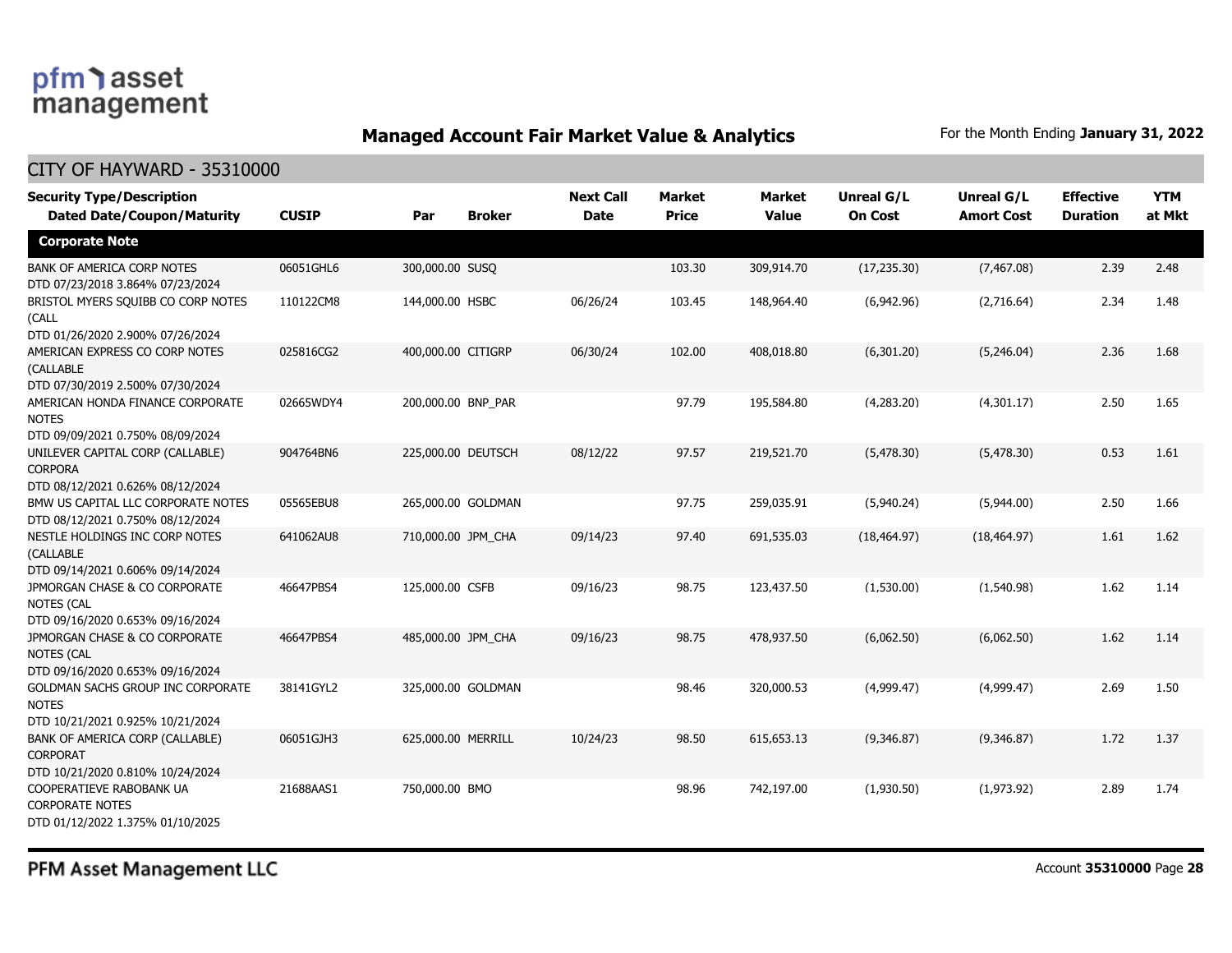## Managed Account Fair Market Value & Analytics

For the Month Ending **January 31, 2022**

### CITY OF HAYWARD - 35310000

| Security Type/Description Dated Date/Coupon/Maturity | CUSIP | Par | Broker | Next Call Date | Market Price | Market Value | Unreal G/L On Cost | Unreal G/L Amort Cost | Effective Duration | YTM at Mkt |
|---|---|---|---|---|---|---|---|---|---|---|
| **Corporate Note** | | | | | | | | | | |
| BANK OF AMERICA CORP NOTES DTD 07/23/2018 3.864% 07/23/2024 | 06051GHL6 | 300,000.00 | SUSQ | | 103.30 | 309,914.70 | (17,235.30) | (7,467.08) | 2.39 | 2.48 |
| BRISTOL MYERS SQUIBB CO CORP NOTES (CALL DTD 01/26/2020 2.900% 07/26/2024 | 110122CM8 | 144,000.00 | HSBC | 06/26/24 | 103.45 | 148,964.40 | (6,942.96) | (2,716.64) | 2.34 | 1.48 |
| AMERICAN EXPRESS CO CORP NOTES (CALLABLE DTD 07/30/2019 2.500% 07/30/2024 | 025816CG2 | 400,000.00 | CITIGRP | 06/30/24 | 102.00 | 408,018.80 | (6,301.20) | (5,246.04) | 2.36 | 1.68 |
| AMERICAN HONDA FINANCE CORPORATE NOTES DTD 09/09/2021 0.750% 08/09/2024 | 02665WDY4 | 200,000.00 | BNP_PAR | | 97.79 | 195,584.80 | (4,283.20) | (4,301.17) | 2.50 | 1.65 |
| UNILEVER CAPITAL CORP (CALLABLE) CORPORA DTD 08/12/2021 0.626% 08/12/2024 | 904764BN6 | 225,000.00 | DEUTSCH | 08/12/22 | 97.57 | 219,521.70 | (5,478.30) | (5,478.30) | 0.53 | 1.61 |
| BMW US CAPITAL LLC CORPORATE NOTES DTD 08/12/2021 0.750% 08/12/2024 | 05565EBU8 | 265,000.00 | GOLDMAN | | 97.75 | 259,035.91 | (5,940.24) | (5,944.00) | 2.50 | 1.66 |
| NESTLE HOLDINGS INC CORP NOTES (CALLABLE DTD 09/14/2021 0.606% 09/14/2024 | 641062AU8 | 710,000.00 | JPM_CHA | 09/14/23 | 97.40 | 691,535.03 | (18,464.97) | (18,464.97) | 1.61 | 1.62 |
| JPMORGAN CHASE & CO CORPORATE NOTES (CAL DTD 09/16/2020 0.653% 09/16/2024 | 46647PBS4 | 125,000.00 | CSFB | 09/16/23 | 98.75 | 123,437.50 | (1,530.00) | (1,540.98) | 1.62 | 1.14 |
| JPMORGAN CHASE & CO CORPORATE NOTES (CAL DTD 09/16/2020 0.653% 09/16/2024 | 46647PBS4 | 485,000.00 | JPM_CHA | 09/16/23 | 98.75 | 478,937.50 | (6,062.50) | (6,062.50) | 1.62 | 1.14 |
| GOLDMAN SACHS GROUP INC CORPORATE NOTES DTD 10/21/2021 0.925% 10/21/2024 | 38141GYL2 | 325,000.00 | GOLDMAN | | 98.46 | 320,000.53 | (4,999.47) | (4,999.47) | 2.69 | 1.50 |
| BANK OF AMERICA CORP (CALLABLE) CORPORAT DTD 10/21/2020 0.810% 10/24/2024 | 06051GJH3 | 625,000.00 | MERRILL | 10/24/23 | 98.50 | 615,653.13 | (9,346.87) | (9,346.87) | 1.72 | 1.37 |
| COOPERATIEVE RABOBANK UA CORPORATE NOTES DTD 01/12/2022 1.375% 01/10/2025 | 21688AAS1 | 750,000.00 | BMO | | 98.96 | 742,197.00 | (1,930.50) | (1,973.92) | 2.89 | 1.74 |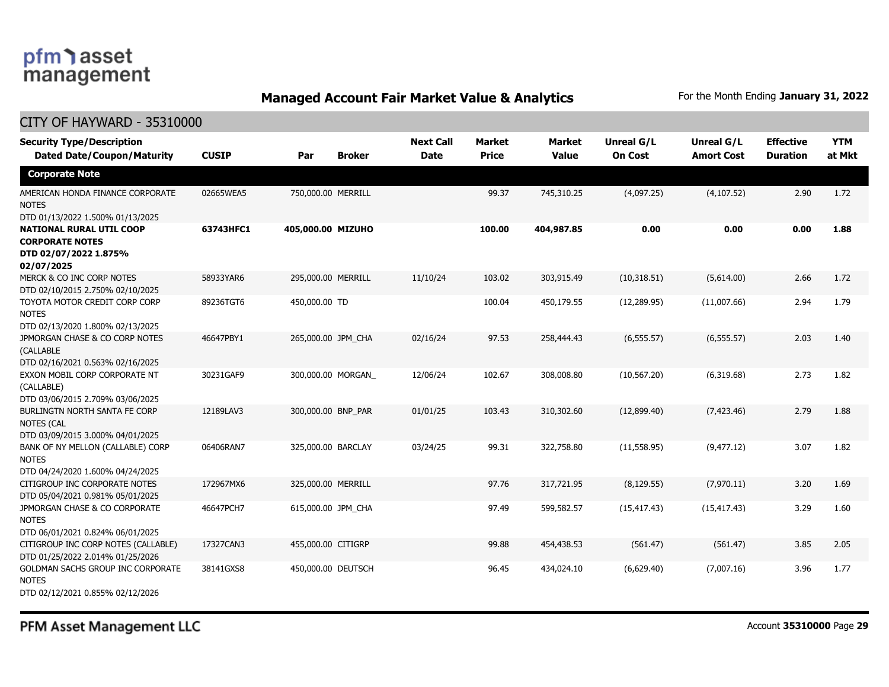## Managed Account Fair Market Value & Analytics

For the Month Ending **January 31, 2022**

### CITY OF HAYWARD - 35310000

| Security Type/Description Dated Date/Coupon/Maturity | CUSIP | Par | Broker | Next Call Date | Market Price | Market Value | Unreal G/L On Cost | Unreal G/L Amort Cost | Effective Duration | YTM at Mkt |
|---|---|---|---|---|---|---|---|---|---|---|
| **Corporate Note** | | | | | | | | | | |
| AMERICAN HONDA FINANCE CORPORATE NOTES DTD 01/13/2022 1.500% 01/13/2025 | 02665WEA5 | 750,000.00 | MERRILL | | 99.37 | 745,310.25 | (4,097.25) | (4,107.52) | 2.90 | 1.72 |
| **NATIONAL RURAL UTIL COOP CORPORATE NOTES DTD 02/07/2022 1.875% 02/07/2025** | **63743HFC1** | **405,000.00** | **MIZUHO** | | **100.00** | **404,987.85** | **0.00** | **0.00** | **0.00** | **1.88** |
| MERCK & CO INC CORP NOTES DTD 02/10/2015 2.750% 02/10/2025 | 58933YAR6 | 295,000.00 | MERRILL | 11/10/24 | 103.02 | 303,915.49 | (10,318.51) | (5,614.00) | 2.66 | 1.72 |
| TOYOTA MOTOR CREDIT CORP CORP NOTES DTD 02/13/2020 1.800% 02/13/2025 | 89236TGT6 | 450,000.00 | TD | | 100.04 | 450,179.55 | (12,289.95) | (11,007.66) | 2.94 | 1.79 |
| JPMORGAN CHASE & CO CORP NOTES (CALLABLE DTD 02/16/2021 0.563% 02/16/2025 | 46647PBY1 | 265,000.00 | JPM_CHA | 02/16/24 | 97.53 | 258,444.43 | (6,555.57) | (6,555.57) | 2.03 | 1.40 |
| EXXON MOBIL CORP CORPORATE NT (CALLABLE) DTD 03/06/2015 2.709% 03/06/2025 | 30231GAF9 | 300,000.00 | MORGAN_ | 12/06/24 | 102.67 | 308,008.80 | (10,567.20) | (6,319.68) | 2.73 | 1.82 |
| BURLINGTN NORTH SANTA FE CORP NOTES (CAL DTD 03/09/2015 3.000% 04/01/2025 | 12189LAV3 | 300,000.00 | BNP_PAR | 01/01/25 | 103.43 | 310,302.60 | (12,899.40) | (7,423.46) | 2.79 | 1.88 |
| BANK OF NY MELLON (CALLABLE) CORP NOTES DTD 04/24/2020 1.600% 04/24/2025 | 06406RAN7 | 325,000.00 | BARCLAY | 03/24/25 | 99.31 | 322,758.80 | (11,558.95) | (9,477.12) | 3.07 | 1.82 |
| CITIGROUP INC CORPORATE NOTES DTD 05/04/2021 0.981% 05/01/2025 | 172967MX6 | 325,000.00 | MERRILL | | 97.76 | 317,721.95 | (8,129.55) | (7,970.11) | 3.20 | 1.69 |
| JPMORGAN CHASE & CO CORPORATE NOTES DTD 06/01/2021 0.824% 06/01/2025 | 46647PCH7 | 615,000.00 | JPM_CHA | | 97.49 | 599,582.57 | (15,417.43) | (15,417.43) | 3.29 | 1.60 |
| CITIGROUP INC CORP NOTES (CALLABLE) DTD 01/25/2022 2.014% 01/25/2026 | 17327CAN3 | 455,000.00 | CITIGRP | | 99.88 | 454,438.53 | (561.47) | (561.47) | 3.85 | 2.05 |
| GOLDMAN SACHS GROUP INC CORPORATE NOTES DTD 02/12/2021 0.855% 02/12/2026 | 38141GXS8 | 450,000.00 | DEUTSCH | | 96.45 | 434,024.10 | (6,629.40) | (7,007.16) | 3.96 | 1.77 |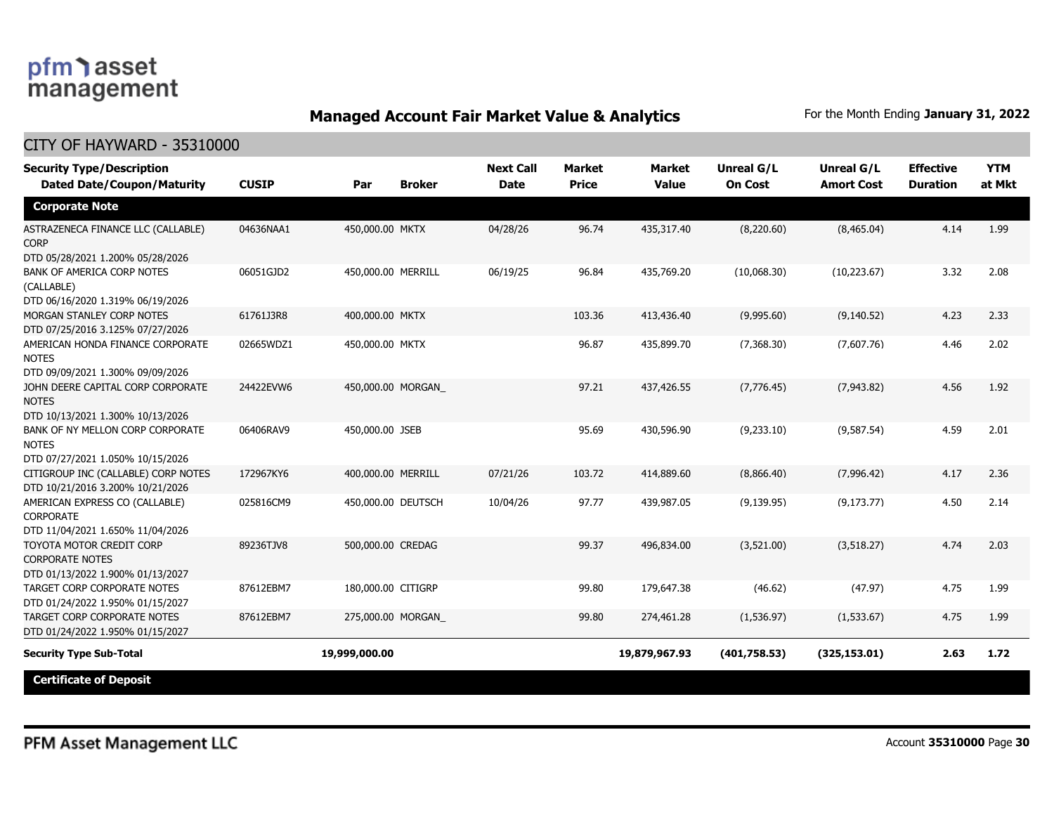## Managed Account Fair Market Value & Analytics

For the Month Ending **January 31, 2022**

### CITY OF HAYWARD - 35310000

| Security Type/Description Dated Date/Coupon/Maturity | CUSIP | Par | Broker | Next Call Date | Market Price | Market Value | Unreal G/L On Cost | Unreal G/L Amort Cost | Effective Duration | YTM at Mkt |
|---|---|---|---|---|---|---|---|---|---|---|
| **Corporate Note** | | | | | | | | | | |
| ASTRAZENECA FINANCE LLC (CALLABLE) CORP DTD 05/28/2021 1.200% 05/28/2026 | 04636NAA1 | 450,000.00 | MKTX | 04/28/26 | 96.74 | 435,317.40 | (8,220.60) | (8,465.04) | 4.14 | 1.99 |
| BANK OF AMERICA CORP NOTES (CALLABLE) DTD 06/16/2020 1.319% 06/19/2026 | 06051GJD2 | 450,000.00 | MERRILL | 06/19/25 | 96.84 | 435,769.20 | (10,068.30) | (10,223.67) | 3.32 | 2.08 |
| MORGAN STANLEY CORP NOTES DTD 07/25/2016 3.125% 07/27/2026 | 61761J3R8 | 400,000.00 | MKTX | | 103.36 | 413,436.40 | (9,995.60) | (9,140.52) | 4.23 | 2.33 |
| AMERICAN HONDA FINANCE CORPORATE NOTES DTD 09/09/2021 1.300% 09/09/2026 | 02665WDZ1 | 450,000.00 | MKTX | | 96.87 | 435,899.70 | (7,368.30) | (7,607.76) | 4.46 | 2.02 |
| JOHN DEERE CAPITAL CORP CORPORATE NOTES DTD 10/13/2021 1.300% 10/13/2026 | 24422EVW6 | 450,000.00 | MORGAN_ | | 97.21 | 437,426.55 | (7,776.45) | (7,943.82) | 4.56 | 1.92 |
| BANK OF NY MELLON CORP CORPORATE NOTES DTD 07/27/2021 1.050% 10/15/2026 | 06406RAV9 | 450,000.00 | JSEB | | 95.69 | 430,596.90 | (9,233.10) | (9,587.54) | 4.59 | 2.01 |
| CITIGROUP INC (CALLABLE) CORP NOTES DTD 10/21/2016 3.200% 10/21/2026 | 172967KY6 | 400,000.00 | MERRILL | 07/21/26 | 103.72 | 414,889.60 | (8,866.40) | (7,996.42) | 4.17 | 2.36 |
| AMERICAN EXPRESS CO (CALLABLE) CORPORATE DTD 11/04/2021 1.650% 11/04/2026 | 025816CM9 | 450,000.00 | DEUTSCH | 10/04/26 | 97.77 | 439,987.05 | (9,139.95) | (9,173.77) | 4.50 | 2.14 |
| TOYOTA MOTOR CREDIT CORP CORPORATE NOTES DTD 01/13/2022 1.900% 01/13/2027 | 89236TJV8 | 500,000.00 | CREDAG | | 99.37 | 496,834.00 | (3,521.00) | (3,518.27) | 4.74 | 2.03 |
| TARGET CORP CORPORATE NOTES DTD 01/24/2022 1.950% 01/15/2027 | 87612EBM7 | 180,000.00 | CITIGRP | | 99.80 | 179,647.38 | (46.62) | (47.97) | 4.75 | 1.99 |
| TARGET CORP CORPORATE NOTES DTD 01/24/2022 1.950% 01/15/2027 | 87612EBM7 | 275,000.00 | MORGAN_ | | 99.80 | 274,461.28 | (1,536.97) | (1,533.67) | 4.75 | 1.99 |
| **Security Type Sub-Total** | | **19,999,000.00** | | | | **19,879,967.93** | **(401,758.53)** | **(325,153.01)** | **2.63** | **1.72** |
| **Certificate of Deposit** | | | | | | | | | | |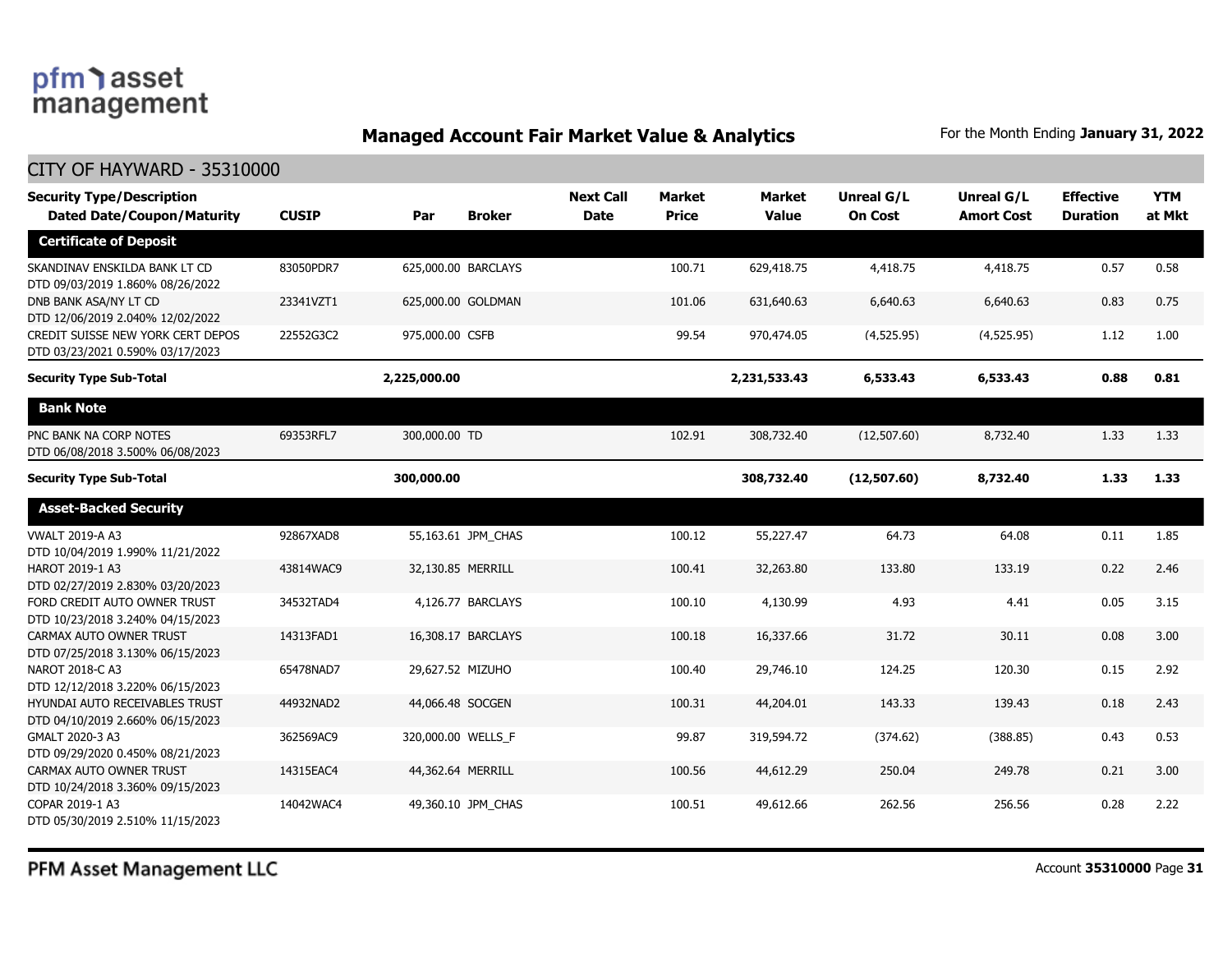**pfm asset management**

## Managed Account Fair Market Value & Analytics

For the Month Ending **January 31, 2022**

### CITY OF HAYWARD - 35310000

| Security Type/Description Dated Date/Coupon/Maturity | CUSIP | Par | Broker | Next Call Date | Market Price | Market Value | Unreal G/L On Cost | Unreal G/L Amort Cost | Effective Duration | YTM at Mkt |
|---|---|---|---|---|---|---|---|---|---|---|
| **Certificate of Deposit** | | | | | | | | | | |
| SKANDINAV ENSKILDA BANK LT CD DTD 09/03/2019 1.860% 08/26/2022 | 83050PDR7 | 625,000.00 | BARCLAYS | | 100.71 | 629,418.75 | 4,418.75 | 4,418.75 | 0.57 | 0.58 |
| DNB BANK ASA/NY LT CD DTD 12/06/2019 2.040% 12/02/2022 | 23341VZT1 | 625,000.00 | GOLDMAN | | 101.06 | 631,640.63 | 6,640.63 | 6,640.63 | 0.83 | 0.75 |
| CREDIT SUISSE NEW YORK CERT DEPOS DTD 03/23/2021 0.590% 03/17/2023 | 22552G3C2 | 975,000.00 | CSFB | | 99.54 | 970,474.05 | (4,525.95) | (4,525.95) | 1.12 | 1.00 |
| **Security Type Sub-Total** | | **2,225,000.00** | | | | **2,231,533.43** | **6,533.43** | **6,533.43** | **0.88** | **0.81** |
| **Bank Note** | | | | | | | | | | |
| PNC BANK NA CORP NOTES DTD 06/08/2018 3.500% 06/08/2023 | 69353RFL7 | 300,000.00 | TD | | 102.91 | 308,732.40 | (12,507.60) | 8,732.40 | 1.33 | 1.33 |
| **Security Type Sub-Total** | | **300,000.00** | | | | **308,732.40** | **(12,507.60)** | **8,732.40** | **1.33** | **1.33** |
| **Asset-Backed Security** | | | | | | | | | | |
| VWALT 2019-A A3 DTD 10/04/2019 1.990% 11/21/2022 | 92867XAD8 | 55,163.61 | JPM_CHAS | | 100.12 | 55,227.47 | 64.73 | 64.08 | 0.11 | 1.85 |
| HAROT 2019-1 A3 DTD 02/27/2019 2.830% 03/20/2023 | 43814WAC9 | 32,130.85 | MERRILL | | 100.41 | 32,263.80 | 133.80 | 133.19 | 0.22 | 2.46 |
| FORD CREDIT AUTO OWNER TRUST DTD 10/23/2018 3.240% 04/15/2023 | 34532TAD4 | 4,126.77 | BARCLAYS | | 100.10 | 4,130.99 | 4.93 | 4.41 | 0.05 | 3.15 |
| CARMAX AUTO OWNER TRUST DTD 07/25/2018 3.130% 06/15/2023 | 14313FAD1 | 16,308.17 | BARCLAYS | | 100.18 | 16,337.66 | 31.72 | 30.11 | 0.08 | 3.00 |
| NAROT 2018-C A3 DTD 12/12/2018 3.220% 06/15/2023 | 65478NAD7 | 29,627.52 | MIZUHO | | 100.40 | 29,746.10 | 124.25 | 120.30 | 0.15 | 2.92 |
| HYUNDAI AUTO RECEIVABLES TRUST DTD 04/10/2019 2.660% 06/15/2023 | 44932NAD2 | 44,066.48 | SOCGEN | | 100.31 | 44,204.01 | 143.33 | 139.43 | 0.18 | 2.43 |
| GMALT 2020-3 A3 DTD 09/29/2020 0.450% 08/21/2023 | 362569AC9 | 320,000.00 | WELLS_F | | 99.87 | 319,594.72 | (374.62) | (388.85) | 0.43 | 0.53 |
| CARMAX AUTO OWNER TRUST DTD 10/24/2018 3.360% 09/15/2023 | 14315EAC4 | 44,362.64 | MERRILL | | 100.56 | 44,612.29 | 250.04 | 249.78 | 0.21 | 3.00 |
| COPAR 2019-1 A3 DTD 05/30/2019 2.510% 11/15/2023 | 14042WAC4 | 49,360.10 | JPM_CHAS | | 100.51 | 49,612.66 | 262.56 | 256.56 | 0.28 | 2.22 |

PFM Asset Management LLC

Account **35310000**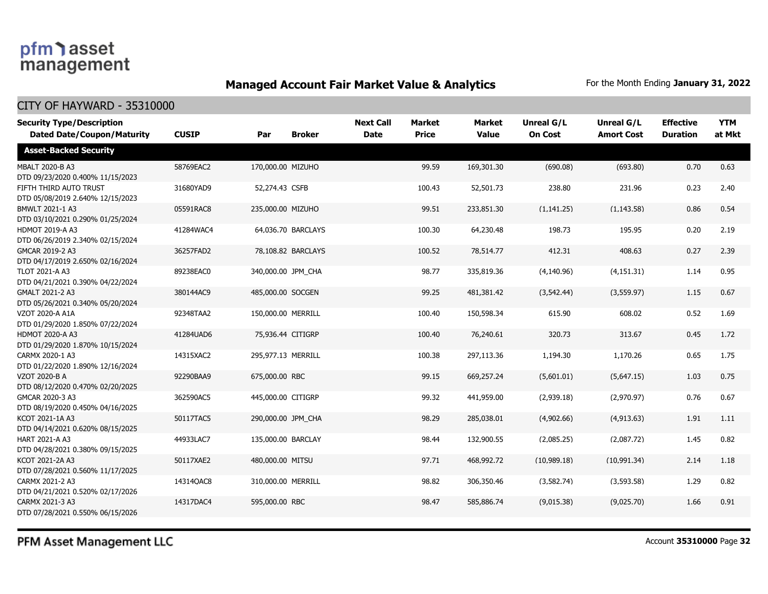# Managed Account Fair Market Value & Analytics

For the Month Ending **January 31, 2022**

## CITY OF HAYWARD - 35310000

| Security Type/Description Dated Date/Coupon/Maturity | CUSIP | Par | Broker | Next Call Date | Market Price | Market Value | Unreal G/L On Cost | Unreal G/L Amort Cost | Effective Duration | YTM at Mkt |
|---|---|---|---|---|---|---|---|---|---|---|
| **Asset-Backed Security** | | | | | | | | | | |
| MBALT 2020-B A3 DTD 09/23/2020 0.400% 11/15/2023 | 58769EAC2 | 170,000.00 | MIZUHO | | 99.59 | 169,301.30 | (690.08) | (693.80) | 0.70 | 0.63 |
| FIFTH THIRD AUTO TRUST DTD 05/08/2019 2.640% 12/15/2023 | 31680YAD9 | 52,274.43 | CSFB | | 100.43 | 52,501.73 | 238.80 | 231.96 | 0.23 | 2.40 |
| BMWLT 2021-1 A3 DTD 03/10/2021 0.290% 01/25/2024 | 05591RAC8 | 235,000.00 | MIZUHO | | 99.51 | 233,851.30 | (1,141.25) | (1,143.58) | 0.86 | 0.54 |
| HDMOT 2019-A A3 DTD 06/26/2019 2.340% 02/15/2024 | 41284WAC4 | 64,036.70 | BARCLAYS | | 100.30 | 64,230.48 | 198.73 | 195.95 | 0.20 | 2.19 |
| GMCAR 2019-2 A3 DTD 04/17/2019 2.650% 02/16/2024 | 36257FAD2 | 78,108.82 | BARCLAYS | | 100.52 | 78,514.77 | 412.31 | 408.63 | 0.27 | 2.39 |
| TLOT 2021-A A3 DTD 04/21/2021 0.390% 04/22/2024 | 89238EAC0 | 340,000.00 | JPM_CHA | | 98.77 | 335,819.36 | (4,140.96) | (4,151.31) | 1.14 | 0.95 |
| GMALT 2021-2 A3 DTD 05/26/2021 0.340% 05/20/2024 | 380144AC9 | 485,000.00 | SOCGEN | | 99.25 | 481,381.42 | (3,542.44) | (3,559.97) | 1.15 | 0.67 |
| VZOT 2020-A A1A DTD 01/29/2020 1.850% 07/22/2024 | 92348TAA2 | 150,000.00 | MERRILL | | 100.40 | 150,598.34 | 615.90 | 608.02 | 0.52 | 1.69 |
| HDMOT 2020-A A3 DTD 01/29/2020 1.870% 10/15/2024 | 41284UAD6 | 75,936.44 | CITIGRP | | 100.40 | 76,240.61 | 320.73 | 313.67 | 0.45 | 1.72 |
| CARMX 2020-1 A3 DTD 01/22/2020 1.890% 12/16/2024 | 14315XAC2 | 295,977.13 | MERRILL | | 100.38 | 297,113.36 | 1,194.30 | 1,170.26 | 0.65 | 1.75 |
| VZOT 2020-B A DTD 08/12/2020 0.470% 02/20/2025 | 92290BAA9 | 675,000.00 | RBC | | 99.15 | 669,257.24 | (5,601.01) | (5,647.15) | 1.03 | 0.75 |
| GMCAR 2020-3 A3 DTD 08/19/2020 0.450% 04/16/2025 | 362590AC5 | 445,000.00 | CITIGRP | | 99.32 | 441,959.00 | (2,939.18) | (2,970.97) | 0.76 | 0.67 |
| KCOT 2021-1A A3 DTD 04/14/2021 0.620% 08/15/2025 | 50117TAC5 | 290,000.00 | JPM_CHA | | 98.29 | 285,038.01 | (4,902.66) | (4,913.63) | 1.91 | 1.11 |
| HART 2021-A A3 DTD 04/28/2021 0.380% 09/15/2025 | 44933LAC7 | 135,000.00 | BARCLAY | | 98.44 | 132,900.55 | (2,085.25) | (2,087.72) | 1.45 | 0.82 |
| KCOT 2021-2A A3 DTD 07/28/2021 0.560% 11/17/2025 | 50117XAE2 | 480,000.00 | MITSU | | 97.71 | 468,992.72 | (10,989.18) | (10,991.34) | 2.14 | 1.18 |
| CARMX 2021-2 A3 DTD 04/21/2021 0.520% 02/17/2026 | 14314QAC8 | 310,000.00 | MERRILL | | 98.82 | 306,350.46 | (3,582.74) | (3,593.58) | 1.29 | 0.82 |
| CARMX 2021-3 A3 DTD 07/28/2021 0.550% 06/15/2026 | 14317DAC4 | 595,000.00 | RBC | | 98.47 | 585,886.74 | (9,015.38) | (9,025.70) | 1.66 | 0.91 |

PFM Asset Management LLC

Account **35310000**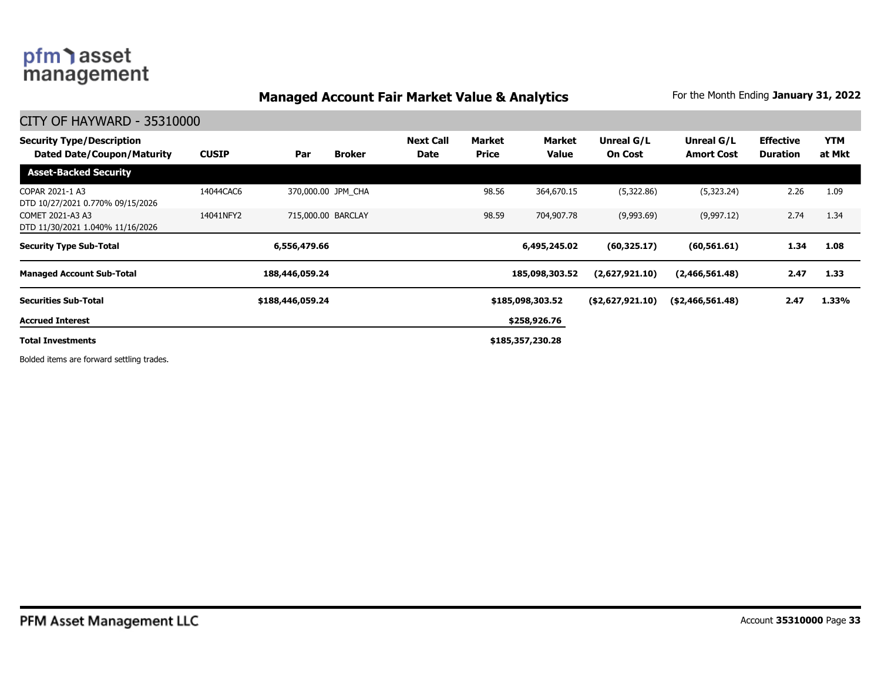## Managed Account Fair Market Value & Analytics

For the Month Ending **January 31, 2022**

### CITY OF HAYWARD - 35310000

| Security Type/Description Dated Date/Coupon/Maturity | CUSIP | Par | Broker | Next Call Date | Market Price | Market Value | Unreal G/L On Cost | Unreal G/L Amort Cost | Effective Duration | YTM at Mkt |
|---|---|---|---|---|---|---|---|---|---|---|
| **Asset-Backed Security** | | | | | | | | | | |
| COPAR 2021-1 A3 DTD 10/27/2021 0.770% 09/15/2026 | 14044CAC6 | 370,000.00 | JPM_CHA | | 98.56 | 364,670.15 | (5,322.86) | (5,323.24) | 2.26 | 1.09 |
| COMET 2021-A3 A3 DTD 11/30/2021 1.040% 11/16/2026 | 14041NFY2 | 715,000.00 | BARCLAY | | 98.59 | 704,907.78 | (9,993.69) | (9,997.12) | 2.74 | 1.34 |
| **Security Type Sub-Total** | | **6,556,479.66** | | | | **6,495,245.02** | **(60,325.17)** | **(60,561.61)** | **1.34** | **1.08** |
| **Managed Account Sub-Total** | | **188,446,059.24** | | | | **185,098,303.52** | **(2,627,921.10)** | **(2,466,561.48)** | **2.47** | **1.33** |
| **Securities Sub-Total** | | **$188,446,059.24** | | | | **$185,098,303.52** | **($2,627,921.10)** | **($2,466,561.48)** | **2.47** | **1.33%** |
| **Accrued Interest** | | | | | | **$258,926.76** | | | | |
| **Total Investments** | | | | | | **$185,357,230.28** | | | | |

Bolded items are forward settling trades.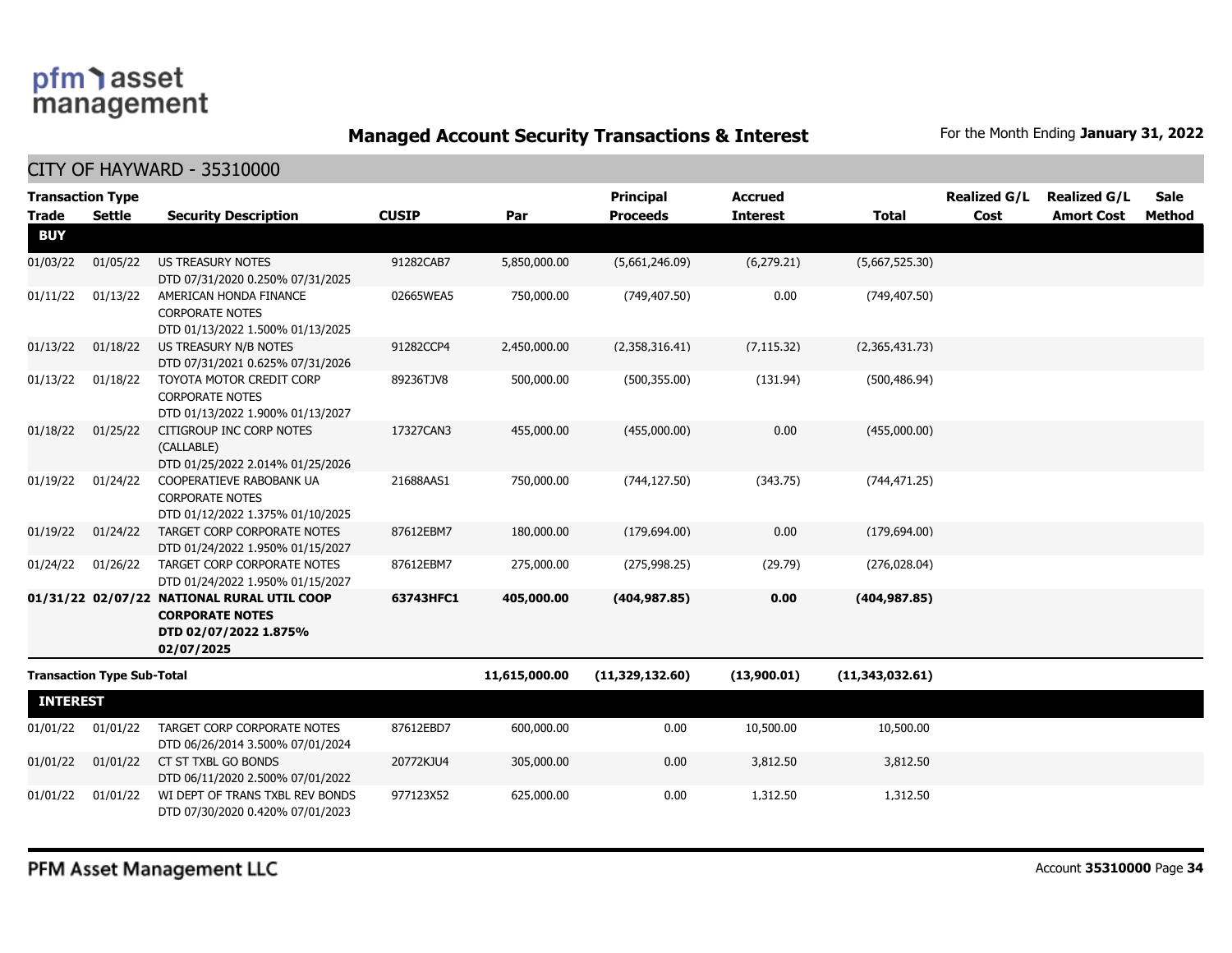# Managed Account Security Transactions & Interest

For the Month Ending **January 31, 2022**

## CITY OF HAYWARD - 35310000

| Transaction Type Trade | Settle | Security Description | CUSIP | Par | Principal Proceeds | Accrued Interest | Total | Realized G/L Cost | Realized G/L Amort Cost | Sale Method |
|---|---|---|---|---|---|---|---|---|---|---|
| **BUY** | | | | | | | | | | |
| 01/03/22 | 01/05/22 | US TREASURY NOTES DTD 07/31/2020 0.250% 07/31/2025 | 91282CAB7 | 5,850,000.00 | (5,661,246.09) | (6,279.21) | (5,667,525.30) | | | |
| 01/11/22 | 01/13/22 | AMERICAN HONDA FINANCE CORPORATE NOTES DTD 01/13/2022 1.500% 01/13/2025 | 02665WEA5 | 750,000.00 | (749,407.50) | 0.00 | (749,407.50) | | | |
| 01/13/22 | 01/18/22 | US TREASURY N/B NOTES DTD 07/31/2021 0.625% 07/31/2026 | 91282CCP4 | 2,450,000.00 | (2,358,316.41) | (7,115.32) | (2,365,431.73) | | | |
| 01/13/22 | 01/18/22 | TOYOTA MOTOR CREDIT CORP CORPORATE NOTES DTD 01/13/2022 1.900% 01/13/2027 | 89236TJV8 | 500,000.00 | (500,355.00) | (131.94) | (500,486.94) | | | |
| 01/18/22 | 01/25/22 | CITIGROUP INC CORP NOTES (CALLABLE) DTD 01/25/2022 2.014% 01/25/2026 | 17327CAN3 | 455,000.00 | (455,000.00) | 0.00 | (455,000.00) | | | |
| 01/19/22 | 01/24/22 | COOPERATIEVE RABOBANK UA CORPORATE NOTES DTD 01/12/2022 1.375% 01/10/2025 | 21688AAS1 | 750,000.00 | (744,127.50) | (343.75) | (744,471.25) | | | |
| 01/19/22 | 01/24/22 | TARGET CORP CORPORATE NOTES DTD 01/24/2022 1.950% 01/15/2027 | 87612EBM7 | 180,000.00 | (179,694.00) | 0.00 | (179,694.00) | | | |
| 01/24/22 | 01/26/22 | TARGET CORP CORPORATE NOTES DTD 01/24/2022 1.950% 01/15/2027 | 87612EBM7 | 275,000.00 | (275,998.25) | (29.79) | (276,028.04) | | | |
| **01/31/22** | **02/07/22** | **NATIONAL RURAL UTIL COOP CORPORATE NOTES DTD 02/07/2022 1.875% 02/07/2025** | **63743HFC1** | **405,000.00** | **(404,987.85)** | **0.00** | **(404,987.85)** | | | |
| **Transaction Type Sub-Total** | | | | **11,615,000.00** | **(11,329,132.60)** | **(13,900.01)** | **(11,343,032.61)** | | | |
| **INTEREST** | | | | | | | | | | |
| 01/01/22 | 01/01/22 | TARGET CORP CORPORATE NOTES DTD 06/26/2014 3.500% 07/01/2024 | 87612EBD7 | 600,000.00 | 0.00 | 10,500.00 | 10,500.00 | | | |
| 01/01/22 | 01/01/22 | CT ST TXBL GO BONDS DTD 06/11/2020 2.500% 07/01/2022 | 20772KJU4 | 305,000.00 | 0.00 | 3,812.50 | 3,812.50 | | | |
| 01/01/22 | 01/01/22 | WI DEPT OF TRANS TXBL REV BONDS DTD 07/30/2020 0.420% 07/01/2023 | 977123X52 | 625,000.00 | 0.00 | 1,312.50 | 1,312.50 | | | |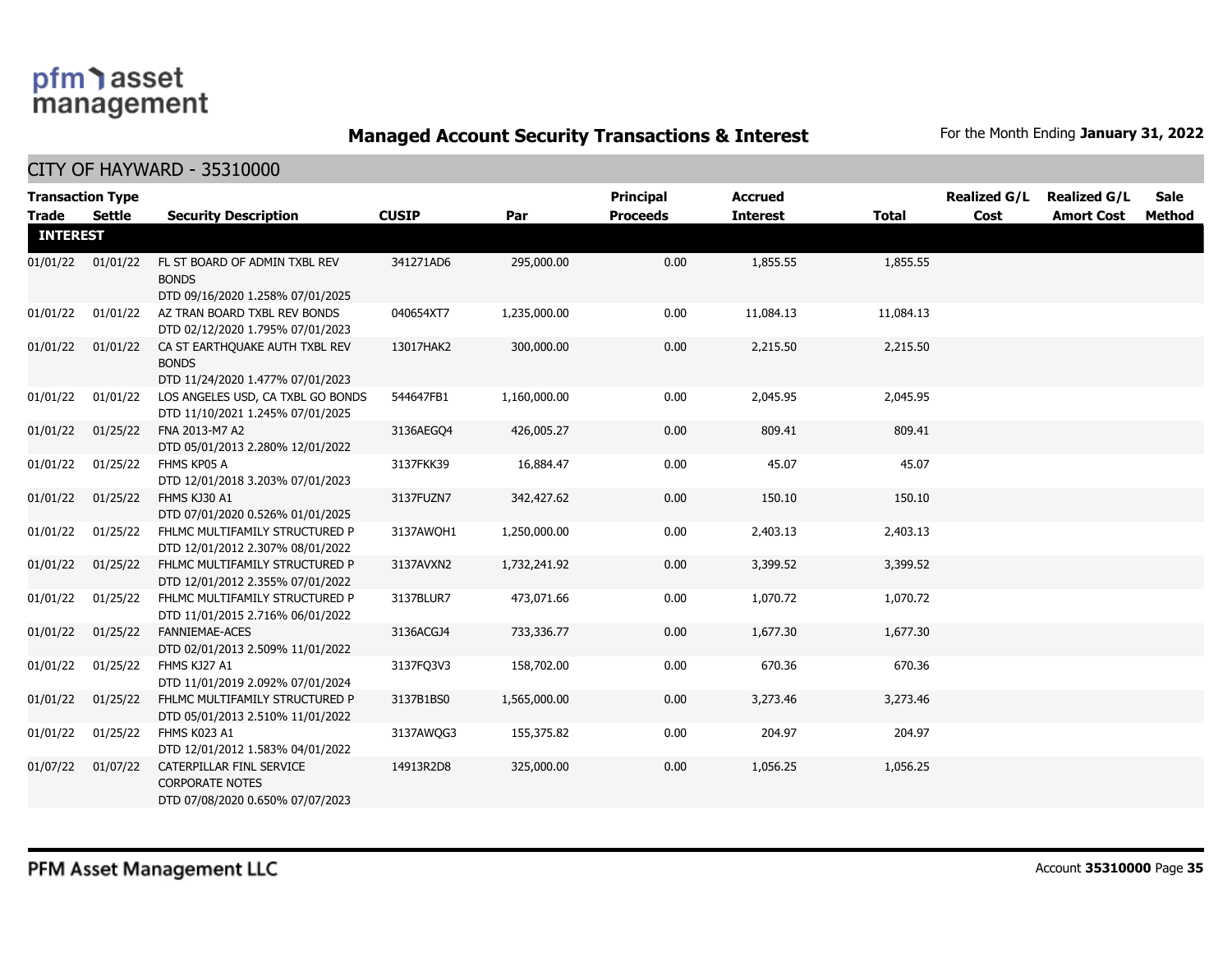# Managed Account Security Transactions & Interest

For the Month Ending **January 31, 2022**

## CITY OF HAYWARD - 35310000

| Transaction Type Trade | Settle | Security Description | CUSIP | Par | Principal Proceeds | Accrued Interest | Total | Realized G/L Cost | Realized G/L Amort Cost | Sale Method |
|---|---|---|---|---|---|---|---|---|---|---|
| **INTEREST** | | | | | | | | | | |
| 01/01/22 | 01/01/22 | FL ST BOARD OF ADMIN TXBL REV BONDS DTD 09/16/2020 1.258% 07/01/2025 | 341271AD6 | 295,000.00 | 0.00 | 1,855.55 | 1,855.55 | | | |
| 01/01/22 | 01/01/22 | AZ TRAN BOARD TXBL REV BONDS DTD 02/12/2020 1.795% 07/01/2023 | 040654XT7 | 1,235,000.00 | 0.00 | 11,084.13 | 11,084.13 | | | |
| 01/01/22 | 01/01/22 | CA ST EARTHQUAKE AUTH TXBL REV BONDS DTD 11/24/2020 1.477% 07/01/2023 | 13017HAK2 | 300,000.00 | 0.00 | 2,215.50 | 2,215.50 | | | |
| 01/01/22 | 01/01/22 | LOS ANGELES USD, CA TXBL GO BONDS DTD 11/10/2021 1.245% 07/01/2025 | 544647FB1 | 1,160,000.00 | 0.00 | 2,045.95 | 2,045.95 | | | |
| 01/01/22 | 01/25/22 | FNA 2013-M7 A2 DTD 05/01/2013 2.280% 12/01/2022 | 3136AEGQ4 | 426,005.27 | 0.00 | 809.41 | 809.41 | | | |
| 01/01/22 | 01/25/22 | FHMS KP05 A DTD 12/01/2018 3.203% 07/01/2023 | 3137FKK39 | 16,884.47 | 0.00 | 45.07 | 45.07 | | | |
| 01/01/22 | 01/25/22 | FHMS KJ30 A1 DTD 07/01/2020 0.526% 01/01/2025 | 3137FUZN7 | 342,427.62 | 0.00 | 150.10 | 150.10 | | | |
| 01/01/22 | 01/25/22 | FHLMC MULTIFAMILY STRUCTURED P DTD 12/01/2012 2.307% 08/01/2022 | 3137AWQH1 | 1,250,000.00 | 0.00 | 2,403.13 | 2,403.13 | | | |
| 01/01/22 | 01/25/22 | FHLMC MULTIFAMILY STRUCTURED P DTD 12/01/2012 2.355% 07/01/2022 | 3137AVXN2 | 1,732,241.92 | 0.00 | 3,399.52 | 3,399.52 | | | |
| 01/01/22 | 01/25/22 | FHLMC MULTIFAMILY STRUCTURED P DTD 11/01/2015 2.716% 06/01/2022 | 3137BLUR7 | 473,071.66 | 0.00 | 1,070.72 | 1,070.72 | | | |
| 01/01/22 | 01/25/22 | FANNIEMAE-ACES DTD 02/01/2013 2.509% 11/01/2022 | 3136ACGJ4 | 733,336.77 | 0.00 | 1,677.30 | 1,677.30 | | | |
| 01/01/22 | 01/25/22 | FHMS KJ27 A1 DTD 11/01/2019 2.092% 07/01/2024 | 3137FQ3V3 | 158,702.00 | 0.00 | 670.36 | 670.36 | | | |
| 01/01/22 | 01/25/22 | FHLMC MULTIFAMILY STRUCTURED P DTD 05/01/2013 2.510% 11/01/2022 | 3137B1BS0 | 1,565,000.00 | 0.00 | 3,273.46 | 3,273.46 | | | |
| 01/01/22 | 01/25/22 | FHMS K023 A1 DTD 12/01/2012 1.583% 04/01/2022 | 3137AWQG3 | 155,375.82 | 0.00 | 204.97 | 204.97 | | | |
| 01/07/22 | 01/07/22 | CATERPILLAR FINL SERVICE CORPORATE NOTES DTD 07/08/2020 0.650% 07/07/2023 | 14913R2D8 | 325,000.00 | 0.00 | 1,056.25 | 1,056.25 | | | |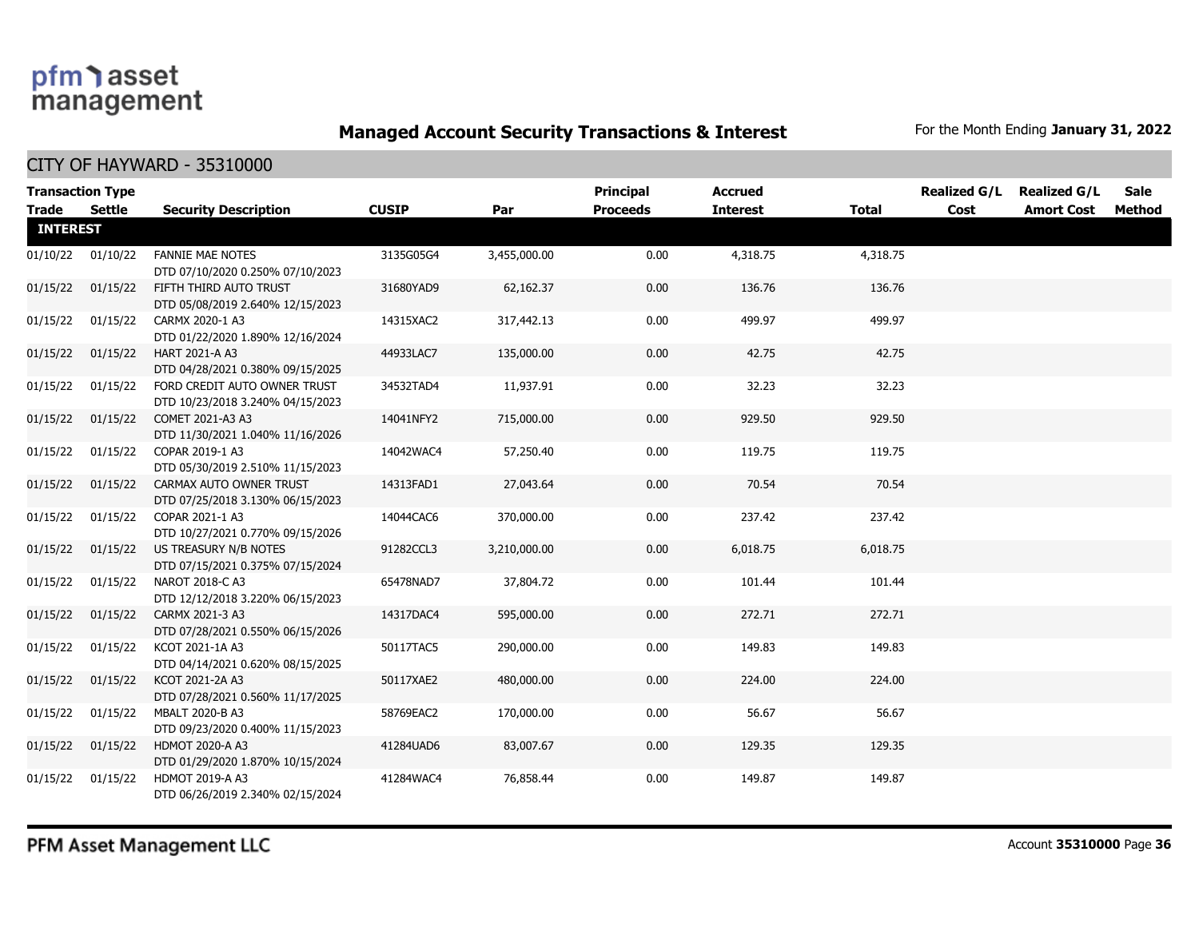# Managed Account Security Transactions & Interest

For the Month Ending **January 31, 2022**

## CITY OF HAYWARD - 35310000

| Transaction Type Trade | Settle | Security Description | CUSIP | Par | Principal Proceeds | Accrued Interest | Total | Realized G/L Cost | Realized G/L Amort Cost | Sale Method |
|---|---|---|---|---|---|---|---|---|---|---|
| **INTEREST** | | | | | | | | | | |
| 01/10/22 | 01/10/22 | FANNIE MAE NOTES DTD 07/10/2020 0.250% 07/10/2023 | 3135G05G4 | 3,455,000.00 | 0.00 | 4,318.75 | 4,318.75 | | | |
| 01/15/22 | 01/15/22 | FIFTH THIRD AUTO TRUST DTD 05/08/2019 2.640% 12/15/2023 | 31680YAD9 | 62,162.37 | 0.00 | 136.76 | 136.76 | | | |
| 01/15/22 | 01/15/22 | CARMX 2020-1 A3 DTD 01/22/2020 1.890% 12/16/2024 | 14315XAC2 | 317,442.13 | 0.00 | 499.97 | 499.97 | | | |
| 01/15/22 | 01/15/22 | HART 2021-A A3 DTD 04/28/2021 0.380% 09/15/2025 | 44933LAC7 | 135,000.00 | 0.00 | 42.75 | 42.75 | | | |
| 01/15/22 | 01/15/22 | FORD CREDIT AUTO OWNER TRUST DTD 10/23/2018 3.240% 04/15/2023 | 34532TAD4 | 11,937.91 | 0.00 | 32.23 | 32.23 | | | |
| 01/15/22 | 01/15/22 | COMET 2021-A3 A3 DTD 11/30/2021 1.040% 11/16/2026 | 14041NFY2 | 715,000.00 | 0.00 | 929.50 | 929.50 | | | |
| 01/15/22 | 01/15/22 | COPAR 2019-1 A3 DTD 05/30/2019 2.510% 11/15/2023 | 14042WAC4 | 57,250.40 | 0.00 | 119.75 | 119.75 | | | |
| 01/15/22 | 01/15/22 | CARMAX AUTO OWNER TRUST DTD 07/25/2018 3.130% 06/15/2023 | 14313FAD1 | 27,043.64 | 0.00 | 70.54 | 70.54 | | | |
| 01/15/22 | 01/15/22 | COPAR 2021-1 A3 DTD 10/27/2021 0.770% 09/15/2026 | 14044CAC6 | 370,000.00 | 0.00 | 237.42 | 237.42 | | | |
| 01/15/22 | 01/15/22 | US TREASURY N/B NOTES DTD 07/15/2021 0.375% 07/15/2024 | 91282CCL3 | 3,210,000.00 | 0.00 | 6,018.75 | 6,018.75 | | | |
| 01/15/22 | 01/15/22 | NAROT 2018-C A3 DTD 12/12/2018 3.220% 06/15/2023 | 65478NAD7 | 37,804.72 | 0.00 | 101.44 | 101.44 | | | |
| 01/15/22 | 01/15/22 | CARMX 2021-3 A3 DTD 07/28/2021 0.550% 06/15/2026 | 14317DAC4 | 595,000.00 | 0.00 | 272.71 | 272.71 | | | |
| 01/15/22 | 01/15/22 | KCOT 2021-1A A3 DTD 04/14/2021 0.620% 08/15/2025 | 50117TAC5 | 290,000.00 | 0.00 | 149.83 | 149.83 | | | |
| 01/15/22 | 01/15/22 | KCOT 2021-2A A3 DTD 07/28/2021 0.560% 11/17/2025 | 50117XAE2 | 480,000.00 | 0.00 | 224.00 | 224.00 | | | |
| 01/15/22 | 01/15/22 | MBALT 2020-B A3 DTD 09/23/2020 0.400% 11/15/2023 | 58769EAC2 | 170,000.00 | 0.00 | 56.67 | 56.67 | | | |
| 01/15/22 | 01/15/22 | HDMOT 2020-A A3 DTD 01/29/2020 1.870% 10/15/2024 | 41284UAD6 | 83,007.67 | 0.00 | 129.35 | 129.35 | | | |
| 01/15/22 | 01/15/22 | HDMOT 2019-A A3 DTD 06/26/2019 2.340% 02/15/2024 | 41284WAC4 | 76,858.44 | 0.00 | 149.87 | 149.87 | | | |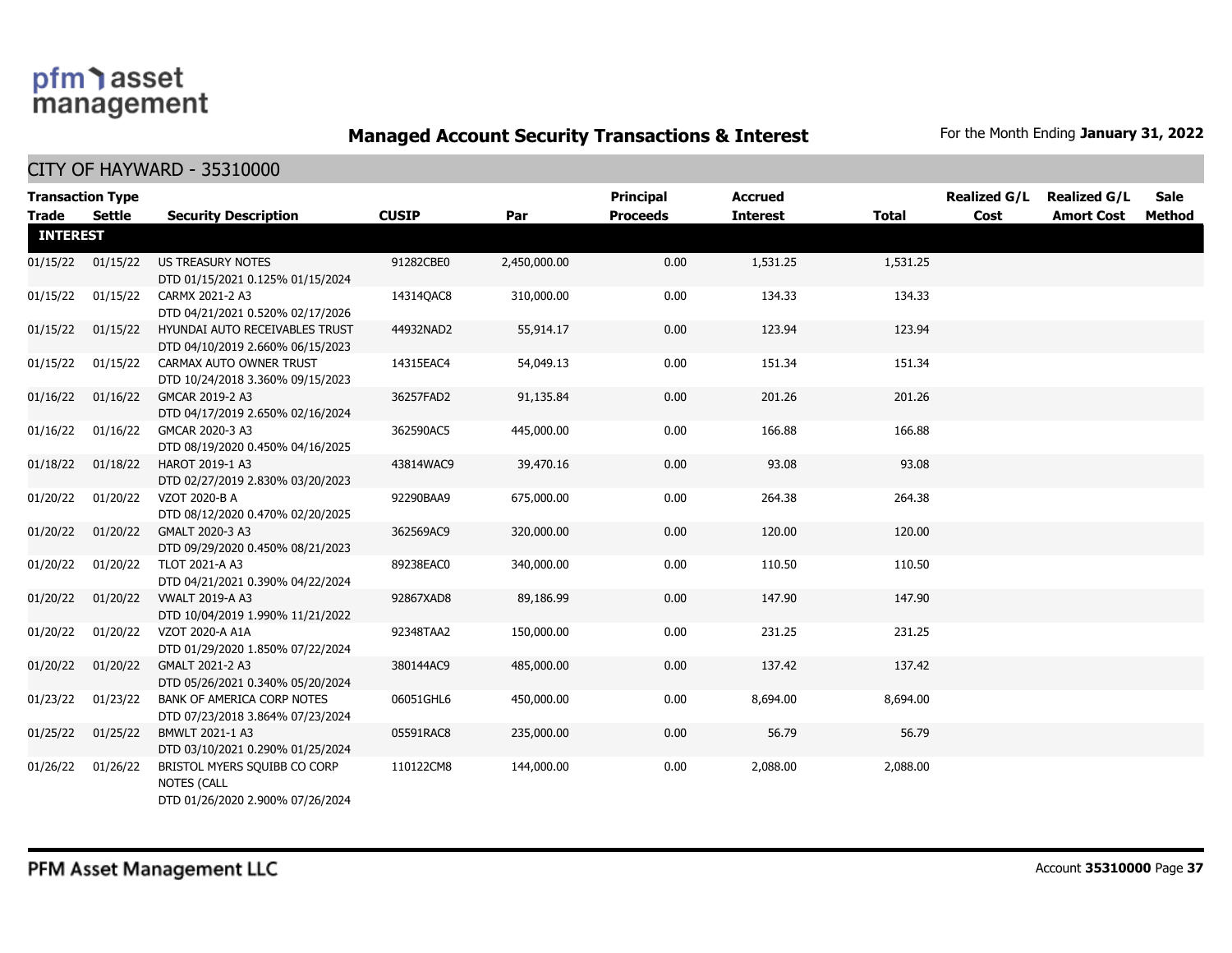## Managed Account Security Transactions & Interest

For the Month Ending **January 31, 2022**

### CITY OF HAYWARD - 35310000

| Trade | Settle | Security Description | CUSIP | Par | Principal Proceeds | Accrued Interest | Total | Realized G/L Cost | Realized G/L Amort Cost | Sale Method |
|---|---|---|---|---|---|---|---|---|---|---|
| **INTEREST** | | | | | | | | | | |
| 01/15/22 | 01/15/22 | US TREASURY NOTES DTD 01/15/2021 0.125% 01/15/2024 | 91282CBE0 | 2,450,000.00 | 0.00 | 1,531.25 | 1,531.25 | | | |
| 01/15/22 | 01/15/22 | CARMX 2021-2 A3 DTD 04/21/2021 0.520% 02/17/2026 | 14314QAC8 | 310,000.00 | 0.00 | 134.33 | 134.33 | | | |
| 01/15/22 | 01/15/22 | HYUNDAI AUTO RECEIVABLES TRUST DTD 04/10/2019 2.660% 06/15/2023 | 44932NAD2 | 55,914.17 | 0.00 | 123.94 | 123.94 | | | |
| 01/15/22 | 01/15/22 | CARMAX AUTO OWNER TRUST DTD 10/24/2018 3.360% 09/15/2023 | 14315EAC4 | 54,049.13 | 0.00 | 151.34 | 151.34 | | | |
| 01/16/22 | 01/16/22 | GMCAR 2019-2 A3 DTD 04/17/2019 2.650% 02/16/2024 | 36257FAD2 | 91,135.84 | 0.00 | 201.26 | 201.26 | | | |
| 01/16/22 | 01/16/22 | GMCAR 2020-3 A3 DTD 08/19/2020 0.450% 04/16/2025 | 362590AC5 | 445,000.00 | 0.00 | 166.88 | 166.88 | | | |
| 01/18/22 | 01/18/22 | HAROT 2019-1 A3 DTD 02/27/2019 2.830% 03/20/2023 | 43814WAC9 | 39,470.16 | 0.00 | 93.08 | 93.08 | | | |
| 01/20/22 | 01/20/22 | VZOT 2020-B A DTD 08/12/2020 0.470% 02/20/2025 | 92290BAA9 | 675,000.00 | 0.00 | 264.38 | 264.38 | | | |
| 01/20/22 | 01/20/22 | GMALT 2020-3 A3 DTD 09/29/2020 0.450% 08/21/2023 | 362569AC9 | 320,000.00 | 0.00 | 120.00 | 120.00 | | | |
| 01/20/22 | 01/20/22 | TLOT 2021-A A3 DTD 04/21/2021 0.390% 04/22/2024 | 89238EAC0 | 340,000.00 | 0.00 | 110.50 | 110.50 | | | |
| 01/20/22 | 01/20/22 | VWALT 2019-A A3 DTD 10/04/2019 1.990% 11/21/2022 | 92867XAD8 | 89,186.99 | 0.00 | 147.90 | 147.90 | | | |
| 01/20/22 | 01/20/22 | VZOT 2020-A A1A DTD 01/29/2020 1.850% 07/22/2024 | 92348TAA2 | 150,000.00 | 0.00 | 231.25 | 231.25 | | | |
| 01/20/22 | 01/20/22 | GMALT 2021-2 A3 DTD 05/26/2021 0.340% 05/20/2024 | 380144AC9 | 485,000.00 | 0.00 | 137.42 | 137.42 | | | |
| 01/23/22 | 01/23/22 | BANK OF AMERICA CORP NOTES DTD 07/23/2018 3.864% 07/23/2024 | 06051GHL6 | 450,000.00 | 0.00 | 8,694.00 | 8,694.00 | | | |
| 01/25/22 | 01/25/22 | BMWLT 2021-1 A3 DTD 03/10/2021 0.290% 01/25/2024 | 05591RAC8 | 235,000.00 | 0.00 | 56.79 | 56.79 | | | |
| 01/26/22 | 01/26/22 | BRISTOL MYERS SQUIBB CO CORP NOTES (CALL DTD 01/26/2020 2.900% 07/26/2024 | 110122CM8 | 144,000.00 | 0.00 | 2,088.00 | 2,088.00 | | | |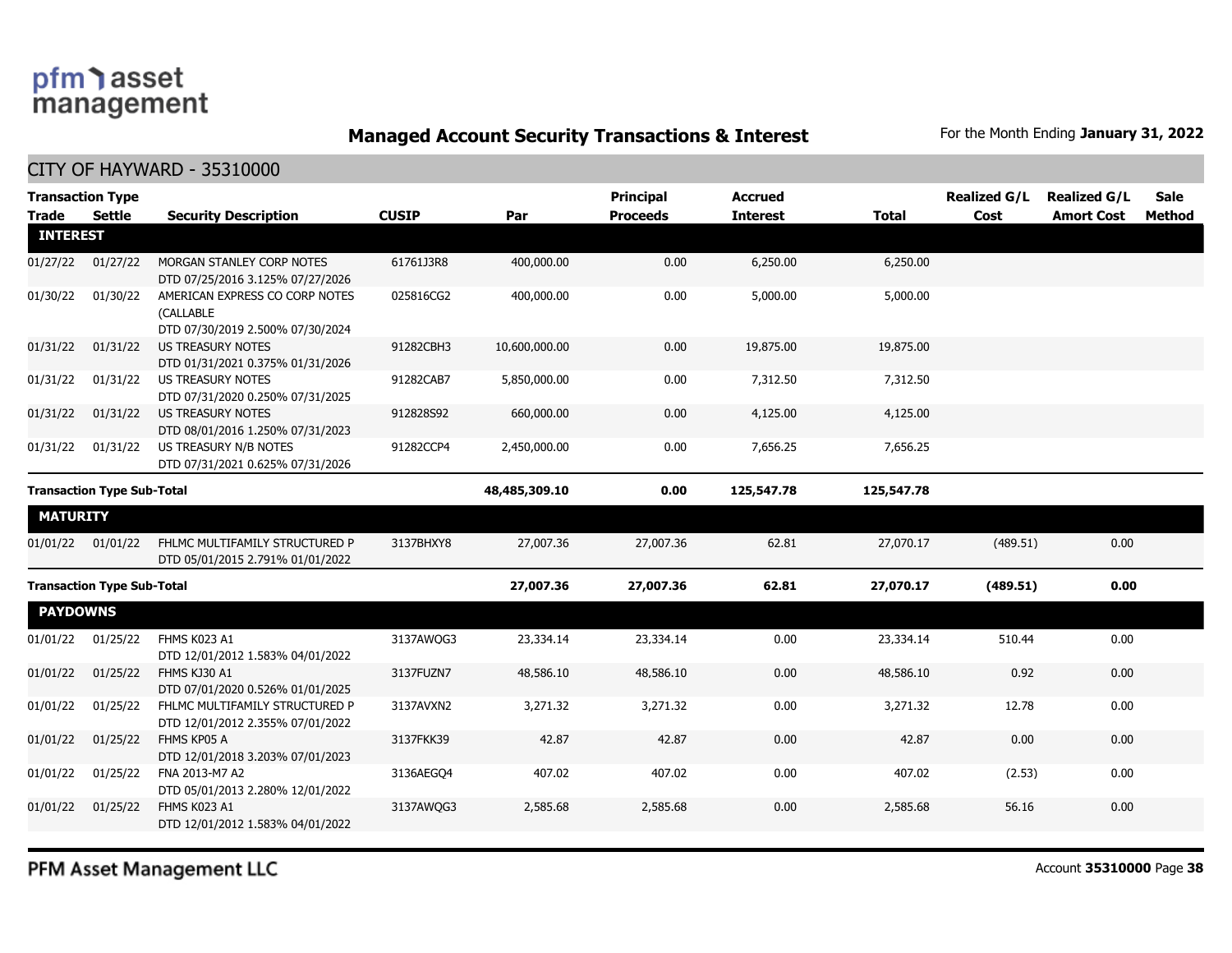## Managed Account Security Transactions & Interest

For the Month Ending **January 31, 2022**

### CITY OF HAYWARD - 35310000

| Trade | Settle | Security Description | CUSIP | Par | Principal Proceeds | Accrued Interest | Total | Realized G/L Cost | Realized G/L Amort Cost | Sale Method |
|---|---|---|---|---|---|---|---|---|---|---|
| **INTEREST** | | | | | | | | | | |
| 01/27/22 | 01/27/22 | MORGAN STANLEY CORP NOTES DTD 07/25/2016 3.125% 07/27/2026 | 61761J3R8 | 400,000.00 | 0.00 | 6,250.00 | 6,250.00 | | | |
| 01/30/22 | 01/30/22 | AMERICAN EXPRESS CO CORP NOTES (CALLABLE DTD 07/30/2019 2.500% 07/30/2024 | 025816CG2 | 400,000.00 | 0.00 | 5,000.00 | 5,000.00 | | | |
| 01/31/22 | 01/31/22 | US TREASURY NOTES DTD 01/31/2021 0.375% 01/31/2026 | 91282CBH3 | 10,600,000.00 | 0.00 | 19,875.00 | 19,875.00 | | | |
| 01/31/22 | 01/31/22 | US TREASURY NOTES DTD 07/31/2020 0.250% 07/31/2025 | 91282CAB7 | 5,850,000.00 | 0.00 | 7,312.50 | 7,312.50 | | | |
| 01/31/22 | 01/31/22 | US TREASURY NOTES DTD 08/01/2016 1.250% 07/31/2023 | 912828S92 | 660,000.00 | 0.00 | 4,125.00 | 4,125.00 | | | |
| 01/31/22 | 01/31/22 | US TREASURY N/B NOTES DTD 07/31/2021 0.625% 07/31/2026 | 91282CCP4 | 2,450,000.00 | 0.00 | 7,656.25 | 7,656.25 | | | |
| **Transaction Type Sub-Total** | | | | **48,485,309.10** | **0.00** | **125,547.78** | **125,547.78** | | | |
| **MATURITY** | | | | | | | | | | |
| 01/01/22 | 01/01/22 | FHLMC MULTIFAMILY STRUCTURED P DTD 05/01/2015 2.791% 01/01/2022 | 3137BHXY8 | 27,007.36 | 27,007.36 | 62.81 | 27,070.17 | (489.51) | 0.00 | |
| **Transaction Type Sub-Total** | | | | **27,007.36** | **27,007.36** | **62.81** | **27,070.17** | **(489.51)** | **0.00** | |
| **PAYDOWNS** | | | | | | | | | | |
| 01/01/22 | 01/25/22 | FHMS K023 A1 DTD 12/01/2012 1.583% 04/01/2022 | 3137AWQG3 | 23,334.14 | 23,334.14 | 0.00 | 23,334.14 | 510.44 | 0.00 | |
| 01/01/22 | 01/25/22 | FHMS KJ30 A1 DTD 07/01/2020 0.526% 01/01/2025 | 3137FUZN7 | 48,586.10 | 48,586.10 | 0.00 | 48,586.10 | 0.92 | 0.00 | |
| 01/01/22 | 01/25/22 | FHLMC MULTIFAMILY STRUCTURED P DTD 12/01/2012 2.355% 07/01/2022 | 3137AVXN2 | 3,271.32 | 3,271.32 | 0.00 | 3,271.32 | 12.78 | 0.00 | |
| 01/01/22 | 01/25/22 | FHMS KP05 A DTD 12/01/2018 3.203% 07/01/2023 | 3137FKK39 | 42.87 | 42.87 | 0.00 | 42.87 | 0.00 | 0.00 | |
| 01/01/22 | 01/25/22 | FNA 2013-M7 A2 DTD 05/01/2013 2.280% 12/01/2022 | 3136AEGQ4 | 407.02 | 407.02 | 0.00 | 407.02 | (2.53) | 0.00 | |
| 01/01/22 | 01/25/22 | FHMS K023 A1 DTD 12/01/2012 1.583% 04/01/2022 | 3137AWQG3 | 2,585.68 | 2,585.68 | 0.00 | 2,585.68 | 56.16 | 0.00 | |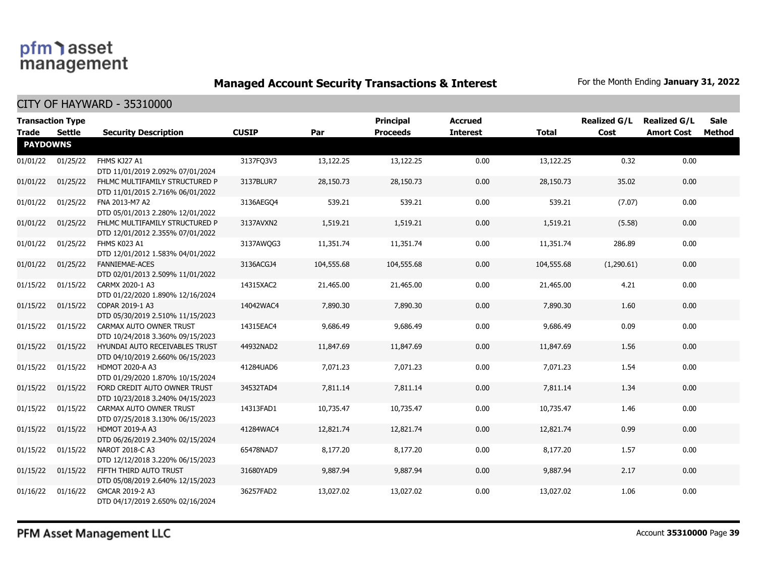## Managed Account Security Transactions & Interest

For the Month Ending **January 31, 2022**

### CITY OF HAYWARD - 35310000

| Transaction Type Trade | Settle | Security Description | CUSIP | Par | Principal Proceeds | Accrued Interest | Total | Realized G/L Cost | Realized G/L Amort Cost | Sale Method |
|---|---|---|---|---|---|---|---|---|---|---|
| **PAYDOWNS** | | | | | | | | | | |
| 01/01/22 | 01/25/22 | FHMS KJ27 A1 DTD 11/01/2019 2.092% 07/01/2024 | 3137FQ3V3 | 13,122.25 | 13,122.25 | 0.00 | 13,122.25 | 0.32 | 0.00 | |
| 01/01/22 | 01/25/22 | FHLMC MULTIFAMILY STRUCTURED P DTD 11/01/2015 2.716% 06/01/2022 | 3137BLUR7 | 28,150.73 | 28,150.73 | 0.00 | 28,150.73 | 35.02 | 0.00 | |
| 01/01/22 | 01/25/22 | FNA 2013-M7 A2 DTD 05/01/2013 2.280% 12/01/2022 | 3136AEGQ4 | 539.21 | 539.21 | 0.00 | 539.21 | (7.07) | 0.00 | |
| 01/01/22 | 01/25/22 | FHLMC MULTIFAMILY STRUCTURED P DTD 12/01/2012 2.355% 07/01/2022 | 3137AVXN2 | 1,519.21 | 1,519.21 | 0.00 | 1,519.21 | (5.58) | 0.00 | |
| 01/01/22 | 01/25/22 | FHMS K023 A1 DTD 12/01/2012 1.583% 04/01/2022 | 3137AWQG3 | 11,351.74 | 11,351.74 | 0.00 | 11,351.74 | 286.89 | 0.00 | |
| 01/01/22 | 01/25/22 | FANNIEMAE-ACES DTD 02/01/2013 2.509% 11/01/2022 | 3136ACGJ4 | 104,555.68 | 104,555.68 | 0.00 | 104,555.68 | (1,290.61) | 0.00 | |
| 01/15/22 | 01/15/22 | CARMX 2020-1 A3 DTD 01/22/2020 1.890% 12/16/2024 | 14315XAC2 | 21,465.00 | 21,465.00 | 0.00 | 21,465.00 | 4.21 | 0.00 | |
| 01/15/22 | 01/15/22 | COPAR 2019-1 A3 DTD 05/30/2019 2.510% 11/15/2023 | 14042WAC4 | 7,890.30 | 7,890.30 | 0.00 | 7,890.30 | 1.60 | 0.00 | |
| 01/15/22 | 01/15/22 | CARMAX AUTO OWNER TRUST DTD 10/24/2018 3.360% 09/15/2023 | 14315EAC4 | 9,686.49 | 9,686.49 | 0.00 | 9,686.49 | 0.09 | 0.00 | |
| 01/15/22 | 01/15/22 | HYUNDAI AUTO RECEIVABLES TRUST DTD 04/10/2019 2.660% 06/15/2023 | 44932NAD2 | 11,847.69 | 11,847.69 | 0.00 | 11,847.69 | 1.56 | 0.00 | |
| 01/15/22 | 01/15/22 | HDMOT 2020-A A3 DTD 01/29/2020 1.870% 10/15/2024 | 41284UAD6 | 7,071.23 | 7,071.23 | 0.00 | 7,071.23 | 1.54 | 0.00 | |
| 01/15/22 | 01/15/22 | FORD CREDIT AUTO OWNER TRUST DTD 10/23/2018 3.240% 04/15/2023 | 34532TAD4 | 7,811.14 | 7,811.14 | 0.00 | 7,811.14 | 1.34 | 0.00 | |
| 01/15/22 | 01/15/22 | CARMAX AUTO OWNER TRUST DTD 07/25/2018 3.130% 06/15/2023 | 14313FAD1 | 10,735.47 | 10,735.47 | 0.00 | 10,735.47 | 1.46 | 0.00 | |
| 01/15/22 | 01/15/22 | HDMOT 2019-A A3 DTD 06/26/2019 2.340% 02/15/2024 | 41284WAC4 | 12,821.74 | 12,821.74 | 0.00 | 12,821.74 | 0.99 | 0.00 | |
| 01/15/22 | 01/15/22 | NAROT 2018-C A3 DTD 12/12/2018 3.220% 06/15/2023 | 65478NAD7 | 8,177.20 | 8,177.20 | 0.00 | 8,177.20 | 1.57 | 0.00 | |
| 01/15/22 | 01/15/22 | FIFTH THIRD AUTO TRUST DTD 05/08/2019 2.640% 12/15/2023 | 31680YAD9 | 9,887.94 | 9,887.94 | 0.00 | 9,887.94 | 2.17 | 0.00 | |
| 01/16/22 | 01/16/22 | GMCAR 2019-2 A3 DTD 04/17/2019 2.650% 02/16/2024 | 36257FAD2 | 13,027.02 | 13,027.02 | 0.00 | 13,027.02 | 1.06 | 0.00 | |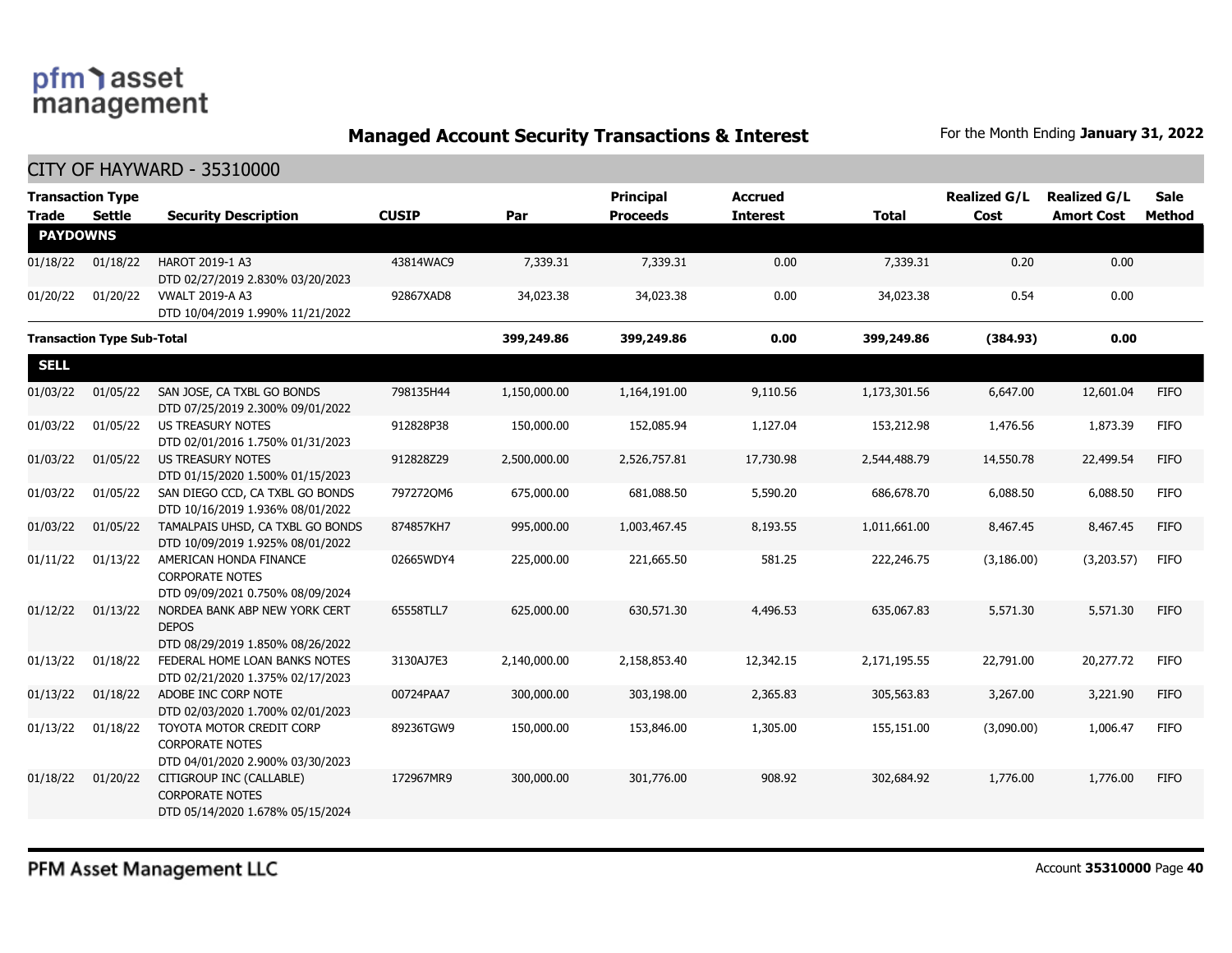## Managed Account Security Transactions & Interest

For the Month Ending **January 31, 2022**

### CITY OF HAYWARD - 35310000

| Trade | Settle | Security Description | CUSIP | Par | Principal Proceeds | Accrued Interest | Total | Realized G/L Cost | Realized G/L Amort Cost | Sale Method |
|---|---|---|---|---|---|---|---|---|---|---|
| **PAYDOWNS** | | | | | | | | | | |
| 01/18/22 | 01/18/22 | HAROT 2019-1 A3 DTD 02/27/2019 2.830% 03/20/2023 | 43814WAC9 | 7,339.31 | 7,339.31 | 0.00 | 7,339.31 | 0.20 | 0.00 | |
| 01/20/22 | 01/20/22 | VWALT 2019-A A3 DTD 10/04/2019 1.990% 11/21/2022 | 92867XAD8 | 34,023.38 | 34,023.38 | 0.00 | 34,023.38 | 0.54 | 0.00 | |
| **Transaction Type Sub-Total** | | | | **399,249.86** | **399,249.86** | **0.00** | **399,249.86** | **(384.93)** | **0.00** | |
| **SELL** | | | | | | | | | | |
| 01/03/22 | 01/05/22 | SAN JOSE, CA TXBL GO BONDS DTD 07/25/2019 2.300% 09/01/2022 | 798135H44 | 1,150,000.00 | 1,164,191.00 | 9,110.56 | 1,173,301.56 | 6,647.00 | 12,601.04 | FIFO |
| 01/03/22 | 01/05/22 | US TREASURY NOTES DTD 02/01/2016 1.750% 01/31/2023 | 912828P38 | 150,000.00 | 152,085.94 | 1,127.04 | 153,212.98 | 1,476.56 | 1,873.39 | FIFO |
| 01/03/22 | 01/05/22 | US TREASURY NOTES DTD 01/15/2020 1.500% 01/15/2023 | 912828Z29 | 2,500,000.00 | 2,526,757.81 | 17,730.98 | 2,544,488.79 | 14,550.78 | 22,499.54 | FIFO |
| 01/03/22 | 01/05/22 | SAN DIEGO CCD, CA TXBL GO BONDS DTD 10/16/2019 1.936% 08/01/2022 | 797272QM6 | 675,000.00 | 681,088.50 | 5,590.20 | 686,678.70 | 6,088.50 | 6,088.50 | FIFO |
| 01/03/22 | 01/05/22 | TAMALPAIS UHSD, CA TXBL GO BONDS DTD 10/09/2019 1.925% 08/01/2022 | 874857KH7 | 995,000.00 | 1,003,467.45 | 8,193.55 | 1,011,661.00 | 8,467.45 | 8,467.45 | FIFO |
| 01/11/22 | 01/13/22 | AMERICAN HONDA FINANCE CORPORATE NOTES DTD 09/09/2021 0.750% 08/09/2024 | 02665WDY4 | 225,000.00 | 221,665.50 | 581.25 | 222,246.75 | (3,186.00) | (3,203.57) | FIFO |
| 01/12/22 | 01/13/22 | NORDEA BANK ABP NEW YORK CERT DEPOS DTD 08/29/2019 1.850% 08/26/2022 | 65558TLL7 | 625,000.00 | 630,571.30 | 4,496.53 | 635,067.83 | 5,571.30 | 5,571.30 | FIFO |
| 01/13/22 | 01/18/22 | FEDERAL HOME LOAN BANKS NOTES DTD 02/21/2020 1.375% 02/17/2023 | 3130AJ7E3 | 2,140,000.00 | 2,158,853.40 | 12,342.15 | 2,171,195.55 | 22,791.00 | 20,277.72 | FIFO |
| 01/13/22 | 01/18/22 | ADOBE INC CORP NOTE DTD 02/03/2020 1.700% 02/01/2023 | 00724PAA7 | 300,000.00 | 303,198.00 | 2,365.83 | 305,563.83 | 3,267.00 | 3,221.90 | FIFO |
| 01/13/22 | 01/18/22 | TOYOTA MOTOR CREDIT CORP CORPORATE NOTES DTD 04/01/2020 2.900% 03/30/2023 | 89236TGW9 | 150,000.00 | 153,846.00 | 1,305.00 | 155,151.00 | (3,090.00) | 1,006.47 | FIFO |
| 01/18/22 | 01/20/22 | CITIGROUP INC (CALLABLE) CORPORATE NOTES DTD 05/14/2020 1.678% 05/15/2024 | 172967MR9 | 300,000.00 | 301,776.00 | 908.92 | 302,684.92 | 1,776.00 | 1,776.00 | FIFO |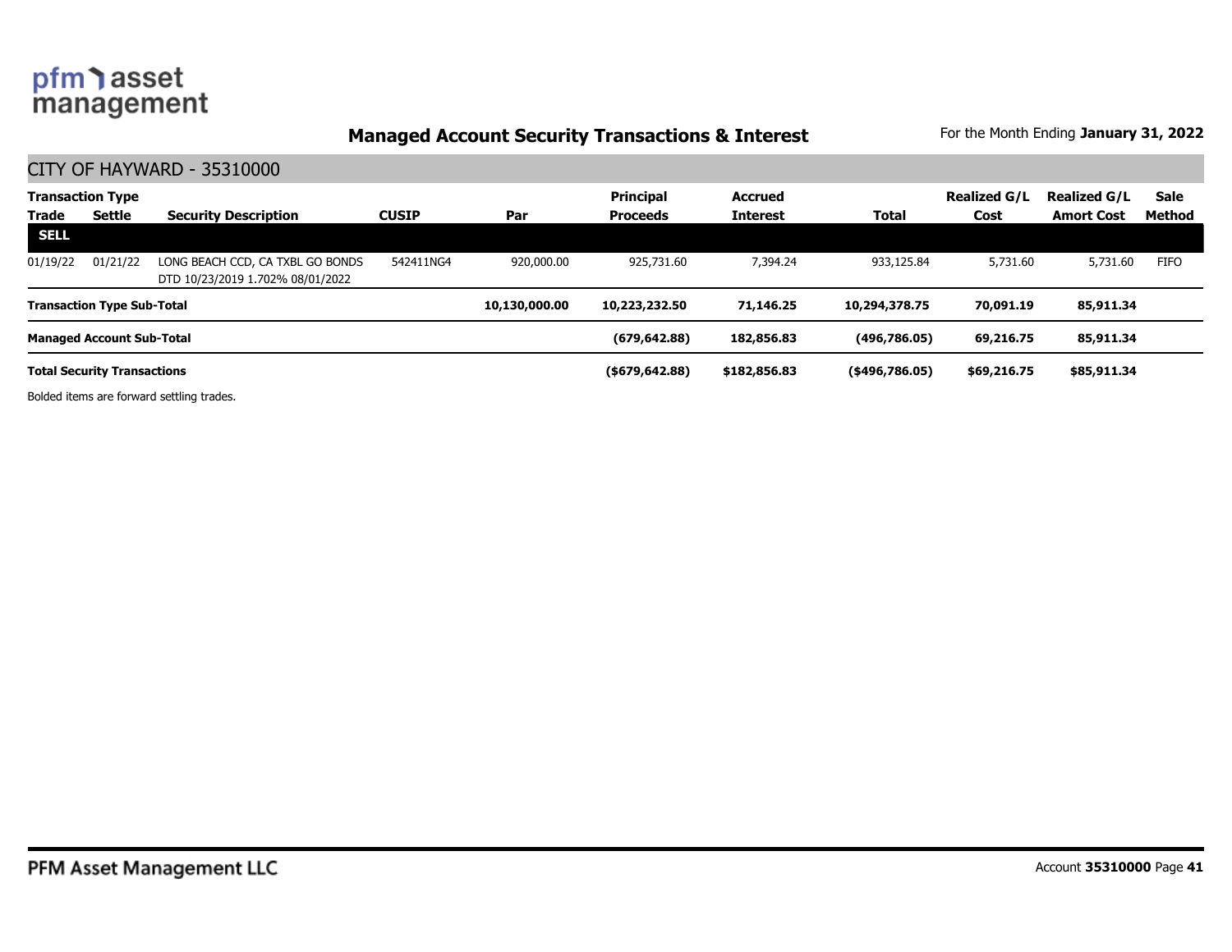pfm asset management

## Managed Account Security Transactions & Interest

For the Month Ending **January 31, 2022**

### CITY OF HAYWARD - 35310000

| Transaction Type Trade | Settle | Security Description | CUSIP | Par | Principal Proceeds | Accrued Interest | Total | Realized G/L Cost | Realized G/L Amort Cost | Sale Method |
|---|---|---|---|---|---|---|---|---|---|---|
| **SELL** | | | | | | | | | | |
| 01/19/22 | 01/21/22 | LONG BEACH CCD, CA TXBL GO BONDS DTD 10/23/2019 1.702% 08/01/2022 | 542411NG4 | 920,000.00 | 925,731.60 | 7,394.24 | 933,125.84 | 5,731.60 | 5,731.60 | FIFO |
| **Transaction Type Sub-Total** | | | | **10,130,000.00** | **10,223,232.50** | **71,146.25** | **10,294,378.75** | **70,091.19** | **85,911.34** | |
| **Managed Account Sub-Total** | | | | | **(679,642.88)** | **182,856.83** | **(496,786.05)** | **69,216.75** | **85,911.34** | |
| **Total Security Transactions** | | | | | **($679,642.88)** | **$182,856.83** | **($496,786.05)** | **$69,216.75** | **$85,911.34** | |

Bolded items are forward settling trades.